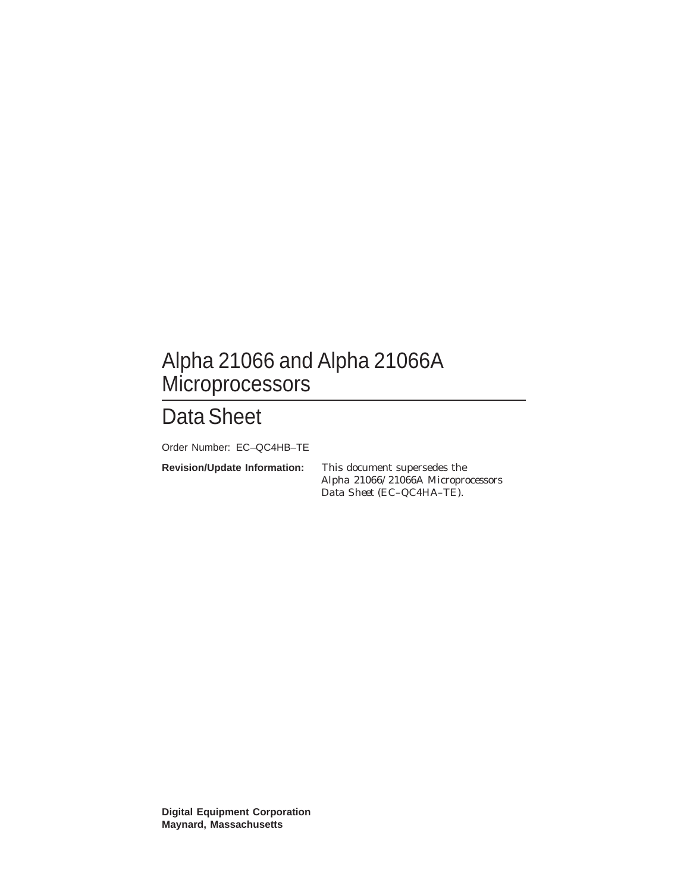# Alpha 21066 and Alpha 21066A Microprocessors

## Data Sheet

Order Number: EC–QC4HB–TE

**Revision/Update Information:** This document supersedes the *Alpha 21066/21066A Microprocessors Data Sheet* (EC–QC4HA–TE).

**Digital Equipment Corporation**
**Maynard, Massachusetts**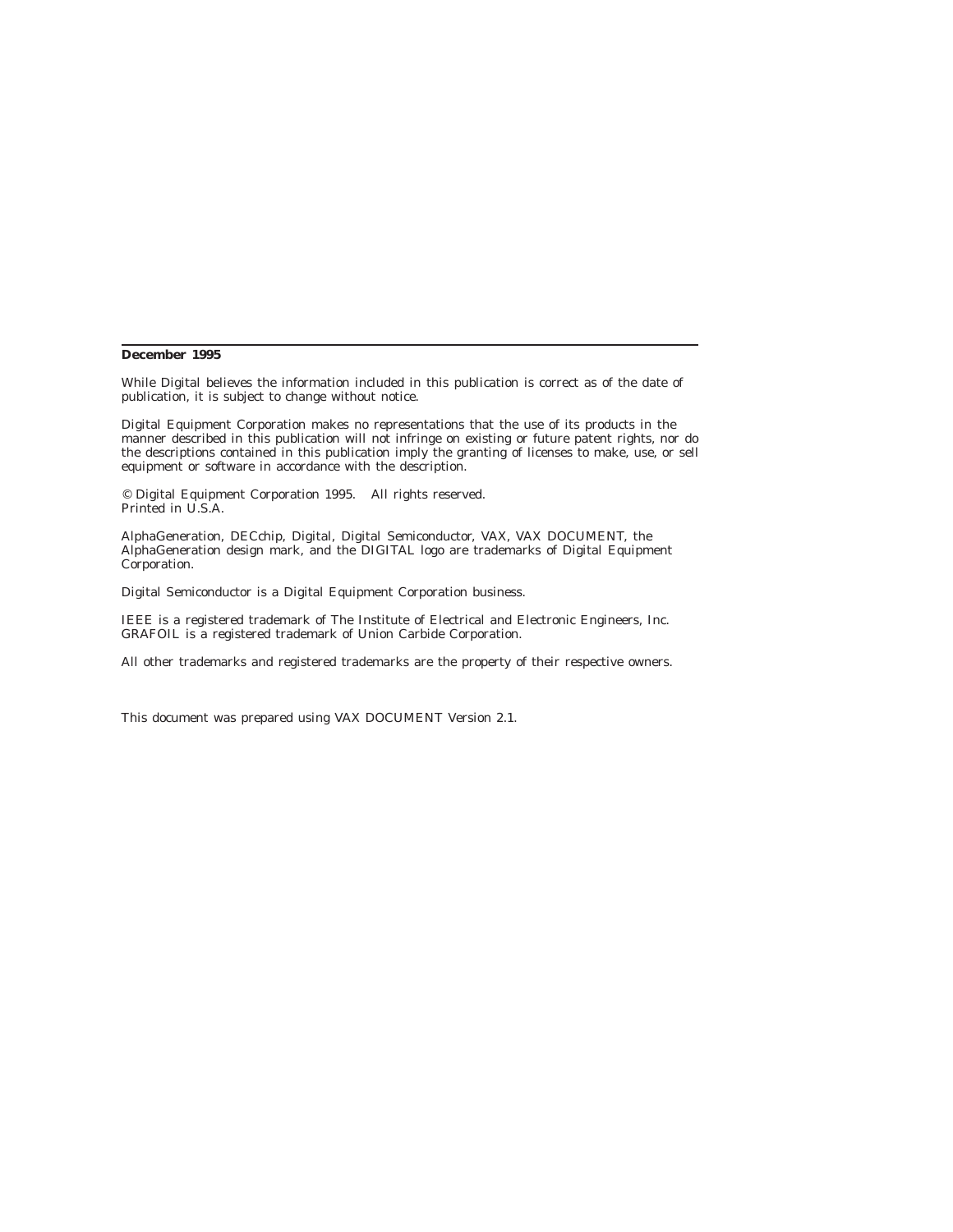**December 1995**

While Digital believes the information included in this publication is correct as of the date of publication, it is subject to change without notice.

Digital Equipment Corporation makes no representations that the use of its products in the manner described in this publication will not infringe on existing or future patent rights, nor do the descriptions contained in this publication imply the granting of licenses to make, use, or sell equipment or software in accordance with the description.

© Digital Equipment Corporation 1995. All rights reserved.
Printed in U.S.A.

AlphaGeneration, DECchip, Digital, Digital Semiconductor, VAX, VAX DOCUMENT, the AlphaGeneration design mark, and the DIGITAL logo are trademarks of Digital Equipment Corporation.

Digital Semiconductor is a Digital Equipment Corporation business.

IEEE is a registered trademark of The Institute of Electrical and Electronic Engineers, Inc.
GRAFOIL is a registered trademark of Union Carbide Corporation.

All other trademarks and registered trademarks are the property of their respective owners.

This document was prepared using VAX DOCUMENT Version 2.1.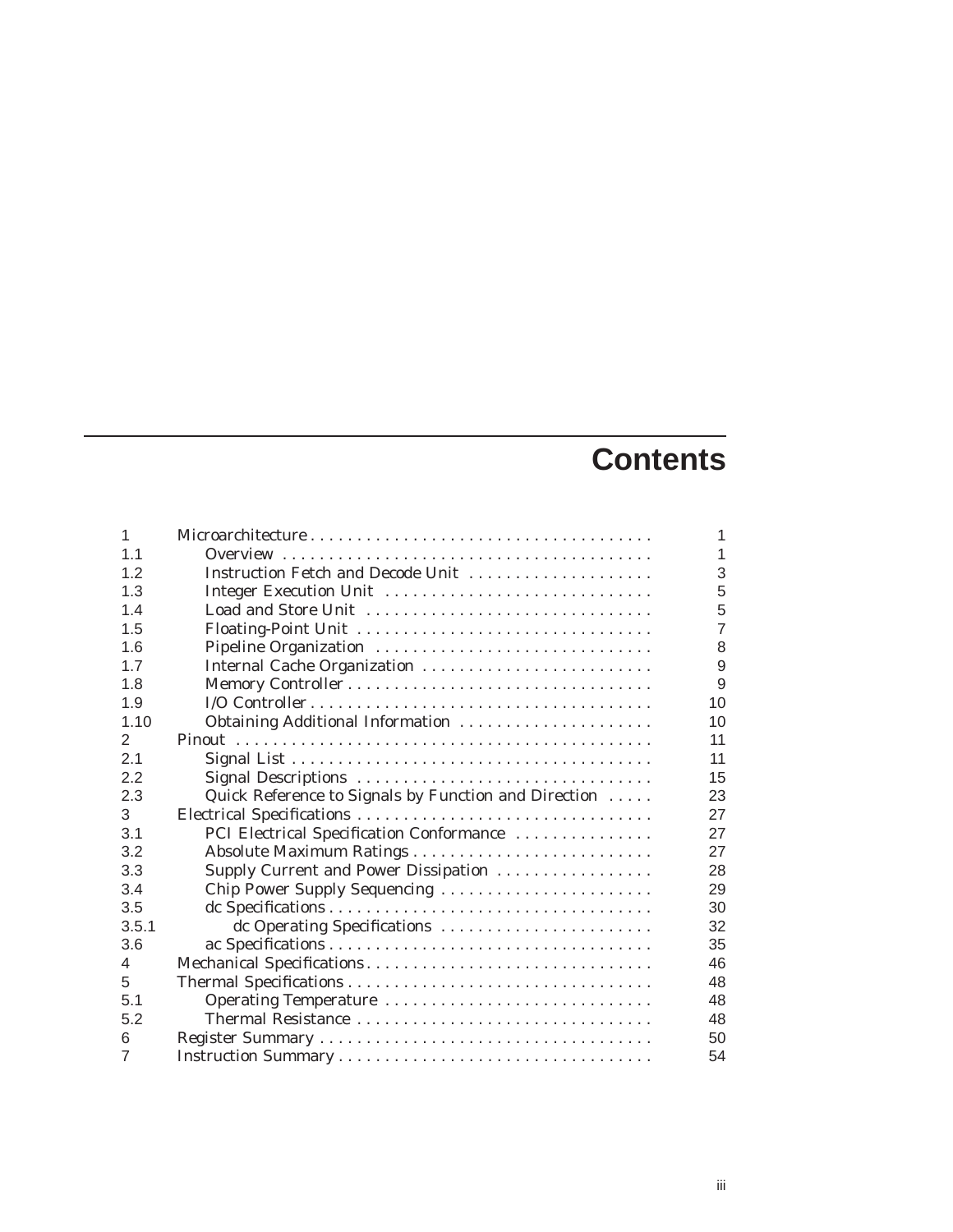# Contents

| | | |
|---|---|---|
| 1 | Microarchitecture | 1 |
| 1.1 | Overview | 1 |
| 1.2 | Instruction Fetch and Decode Unit | 3 |
| 1.3 | Integer Execution Unit | 5 |
| 1.4 | Load and Store Unit | 5 |
| 1.5 | Floating-Point Unit | 7 |
| 1.6 | Pipeline Organization | 8 |
| 1.7 | Internal Cache Organization | 9 |
| 1.8 | Memory Controller | 9 |
| 1.9 | I/O Controller | 10 |
| 1.10 | Obtaining Additional Information | 10 |
| 2 | Pinout | 11 |
| 2.1 | Signal List | 11 |
| 2.2 | Signal Descriptions | 15 |
| 2.3 | Quick Reference to Signals by Function and Direction | 23 |
| 3 | Electrical Specifications | 27 |
| 3.1 | PCI Electrical Specification Conformance | 27 |
| 3.2 | Absolute Maximum Ratings | 27 |
| 3.3 | Supply Current and Power Dissipation | 28 |
| 3.4 | Chip Power Supply Sequencing | 29 |
| 3.5 | dc Specifications | 30 |
| 3.5.1 | dc Operating Specifications | 32 |
| 3.6 | ac Specifications | 35 |
| 4 | Mechanical Specifications | 46 |
| 5 | Thermal Specifications | 48 |
| 5.1 | Operating Temperature | 48 |
| 5.2 | Thermal Resistance | 48 |
| 6 | Register Summary | 50 |
| 7 | Instruction Summary | 54 |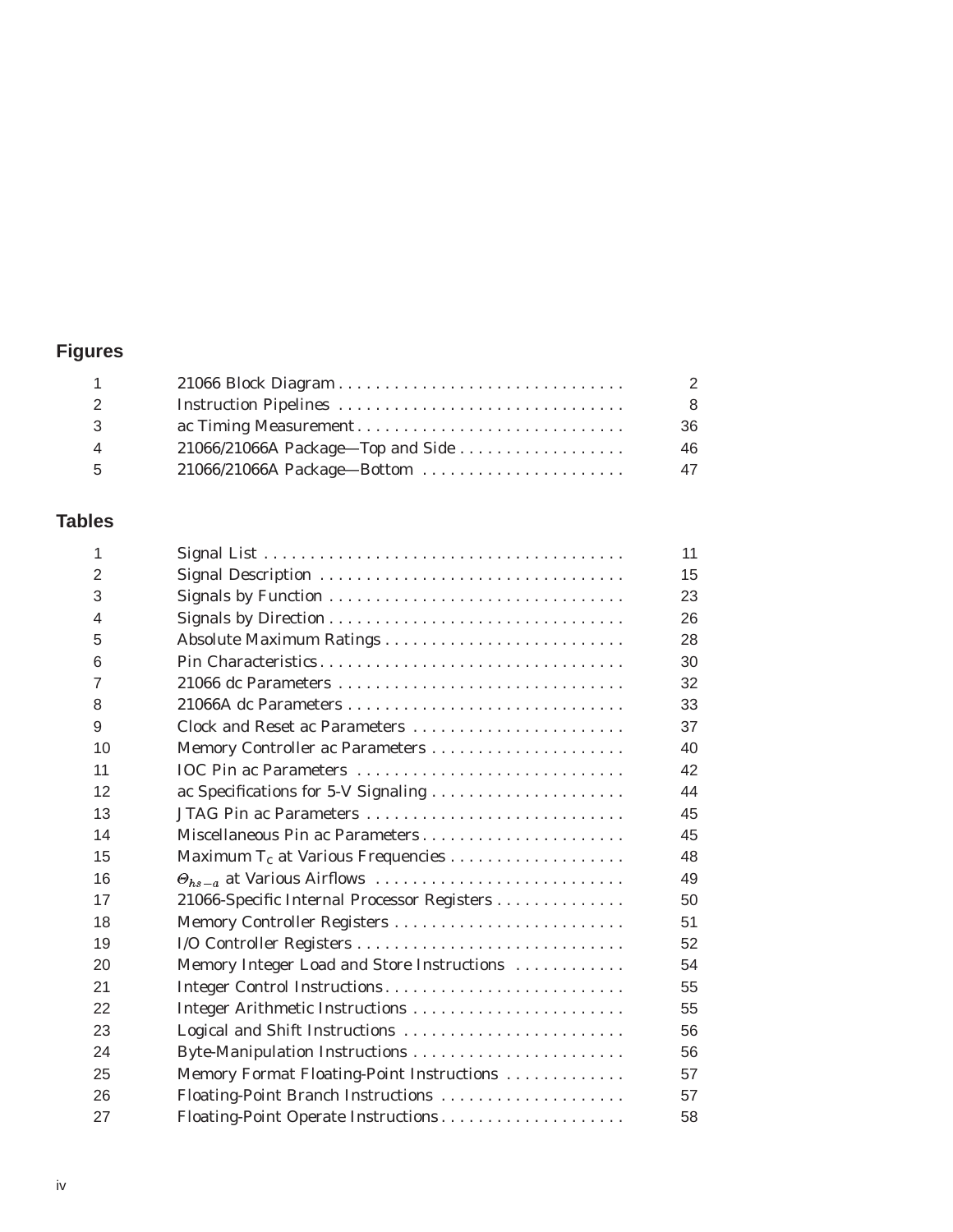## Figures

| | | |
|---|---|---|
| 1 | 21066 Block Diagram | 2 |
| 2 | Instruction Pipelines | 8 |
| 3 | ac Timing Measurement | 36 |
| 4 | 21066/21066A Package—Top and Side | 46 |
| 5 | 21066/21066A Package—Bottom | 47 |

## Tables

| | | |
|---|---|---|
| 1 | Signal List | 11 |
| 2 | Signal Description | 15 |
| 3 | Signals by Function | 23 |
| 4 | Signals by Direction | 26 |
| 5 | Absolute Maximum Ratings | 28 |
| 6 | Pin Characteristics | 30 |
| 7 | 21066 dc Parameters | 32 |
| 8 | 21066A dc Parameters | 33 |
| 9 | Clock and Reset ac Parameters | 37 |
| 10 | Memory Controller ac Parameters | 40 |
| 11 | IOC Pin ac Parameters | 42 |
| 12 | ac Specifications for 5-V Signaling | 44 |
| 13 | JTAG Pin ac Parameters | 45 |
| 14 | Miscellaneous Pin ac Parameters | 45 |
| 15 | Maximum $T_C$ at Various Frequencies | 48 |
| 16 | $\Theta_{hs-a}$ at Various Airflows | 49 |
| 17 | 21066-Specific Internal Processor Registers | 50 |
| 18 | Memory Controller Registers | 51 |
| 19 | I/O Controller Registers | 52 |
| 20 | Memory Integer Load and Store Instructions | 54 |
| 21 | Integer Control Instructions | 55 |
| 22 | Integer Arithmetic Instructions | 55 |
| 23 | Logical and Shift Instructions | 56 |
| 24 | Byte-Manipulation Instructions | 56 |
| 25 | Memory Format Floating-Point Instructions | 57 |
| 26 | Floating-Point Branch Instructions | 57 |
| 27 | Floating-Point Operate Instructions | 58 |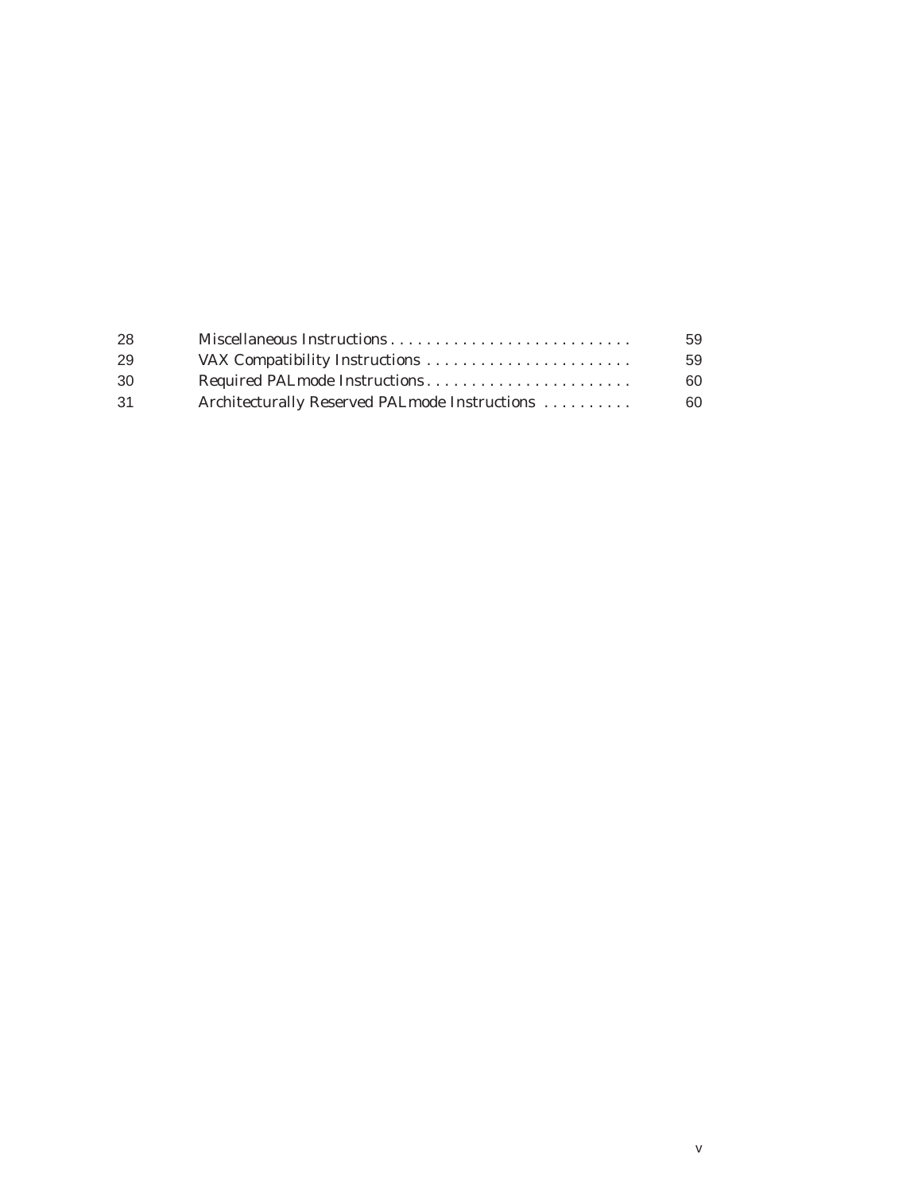| | | |
|---|---|---|
| 28 | Miscellaneous Instructions | 59 |
| 29 | VAX Compatibility Instructions | 59 |
| 30 | Required PALmode Instructions | 60 |
| 31 | Architecturally Reserved PALmode Instructions | 60 |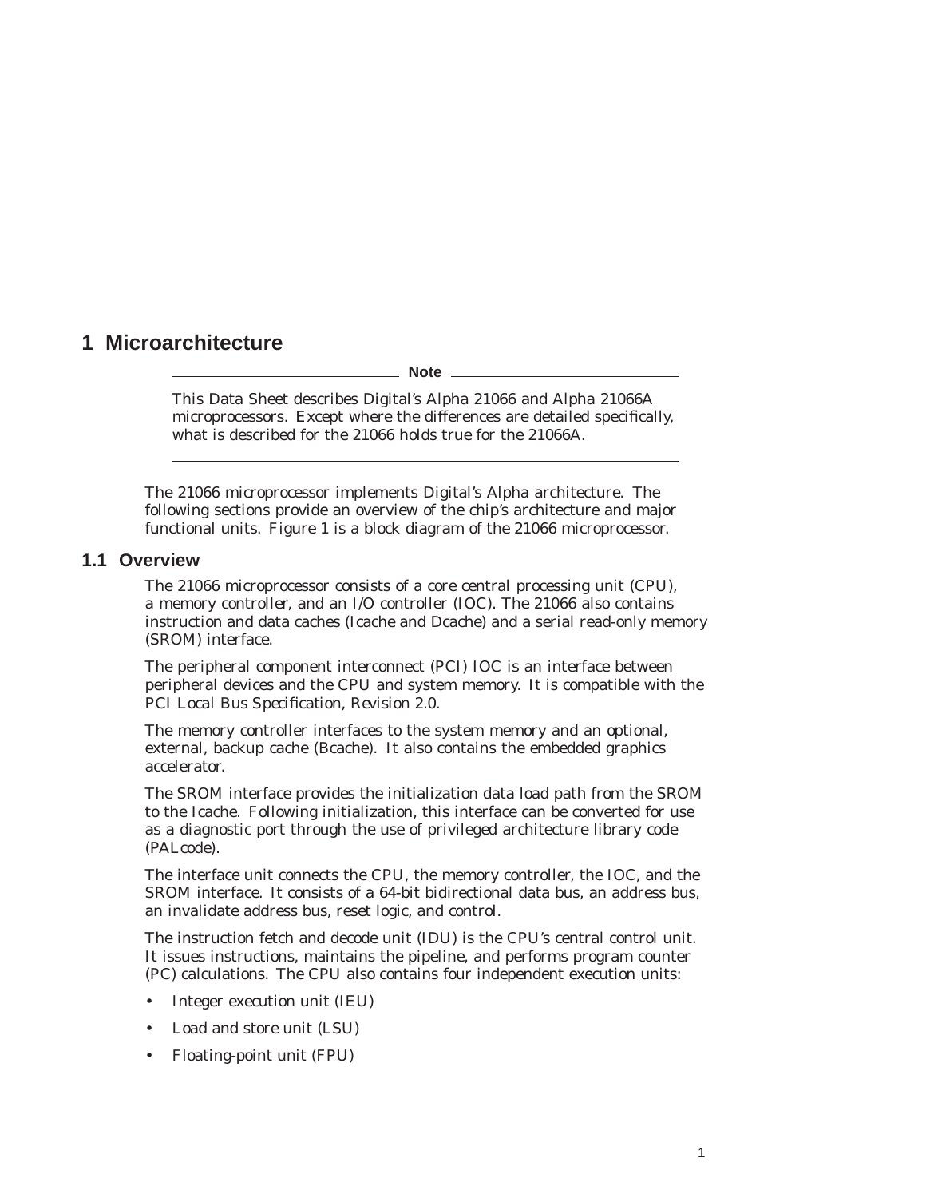# 1 Microarchitecture

---

**Note**

This Data Sheet describes Digital's Alpha 21066 and Alpha 21066A microprocessors. Except where the differences are detailed specifically, what is described for the 21066 holds true for the 21066A.

---

The 21066 microprocessor implements Digital's Alpha architecture. The following sections provide an overview of the chip's architecture and major functional units. Figure 1 is a block diagram of the 21066 microprocessor.

## 1.1 Overview

The 21066 microprocessor consists of a core central processing unit (CPU), a memory controller, and an I/O controller (IOC). The 21066 also contains instruction and data caches (Icache and Dcache) and a serial read-only memory (SROM) interface.

The peripheral component interconnect (PCI) IOC is an interface between peripheral devices and the CPU and system memory. It is compatible with the *PCI Local Bus Specification, Revision 2.0.*

The memory controller interfaces to the system memory and an optional, external, backup cache (Bcache). It also contains the embedded graphics accelerator.

The SROM interface provides the initialization data load path from the SROM to the Icache. Following initialization, this interface can be converted for use as a diagnostic port through the use of privileged architecture library code (PALcode).

The interface unit connects the CPU, the memory controller, the IOC, and the SROM interface. It consists of a 64-bit bidirectional data bus, an address bus, an invalidate address bus, reset logic, and control.

The instruction fetch and decode unit (IDU) is the CPU's central control unit. It issues instructions, maintains the pipeline, and performs program counter (PC) calculations. The CPU also contains four independent execution units:

- Integer execution unit (IEU)
- Load and store unit (LSU)
- Floating-point unit (FPU)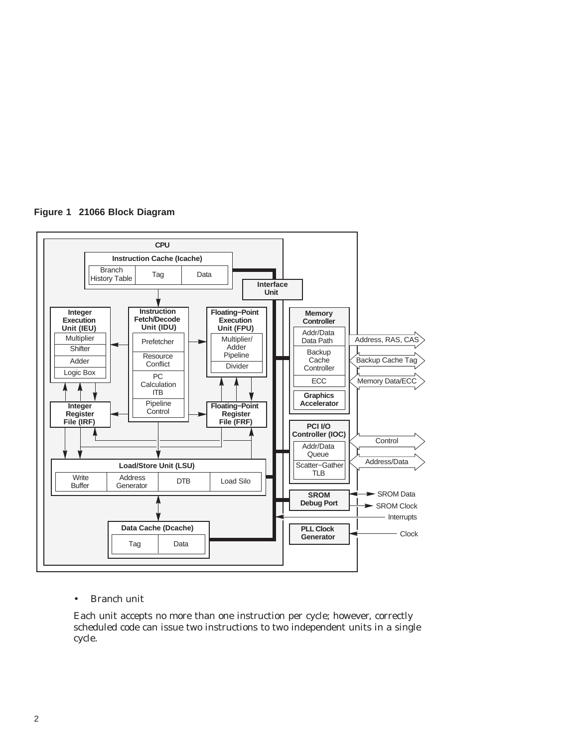**Figure 1 21066 Block Diagram**

- Branch unit

Each unit accepts no more than one instruction per cycle; however, correctly scheduled code can issue two instructions to two independent units in a single cycle.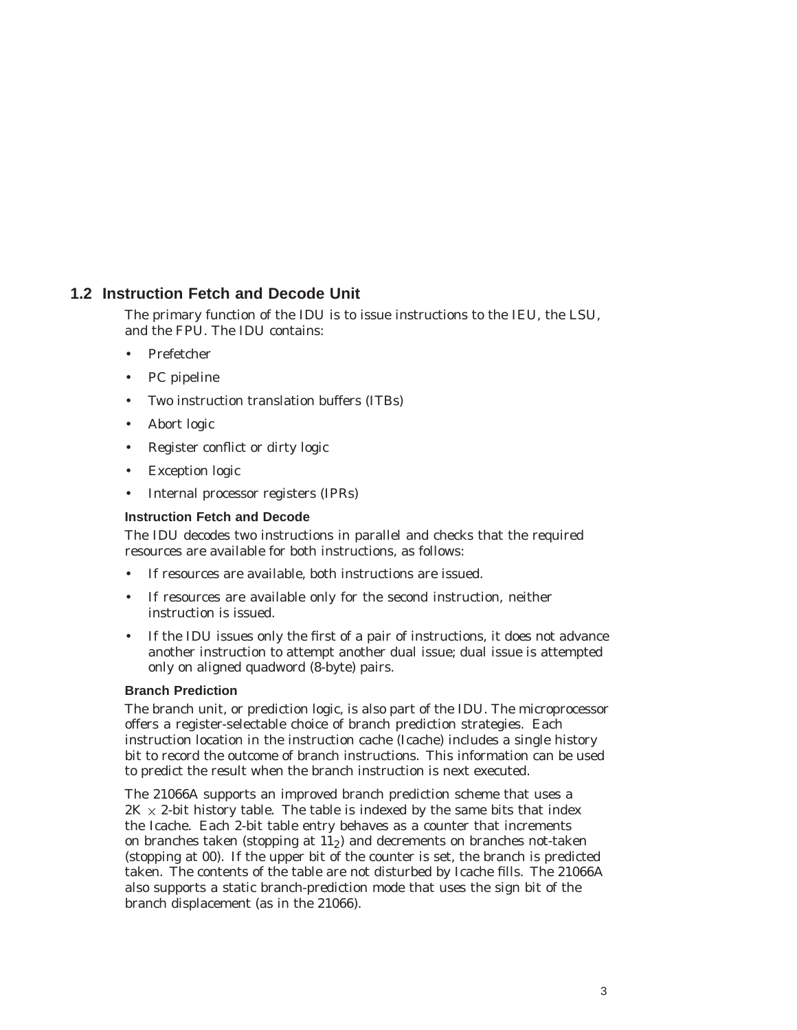## 1.2 Instruction Fetch and Decode Unit

The primary function of the IDU is to issue instructions to the IEU, the LSU, and the FPU. The IDU contains:

- Prefetcher
- PC pipeline
- Two instruction translation buffers (ITBs)
- Abort logic
- Register conflict or dirty logic
- Exception logic
- Internal processor registers (IPRs)

### Instruction Fetch and Decode

The IDU decodes two instructions in parallel and checks that the required resources are available for both instructions, as follows:

- If resources are available, both instructions are issued.
- If resources are available only for the second instruction, neither instruction is issued.
- If the IDU issues only the first of a pair of instructions, it does not advance another instruction to attempt another dual issue; dual issue is attempted only on aligned quadword (8-byte) pairs.

### Branch Prediction

The branch unit, or prediction logic, is also part of the IDU. The microprocessor offers a register-selectable choice of branch prediction strategies. Each instruction location in the instruction cache (Icache) includes a single history bit to record the outcome of branch instructions. This information can be used to predict the result when the branch instruction is next executed.

The 21066A supports an improved branch prediction scheme that uses a 2K $\times$ 2-bit history table. The table is indexed by the same bits that index the Icache. Each 2-bit table entry behaves as a counter that increments on branches taken (stopping at $11_2$) and decrements on branches not-taken (stopping at 00). If the upper bit of the counter is set, the branch is predicted taken. The contents of the table are not disturbed by Icache fills. The 21066A also supports a static branch-prediction mode that uses the sign bit of the branch displacement (as in the 21066).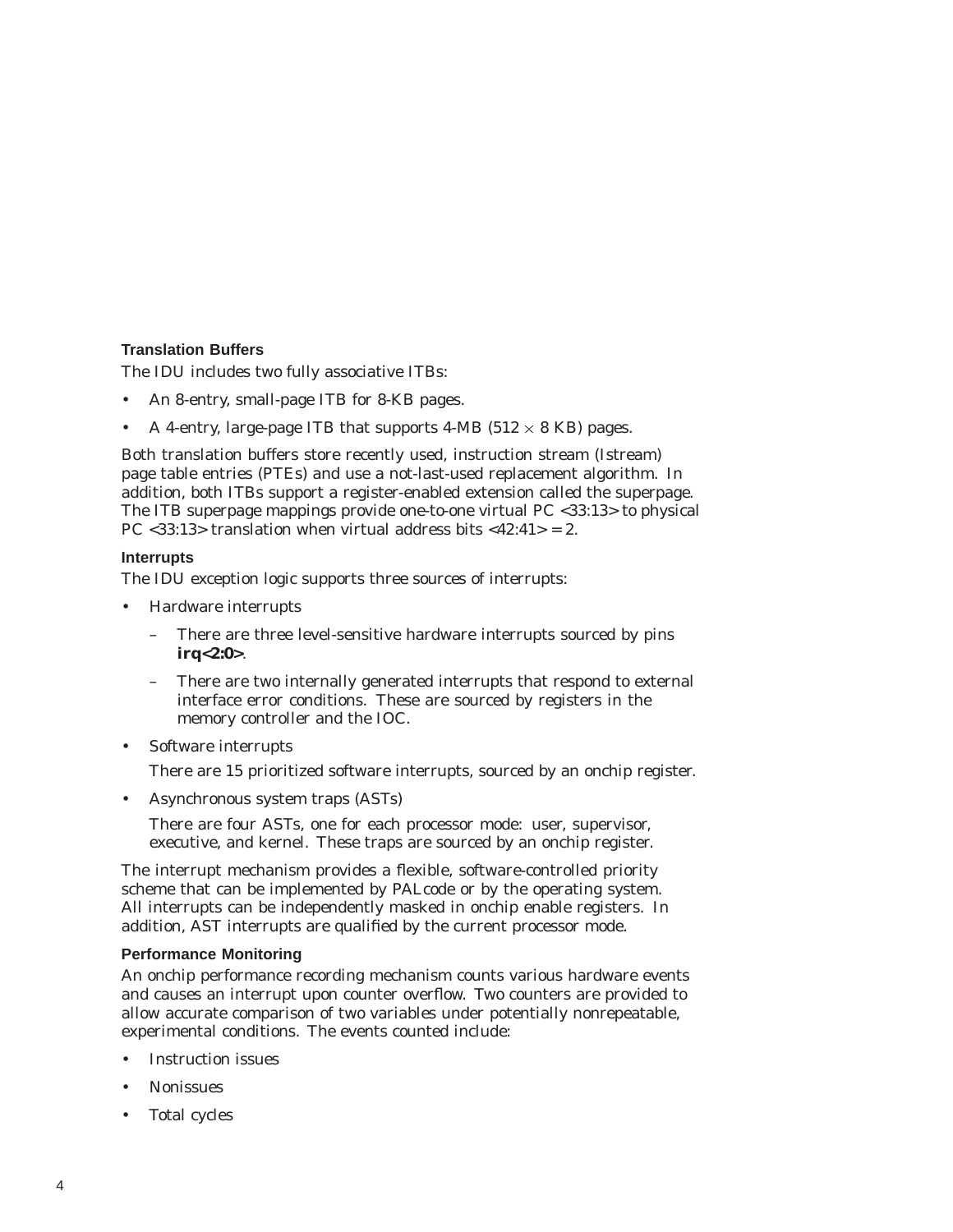### Translation Buffers

The IDU includes two fully associative ITBs:

- An 8-entry, small-page ITB for 8-KB pages.
- A 4-entry, large-page ITB that supports 4-MB ($512 \times 8$ KB) pages.

Both translation buffers store recently used, instruction stream (Istream) page table entries (PTEs) and use a not-last-used replacement algorithm. In addition, both ITBs support a register-enabled extension called the superpage. The ITB superpage mappings provide one-to-one virtual PC <33:13> to physical PC <33:13> translation when virtual address bits <42:41> = 2.

### Interrupts

The IDU exception logic supports three sources of interrupts:

- Hardware interrupts
  - There are three level-sensitive hardware interrupts sourced by pins **irq<2:0>**.
  - There are two internally generated interrupts that respond to external interface error conditions. These are sourced by registers in the memory controller and the IOC.
- Software interrupts

  There are 15 prioritized software interrupts, sourced by an onchip register.
- Asynchronous system traps (ASTs)

  There are four ASTs, one for each processor mode: user, supervisor, executive, and kernel. These traps are sourced by an onchip register.

The interrupt mechanism provides a flexible, software-controlled priority scheme that can be implemented by PALcode or by the operating system. All interrupts can be independently masked in onchip enable registers. In addition, AST interrupts are qualified by the current processor mode.

### Performance Monitoring

An onchip performance recording mechanism counts various hardware events and causes an interrupt upon counter overflow. Two counters are provided to allow accurate comparison of two variables under potentially nonrepeatable, experimental conditions. The events counted include:

- Instruction issues
- Nonissues
- Total cycles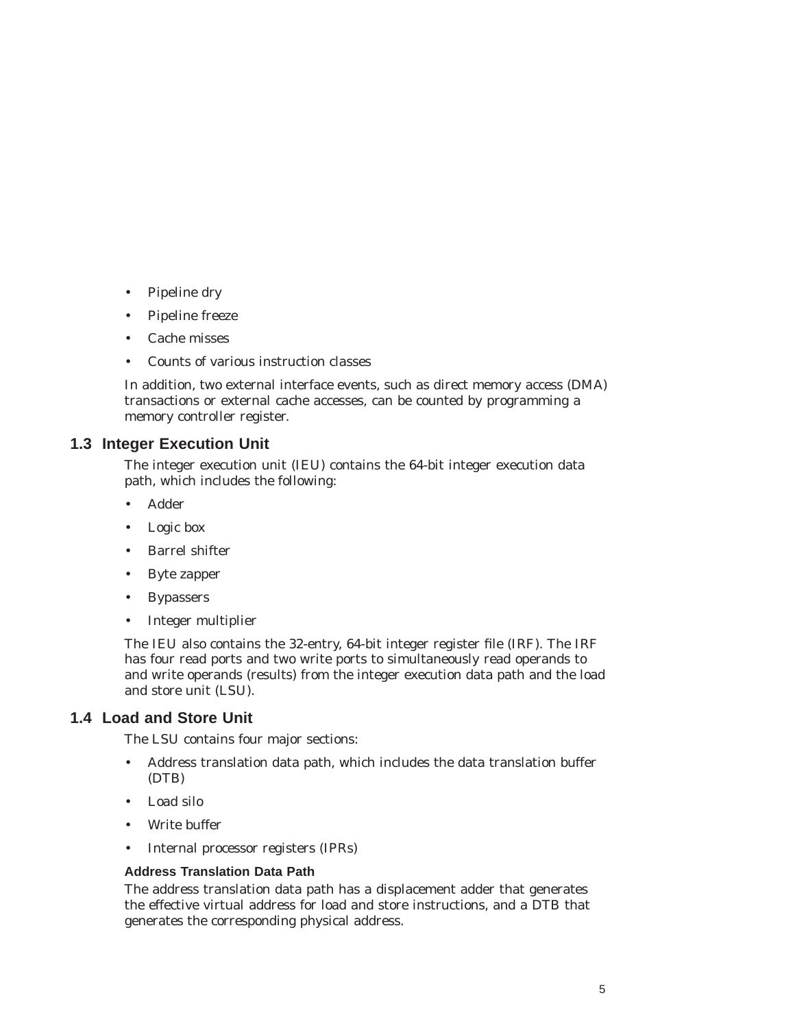- Pipeline dry
- Pipeline freeze
- Cache misses
- Counts of various instruction classes

In addition, two external interface events, such as direct memory access (DMA) transactions or external cache accesses, can be counted by programming a memory controller register.

## 1.3 Integer Execution Unit

The integer execution unit (IEU) contains the 64-bit integer execution data path, which includes the following:

- Adder
- Logic box
- Barrel shifter
- Byte zapper
- Bypassers
- Integer multiplier

The IEU also contains the 32-entry, 64-bit integer register file (IRF). The IRF has four read ports and two write ports to simultaneously read operands to and write operands (results) from the integer execution data path and the load and store unit (LSU).

## 1.4 Load and Store Unit

The LSU contains four major sections:

- Address translation data path, which includes the data translation buffer (DTB)
- Load silo
- Write buffer
- Internal processor registers (IPRs)

### Address Translation Data Path

The address translation data path has a displacement adder that generates the effective virtual address for load and store instructions, and a DTB that generates the corresponding physical address.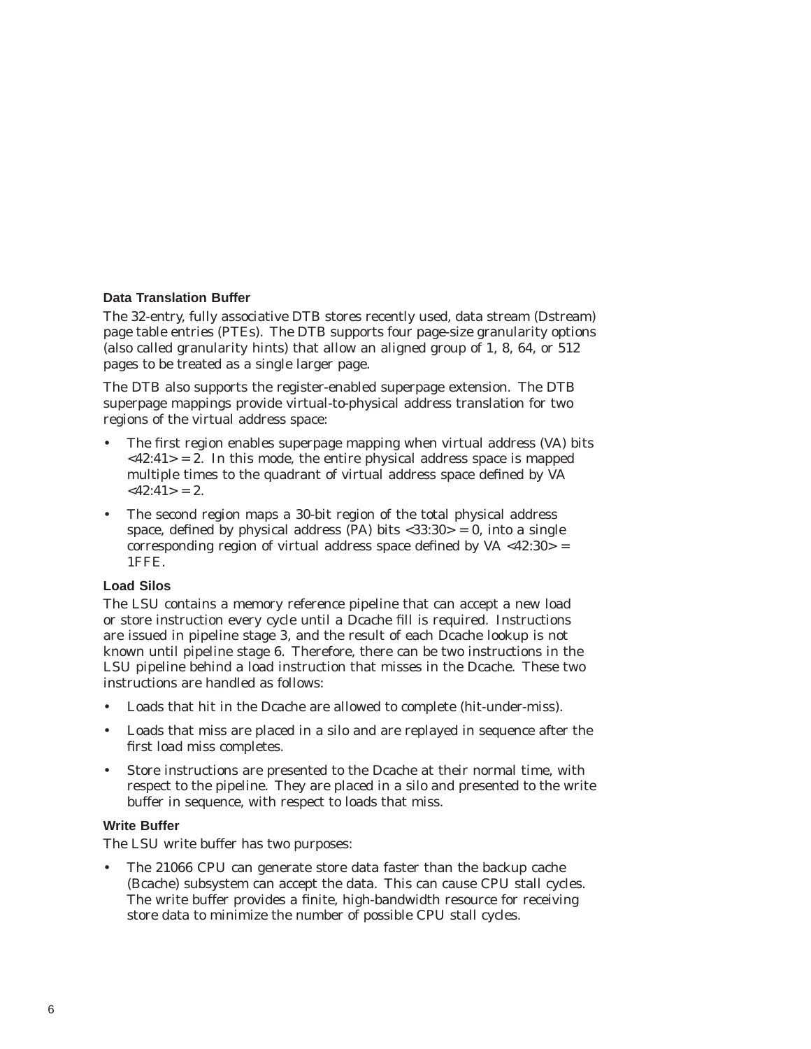### Data Translation Buffer

The 32-entry, fully associative DTB stores recently used, data stream (Dstream) page table entries (PTEs). The DTB supports four page-size granularity options (also called granularity hints) that allow an aligned group of 1, 8, 64, or 512 pages to be treated as a single larger page.

The DTB also supports the register-enabled superpage extension. The DTB superpage mappings provide virtual-to-physical address translation for two regions of the virtual address space:

- The first region enables superpage mapping when virtual address (VA) bits <42:41> = 2. In this mode, the entire physical address space is mapped multiple times to the quadrant of virtual address space defined by VA <42:41> = 2.
- The second region maps a 30-bit region of the total physical address space, defined by physical address (PA) bits <33:30> = 0, into a single corresponding region of virtual address space defined by VA <42:30> = 1FFE.

### Load Silos

The LSU contains a memory reference pipeline that can accept a new load or store instruction every cycle until a Dcache fill is required. Instructions are issued in pipeline stage 3, and the result of each Dcache lookup is not known until pipeline stage 6. Therefore, there can be two instructions in the LSU pipeline behind a load instruction that misses in the Dcache. These two instructions are handled as follows:

- Loads that hit in the Dcache are allowed to complete (hit-under-miss).
- Loads that miss are placed in a silo and are replayed in sequence after the first load miss completes.
- Store instructions are presented to the Dcache at their normal time, with respect to the pipeline. They are placed in a silo and presented to the write buffer in sequence, with respect to loads that miss.

### Write Buffer

The LSU write buffer has two purposes:

- The 21066 CPU can generate store data faster than the backup cache (Bcache) subsystem can accept the data. This can cause CPU stall cycles. The write buffer provides a finite, high-bandwidth resource for receiving store data to minimize the number of possible CPU stall cycles.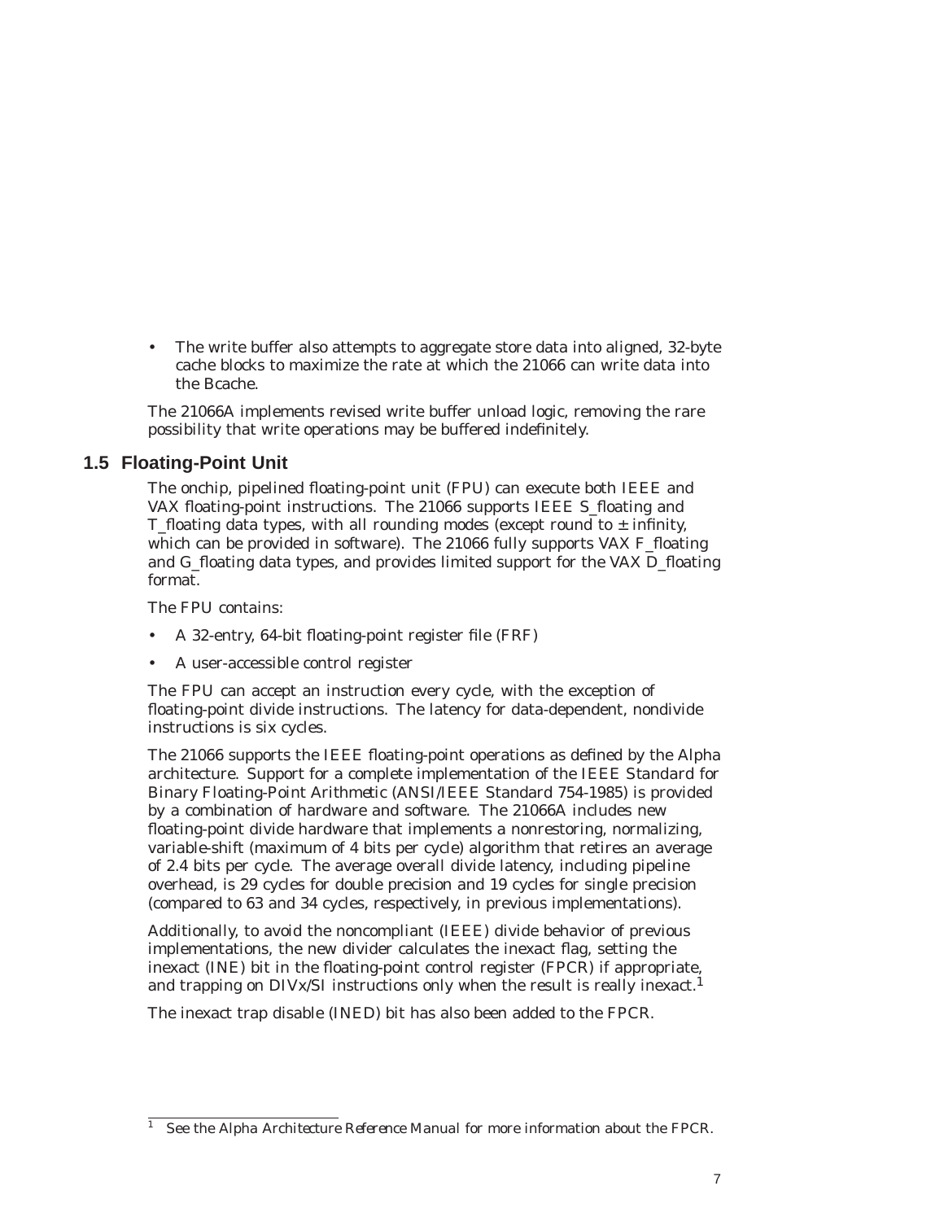- The write buffer also attempts to aggregate store data into aligned, 32-byte cache blocks to maximize the rate at which the 21066 can write data into the Bcache.

The 21066A implements revised write buffer unload logic, removing the rare possibility that write operations may be buffered indefinitely.

## 1.5 Floating-Point Unit

The onchip, pipelined floating-point unit (FPU) can execute both IEEE and VAX floating-point instructions. The 21066 supports IEEE S_floating and T_floating data types, with all rounding modes (except round to ± infinity, which can be provided in software). The 21066 fully supports VAX F_floating and G_floating data types, and provides limited support for the VAX D_floating format.

The FPU contains:

- A 32-entry, 64-bit floating-point register file (FRF)
- A user-accessible control register

The FPU can accept an instruction every cycle, with the exception of floating-point divide instructions. The latency for data-dependent, nondivide instructions is six cycles.

The 21066 supports the IEEE floating-point operations as defined by the Alpha architecture. Support for a complete implementation of the *IEEE Standard for Binary Floating-Point Arithmetic* (ANSI/IEEE Standard 754-1985) is provided by a combination of hardware and software. The 21066A includes new floating-point divide hardware that implements a nonrestoring, normalizing, variable-shift (maximum of 4 bits per cycle) algorithm that retires an average of 2.4 bits per cycle. The average overall divide latency, including pipeline overhead, is 29 cycles for double precision and 19 cycles for single precision (compared to 63 and 34 cycles, respectively, in previous implementations).

Additionally, to avoid the noncompliant (IEEE) divide behavior of previous implementations, the new divider calculates the inexact flag, setting the inexact (INE) bit in the floating-point control register (FPCR) if appropriate, and trapping on DIVx/SI instructions only when the result is really inexact.[1]

The inexact trap disable (INED) bit has also been added to the FPCR.

---

[1] See the *Alpha Architecture Reference Manual* for more information about the FPCR.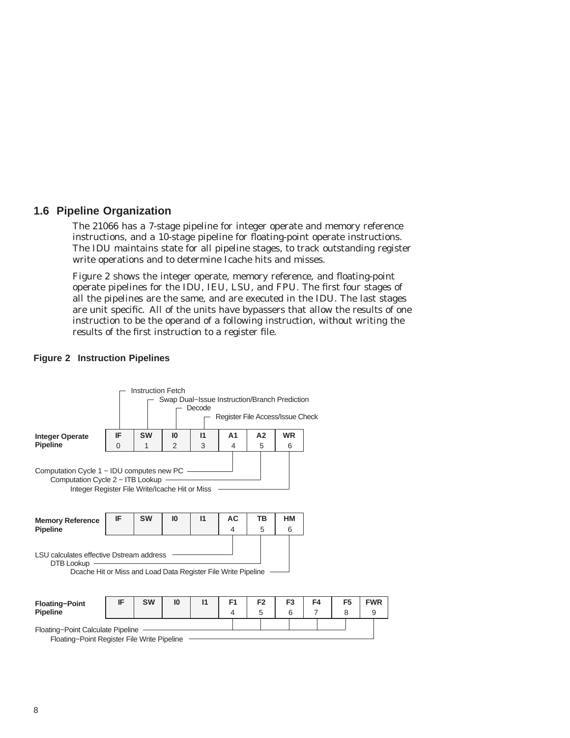## 1.6 Pipeline Organization

The 21066 has a 7-stage pipeline for integer operate and memory reference instructions, and a 10-stage pipeline for floating-point operate instructions. The IDU maintains state for all pipeline stages, to track outstanding register write operations and to determine Icache hits and misses.

Figure 2 shows the integer operate, memory reference, and floating-point operate pipelines for the IDU, IEU, LSU, and FPU. The first four stages of all the pipelines are the same, and are executed in the IDU. The last stages are unit specific. All of the units have bypassers that allow the results of one instruction to be the operand of a following instruction, without writing the results of the first instruction to a register file.

**Figure 2 Instruction Pipelines**

Stage annotations (common to all pipelines):

- IF (0) — Instruction Fetch
- SW (1) — Swap Dual−Issue Instruction/Branch Prediction
- I0 (2) — Decode
- I1 (3) — Register File Access/Issue Check

**Integer Operate Pipeline**

| IF | SW | I0 | I1 | A1 | A2 | WR |
|---|---|---|---|---|---|---|
| 0 | 1 | 2 | 3 | 4 | 5 | 6 |

- A1 (4) — Computation Cycle 1 − IDU computes new PC
- A2 (5) — Computation Cycle 2 − ITB Lookup
- WR (6) — Integer Register File Write/Icache Hit or Miss

**Memory Reference Pipeline**

| IF | SW | I0 | I1 | AC | TB | HM |
|---|---|---|---|---|---|---|
| | | | | 4 | 5 | 6 |

- AC (4) — LSU calculates effective Dstream address
- TB (5) — DTB Lookup
- HM (6) — Dcache Hit or Miss and Load Data Register File Write Pipeline

**Floating−Point Pipeline**

| IF | SW | I0 | I1 | F1 | F2 | F3 | F4 | F5 | FWR |
|---|---|---|---|---|---|---|---|---|---|
| | | | | 4 | 5 | 6 | 7 | 8 | 9 |

- F1–F5 (4–8) — Floating−Point Calculate Pipeline
- FWR (9) — Floating−Point Register File Write Pipeline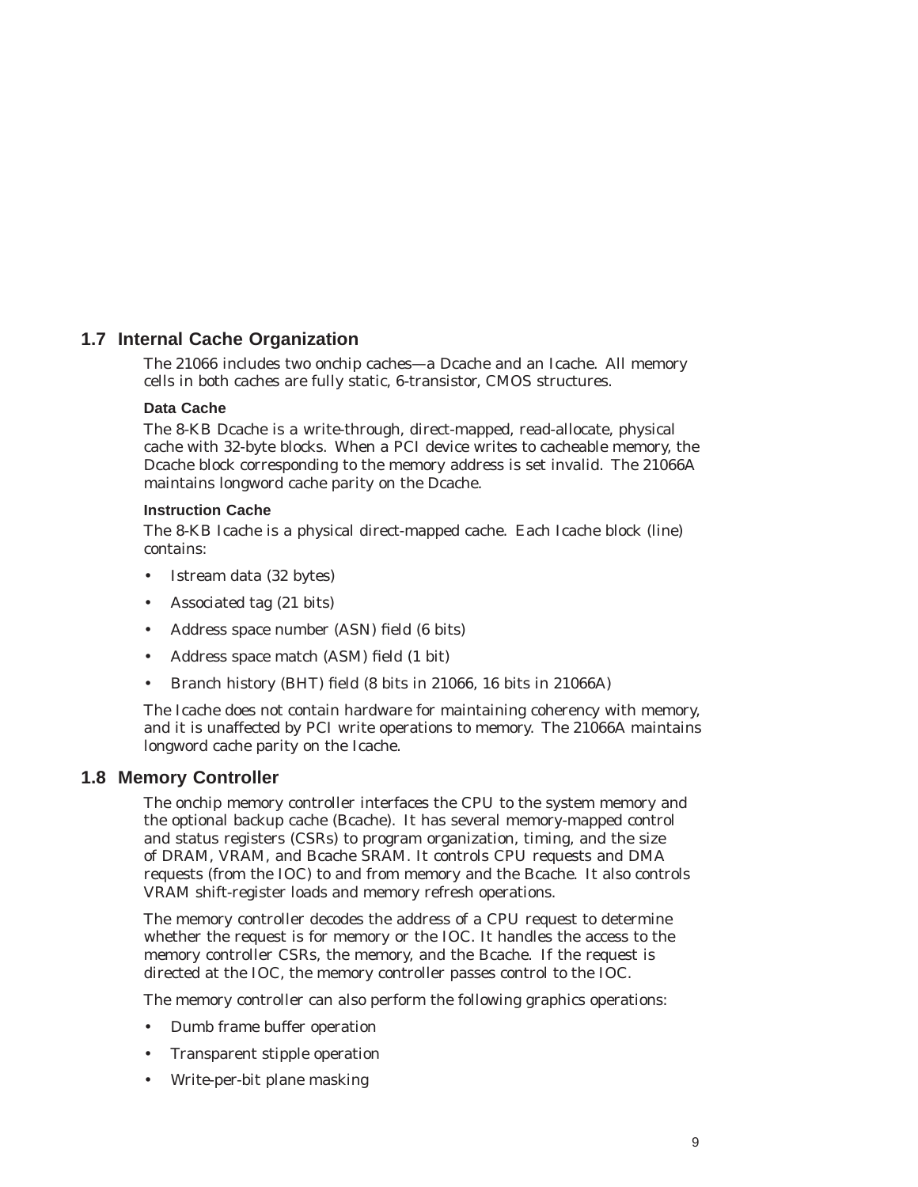## 1.7 Internal Cache Organization

The 21066 includes two onchip caches—a Dcache and an Icache. All memory cells in both caches are fully static, 6-transistor, CMOS structures.

#### Data Cache

The 8-KB Dcache is a write-through, direct-mapped, read-allocate, physical cache with 32-byte blocks. When a PCI device writes to cacheable memory, the Dcache block corresponding to the memory address is set invalid. The 21066A maintains longword cache parity on the Dcache.

#### Instruction Cache

The 8-KB Icache is a physical direct-mapped cache. Each Icache block (line) contains:

- Istream data (32 bytes)
- Associated tag (21 bits)
- Address space number (ASN) field (6 bits)
- Address space match (ASM) field (1 bit)
- Branch history (BHT) field (8 bits in 21066, 16 bits in 21066A)

The Icache does not contain hardware for maintaining coherency with memory, and it is unaffected by PCI write operations to memory. The 21066A maintains longword cache parity on the Icache.

## 1.8 Memory Controller

The onchip memory controller interfaces the CPU to the system memory and the optional backup cache (Bcache). It has several memory-mapped control and status registers (CSRs) to program organization, timing, and the size of DRAM, VRAM, and Bcache SRAM. It controls CPU requests and DMA requests (from the IOC) to and from memory and the Bcache. It also controls VRAM shift-register loads and memory refresh operations.

The memory controller decodes the address of a CPU request to determine whether the request is for memory or the IOC. It handles the access to the memory controller CSRs, the memory, and the Bcache. If the request is directed at the IOC, the memory controller passes control to the IOC.

The memory controller can also perform the following graphics operations:

- Dumb frame buffer operation
- Transparent stipple operation
- Write-per-bit plane masking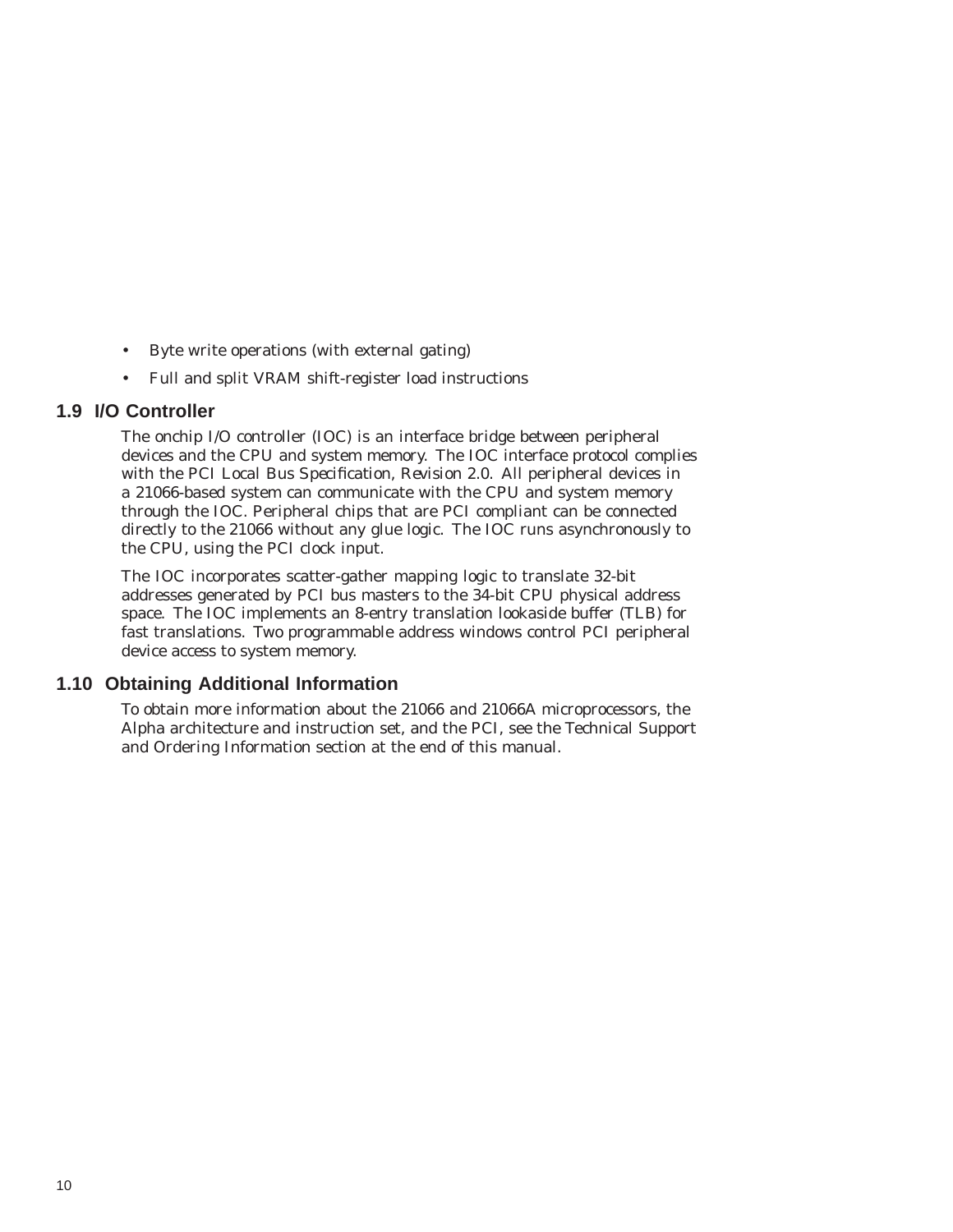- Byte write operations (with external gating)
- Full and split VRAM shift-register load instructions

## 1.9 I/O Controller

The onchip I/O controller (IOC) is an interface bridge between peripheral devices and the CPU and system memory. The IOC interface protocol complies with the *PCI Local Bus Specification, Revision 2.0*. All peripheral devices in a 21066-based system can communicate with the CPU and system memory through the IOC. Peripheral chips that are PCI compliant can be connected directly to the 21066 without any glue logic. The IOC runs asynchronously to the CPU, using the PCI clock input.

The IOC incorporates scatter-gather mapping logic to translate 32-bit addresses generated by PCI bus masters to the 34-bit CPU physical address space. The IOC implements an 8-entry translation lookaside buffer (TLB) for fast translations. Two programmable address windows control PCI peripheral device access to system memory.

## 1.10 Obtaining Additional Information

To obtain more information about the 21066 and 21066A microprocessors, the Alpha architecture and instruction set, and the PCI, see the Technical Support and Ordering Information section at the end of this manual.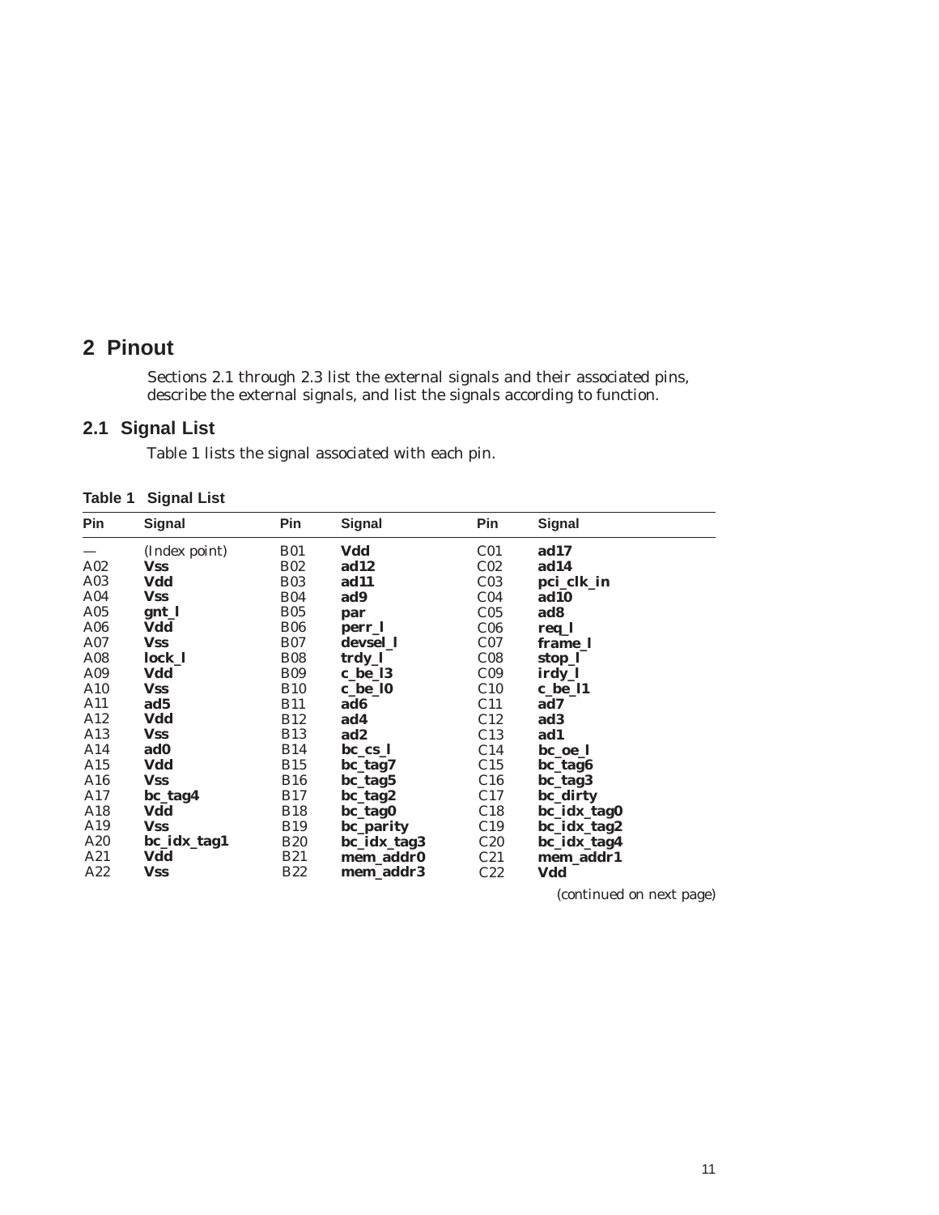# 2 Pinout

Sections 2.1 through 2.3 list the external signals and their associated pins, describe the external signals, and list the signals according to function.

## 2.1 Signal List

Table 1 lists the signal associated with each pin.

**Table 1 Signal List**

| Pin | Signal | Pin | Signal | Pin | Signal |
|---|---|---|---|---|---|
| — | (Index point) | B01 | **Vdd** | C01 | **ad17** |
| A02 | **Vss** | B02 | **ad12** | C02 | **ad14** |
| A03 | **Vdd** | B03 | **ad11** | C03 | **pci_clk_in** |
| A04 | **Vss** | B04 | **ad9** | C04 | **ad10** |
| A05 | **gnt_l** | B05 | **par** | C05 | **ad8** |
| A06 | **Vdd** | B06 | **perr_l** | C06 | **req_l** |
| A07 | **Vss** | B07 | **devsel_l** | C07 | **frame_l** |
| A08 | **lock_l** | B08 | **trdy_l** | C08 | **stop_l** |
| A09 | **Vdd** | B09 | **c_be_l3** | C09 | **irdy_l** |
| A10 | **Vss** | B10 | **c_be_l0** | C10 | **c_be_l1** |
| A11 | **ad5** | B11 | **ad6** | C11 | **ad7** |
| A12 | **Vdd** | B12 | **ad4** | C12 | **ad3** |
| A13 | **Vss** | B13 | **ad2** | C13 | **ad1** |
| A14 | **ad0** | B14 | **bc_cs_l** | C14 | **bc_oe_l** |
| A15 | **Vdd** | B15 | **bc_tag7** | C15 | **bc_tag6** |
| A16 | **Vss** | B16 | **bc_tag5** | C16 | **bc_tag3** |
| A17 | **bc_tag4** | B17 | **bc_tag2** | C17 | **bc_dirty** |
| A18 | **Vdd** | B18 | **bc_tag0** | C18 | **bc_idx_tag0** |
| A19 | **Vss** | B19 | **bc_parity** | C19 | **bc_idx_tag2** |
| A20 | **bc_idx_tag1** | B20 | **bc_idx_tag3** | C20 | **bc_idx_tag4** |
| A21 | **Vdd** | B21 | **mem_addr0** | C21 | **mem_addr1** |
| A22 | **Vss** | B22 | **mem_addr3** | C22 | **Vdd** |

*(continued on next page)*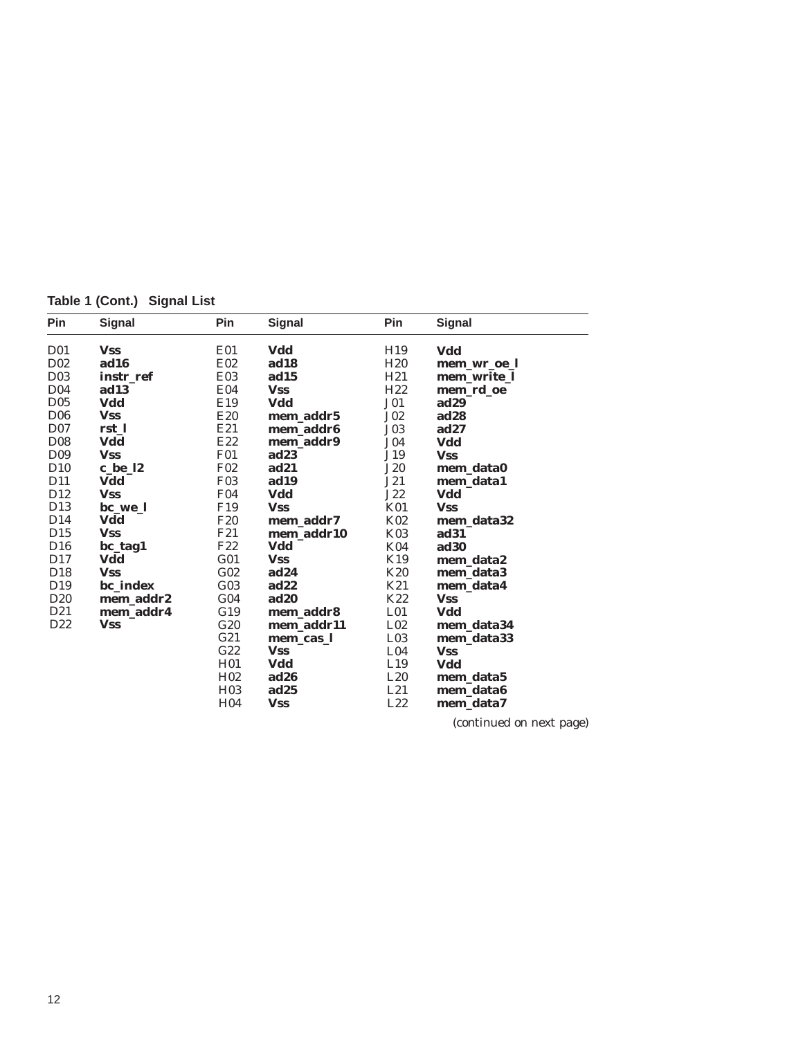**Table 1 (Cont.) Signal List**

| Pin | Signal | Pin | Signal | Pin | Signal |
|---|---|---|---|---|---|
| D01 | **Vss** | E01 | **Vdd** | H19 | **Vdd** |
| D02 | **ad16** | E02 | **ad18** | H20 | **mem_wr_oe_l** |
| D03 | **instr_ref** | E03 | **ad15** | H21 | **mem_write_l** |
| D04 | **ad13** | E04 | **Vss** | H22 | **mem_rd_oe** |
| D05 | **Vdd** | E19 | **Vdd** | J01 | **ad29** |
| D06 | **Vss** | E20 | **mem_addr5** | J02 | **ad28** |
| D07 | **rst_l** | E21 | **mem_addr6** | J03 | **ad27** |
| D08 | **Vdd** | E22 | **mem_addr9** | J04 | **Vdd** |
| D09 | **Vss** | F01 | **ad23** | J19 | **Vss** |
| D10 | **c_be_l2** | F02 | **ad21** | J20 | **mem_data0** |
| D11 | **Vdd** | F03 | **ad19** | J21 | **mem_data1** |
| D12 | **Vss** | F04 | **Vdd** | J22 | **Vdd** |
| D13 | **bc_we_l** | F19 | **Vss** | K01 | **Vss** |
| D14 | **Vdd** | F20 | **mem_addr7** | K02 | **mem_data32** |
| D15 | **Vss** | F21 | **mem_addr10** | K03 | **ad31** |
| D16 | **bc_tag1** | F22 | **Vdd** | K04 | **ad30** |
| D17 | **Vdd** | G01 | **Vss** | K19 | **mem_data2** |
| D18 | **Vss** | G02 | **ad24** | K20 | **mem_data3** |
| D19 | **bc_index** | G03 | **ad22** | K21 | **mem_data4** |
| D20 | **mem_addr2** | G04 | **ad20** | K22 | **Vss** |
| D21 | **mem_addr4** | G19 | **mem_addr8** | L01 | **Vdd** |
| D22 | **Vss** | G20 | **mem_addr11** | L02 | **mem_data34** |
| | | G21 | **mem_cas_l** | L03 | **mem_data33** |
| | | G22 | **Vss** | L04 | **Vss** |
| | | H01 | **Vdd** | L19 | **Vdd** |
| | | H02 | **ad26** | L20 | **mem_data5** |
| | | H03 | **ad25** | L21 | **mem_data6** |
| | | H04 | **Vss** | L22 | **mem_data7** |

*(continued on next page)*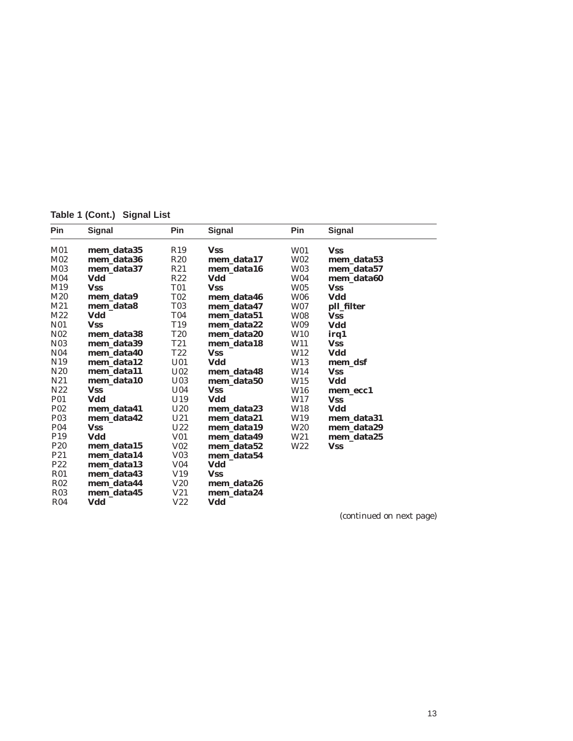**Table 1 (Cont.) Signal List**

| Pin | Signal | Pin | Signal | Pin | Signal |
|---|---|---|---|---|---|
| M01 | **mem_data35** | R19 | **Vss** | W01 | **Vss** |
| M02 | **mem_data36** | R20 | **mem_data17** | W02 | **mem_data53** |
| M03 | **mem_data37** | R21 | **mem_data16** | W03 | **mem_data57** |
| M04 | **Vdd** | R22 | **Vdd** | W04 | **mem_data60** |
| M19 | **Vss** | T01 | **Vss** | W05 | **Vss** |
| M20 | **mem_data9** | T02 | **mem_data46** | W06 | **Vdd** |
| M21 | **mem_data8** | T03 | **mem_data47** | W07 | **pll_filter** |
| M22 | **Vdd** | T04 | **mem_data51** | W08 | **Vss** |
| N01 | **Vss** | T19 | **mem_data22** | W09 | **Vdd** |
| N02 | **mem_data38** | T20 | **mem_data20** | W10 | **irq1** |
| N03 | **mem_data39** | T21 | **mem_data18** | W11 | **Vss** |
| N04 | **mem_data40** | T22 | **Vss** | W12 | **Vdd** |
| N19 | **mem_data12** | U01 | **Vdd** | W13 | **mem_dsf** |
| N20 | **mem_data11** | U02 | **mem_data48** | W14 | **Vss** |
| N21 | **mem_data10** | U03 | **mem_data50** | W15 | **Vdd** |
| N22 | **Vss** | U04 | **Vss** | W16 | **mem_ecc1** |
| P01 | **Vdd** | U19 | **Vdd** | W17 | **Vss** |
| P02 | **mem_data41** | U20 | **mem_data23** | W18 | **Vdd** |
| P03 | **mem_data42** | U21 | **mem_data21** | W19 | **mem_data31** |
| P04 | **Vss** | U22 | **mem_data19** | W20 | **mem_data29** |
| P19 | **Vdd** | V01 | **mem_data49** | W21 | **mem_data25** |
| P20 | **mem_data15** | V02 | **mem_data52** | W22 | **Vss** |
| P21 | **mem_data14** | V03 | **mem_data54** | | |
| P22 | **mem_data13** | V04 | **Vdd** | | |
| R01 | **mem_data43** | V19 | **Vss** | | |
| R02 | **mem_data44** | V20 | **mem_data26** | | |
| R03 | **mem_data45** | V21 | **mem_data24** | | |
| R04 | **Vdd** | V22 | **Vdd** | | |

*(continued on next page)*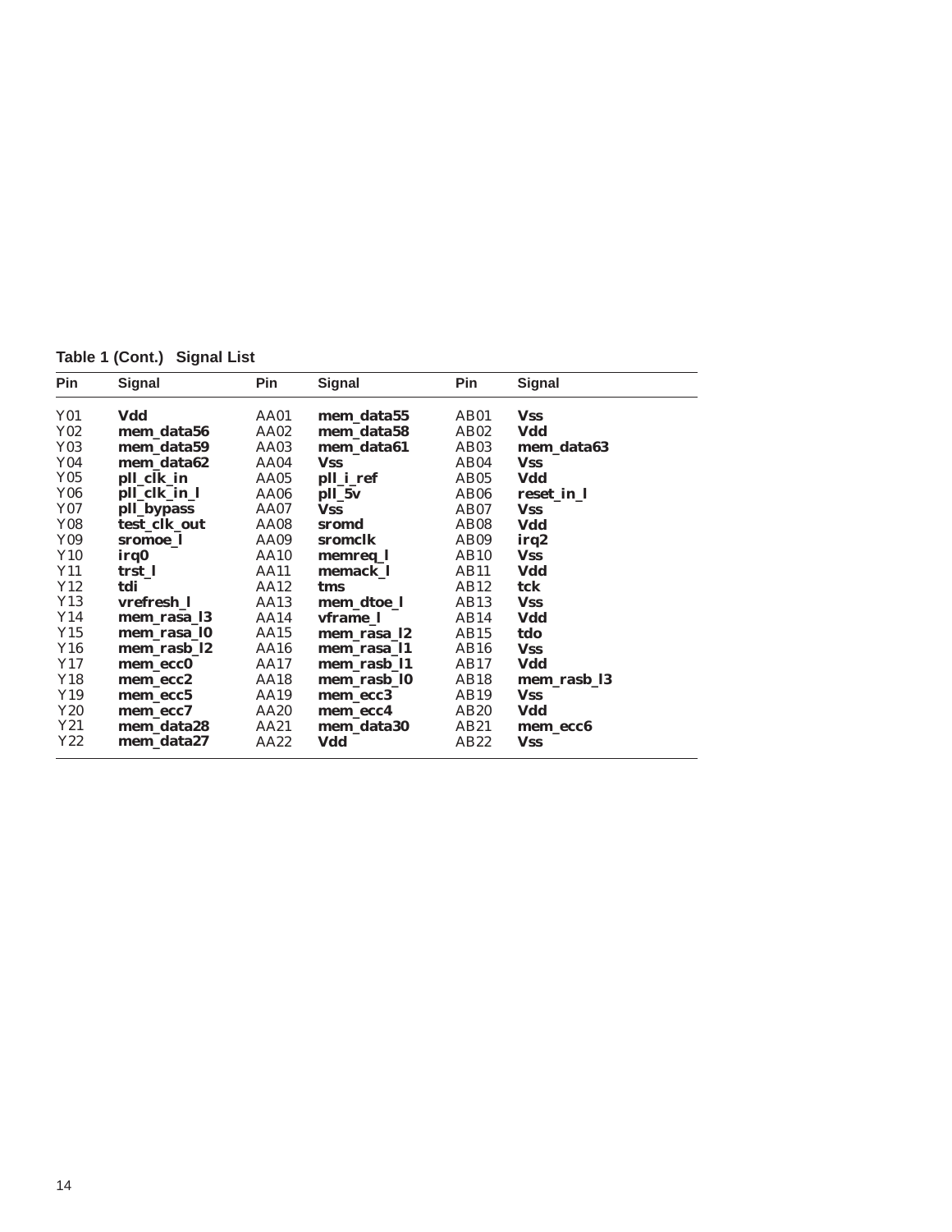**Table 1 (Cont.) Signal List**

| Pin | Signal | Pin | Signal | Pin | Signal |
|---|---|---|---|---|---|
| Y01 | **Vdd** | AA01 | **mem_data55** | AB01 | **Vss** |
| Y02 | **mem_data56** | AA02 | **mem_data58** | AB02 | **Vdd** |
| Y03 | **mem_data59** | AA03 | **mem_data61** | AB03 | **mem_data63** |
| Y04 | **mem_data62** | AA04 | **Vss** | AB04 | **Vss** |
| Y05 | **pll_clk_in** | AA05 | **pll_i_ref** | AB05 | **Vdd** |
| Y06 | **pll_clk_in_l** | AA06 | **pll_5v** | AB06 | **reset_in_l** |
| Y07 | **pll_bypass** | AA07 | **Vss** | AB07 | **Vss** |
| Y08 | **test_clk_out** | AA08 | **sromd** | AB08 | **Vdd** |
| Y09 | **sromoe_l** | AA09 | **sromclk** | AB09 | **irq2** |
| Y10 | **irq0** | AA10 | **memreq_l** | AB10 | **Vss** |
| Y11 | **trst_l** | AA11 | **memack_l** | AB11 | **Vdd** |
| Y12 | **tdi** | AA12 | **tms** | AB12 | **tck** |
| Y13 | **vrefresh_l** | AA13 | **mem_dtoe_l** | AB13 | **Vss** |
| Y14 | **mem_rasa_l3** | AA14 | **vframe_l** | AB14 | **Vdd** |
| Y15 | **mem_rasa_l0** | AA15 | **mem_rasa_l2** | AB15 | **tdo** |
| Y16 | **mem_rasb_l2** | AA16 | **mem_rasa_l1** | AB16 | **Vss** |
| Y17 | **mem_ecc0** | AA17 | **mem_rasb_l1** | AB17 | **Vdd** |
| Y18 | **mem_ecc2** | AA18 | **mem_rasb_l0** | AB18 | **mem_rasb_l3** |
| Y19 | **mem_ecc5** | AA19 | **mem_ecc3** | AB19 | **Vss** |
| Y20 | **mem_ecc7** | AA20 | **mem_ecc4** | AB20 | **Vdd** |
| Y21 | **mem_data28** | AA21 | **mem_data30** | AB21 | **mem_ecc6** |
| Y22 | **mem_data27** | AA22 | **Vdd** | AB22 | **Vss** |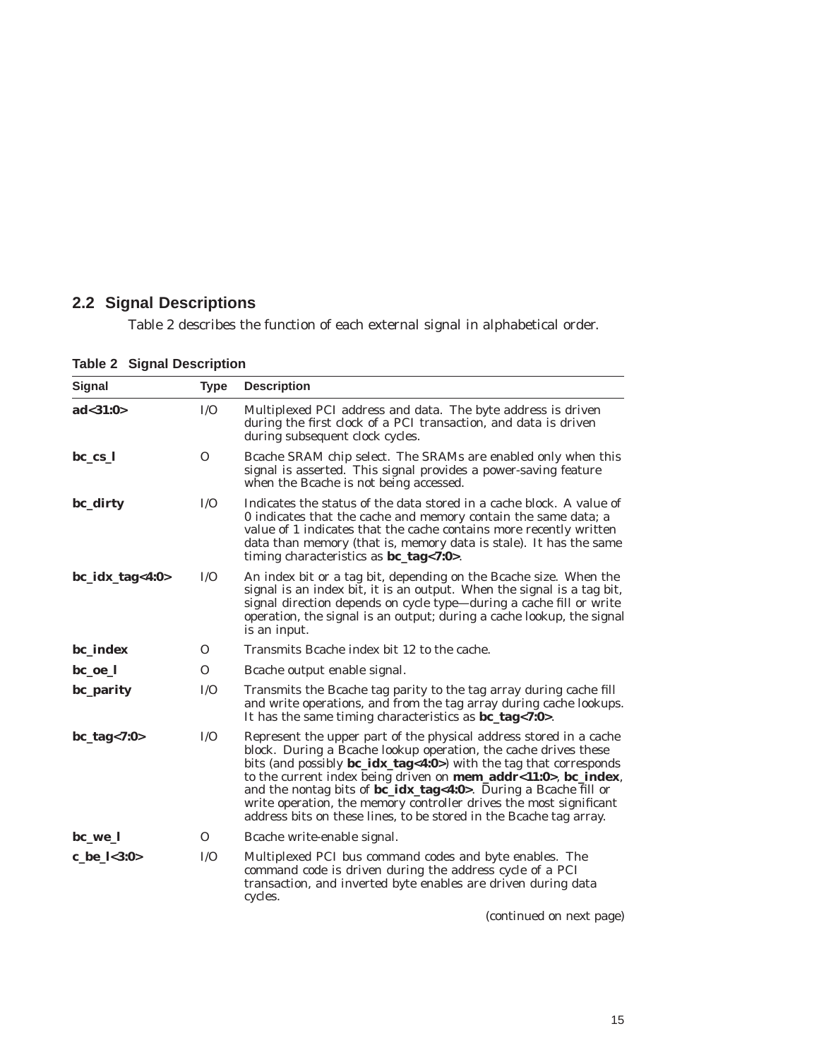## 2.2 Signal Descriptions

Table 2 describes the function of each external signal in alphabetical order.

**Table 2 Signal Description**

| Signal | Type | Description |
|---|---|---|
| **ad<31:0>** | I/O | Multiplexed PCI address and data. The byte address is driven during the first clock of a PCI transaction, and data is driven during subsequent clock cycles. |
| **bc_cs_l** | O | Bcache SRAM chip select. The SRAMs are enabled only when this signal is asserted. This signal provides a power-saving feature when the Bcache is not being accessed. |
| **bc_dirty** | I/O | Indicates the status of the data stored in a cache block. A value of 0 indicates that the cache and memory contain the same data; a value of 1 indicates that the cache contains more recently written data than memory (that is, memory data is stale). It has the same timing characteristics as **bc_tag<7:0>**. |
| **bc_idx_tag<4:0>** | I/O | An index bit or a tag bit, depending on the Bcache size. When the signal is an index bit, it is an output. When the signal is a tag bit, signal direction depends on cycle type—during a cache fill or write operation, the signal is an output; during a cache lookup, the signal is an input. |
| **bc_index** | O | Transmits Bcache index bit 12 to the cache. |
| **bc_oe_l** | O | Bcache output enable signal. |
| **bc_parity** | I/O | Transmits the Bcache tag parity to the tag array during cache fill and write operations, and from the tag array during cache lookups. It has the same timing characteristics as **bc_tag<7:0>**. |
| **bc_tag<7:0>** | I/O | Represent the upper part of the physical address stored in a cache block. During a Bcache lookup operation, the cache drives these bits (and possibly **bc_idx_tag<4:0>**) with the tag that corresponds to the current index being driven on **mem_addr<11:0>**, **bc_index**, and the nontag bits of **bc_idx_tag<4:0>**. During a Bcache fill or write operation, the memory controller drives the most significant address bits on these lines, to be stored in the Bcache tag array. |
| **bc_we_l** | O | Bcache write-enable signal. |
| **c_be_l<3:0>** | I/O | Multiplexed PCI bus command codes and byte enables. The command code is driven during the address cycle of a PCI transaction, and inverted byte enables are driven during data cycles. |

(continued on next page)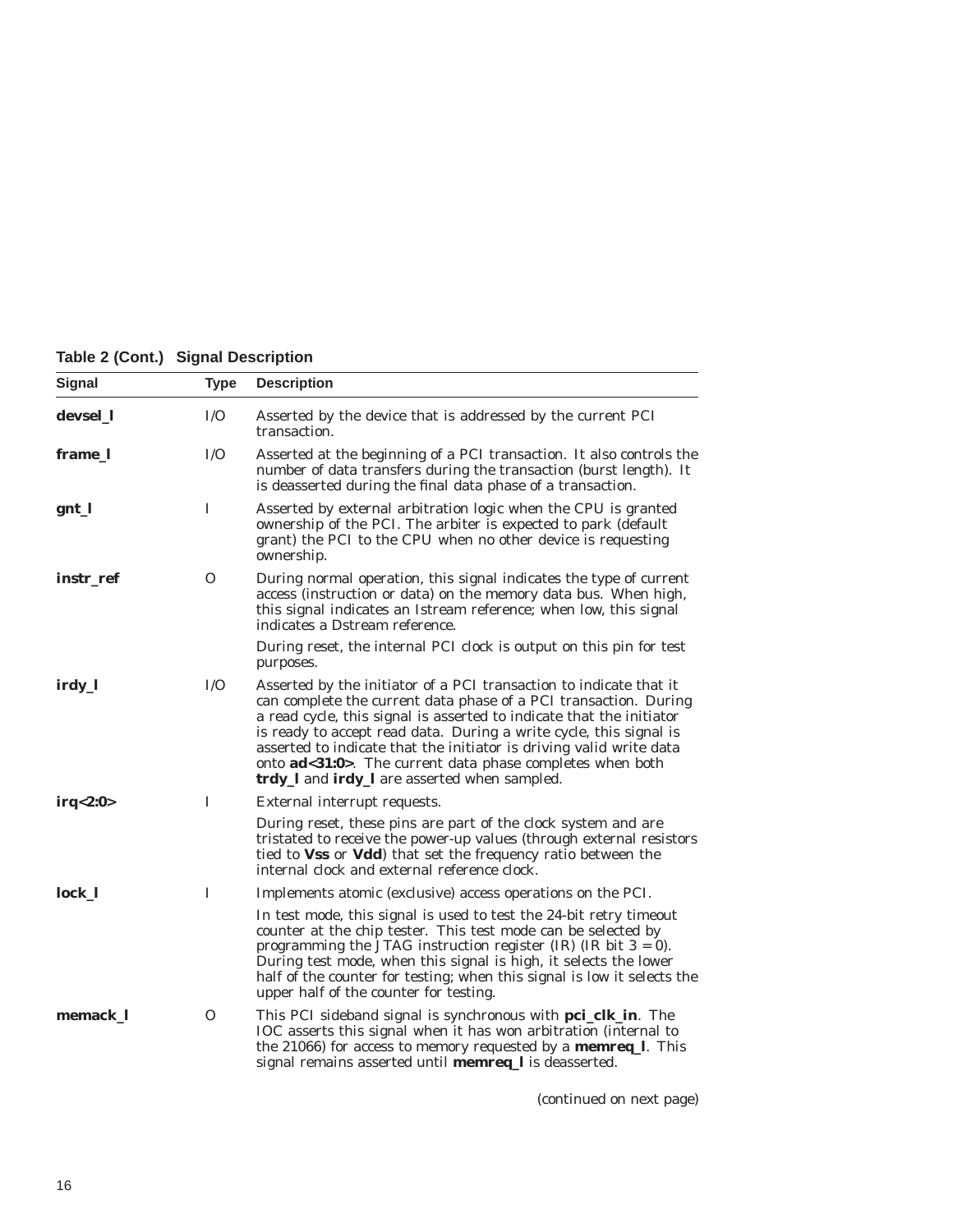**Table 2 (Cont.) Signal Description**

| Signal | Type | Description |
|---|---|---|
| **devsel_l** | I/O | Asserted by the device that is addressed by the current PCI transaction. |
| **frame_l** | I/O | Asserted at the beginning of a PCI transaction. It also controls the number of data transfers during the transaction (burst length). It is deasserted during the final data phase of a transaction. |
| **gnt_l** | I | Asserted by external arbitration logic when the CPU is granted ownership of the PCI. The arbiter is expected to park (default grant) the PCI to the CPU when no other device is requesting ownership. |
| **instr_ref** | O | During normal operation, this signal indicates the type of current access (instruction or data) on the memory data bus. When high, this signal indicates an Istream reference; when low, this signal indicates a Dstream reference. During reset, the internal PCI clock is output on this pin for test purposes. |
| **irdy_l** | I/O | Asserted by the initiator of a PCI transaction to indicate that it can complete the current data phase of a PCI transaction. During a read cycle, this signal is asserted to indicate that the initiator is ready to accept read data. During a write cycle, this signal is asserted to indicate that the initiator is driving valid write data onto **ad<31:0>**. The current data phase completes when both **trdy_l** and **irdy_l** are asserted when sampled. |
| **irq<2:0>** | I | External interrupt requests. During reset, these pins are part of the clock system and are tristated to receive the power-up values (through external resistors tied to **Vss** or **Vdd**) that set the frequency ratio between the internal clock and external reference clock. |
| **lock_l** | I | Implements atomic (exclusive) access operations on the PCI. In test mode, this signal is used to test the 24-bit retry timeout counter at the chip tester. This test mode can be selected by programming the JTAG instruction register (IR) (IR bit 3 = 0). During test mode, when this signal is high, it selects the lower half of the counter for testing; when this signal is low it selects the upper half of the counter for testing. |
| **memack_l** | O | This PCI sideband signal is synchronous with **pci_clk_in**. The IOC asserts this signal when it has won arbitration (internal to the 21066) for access to memory requested by a **memreq_l**. This signal remains asserted until **memreq_l** is deasserted. |

(continued on next page)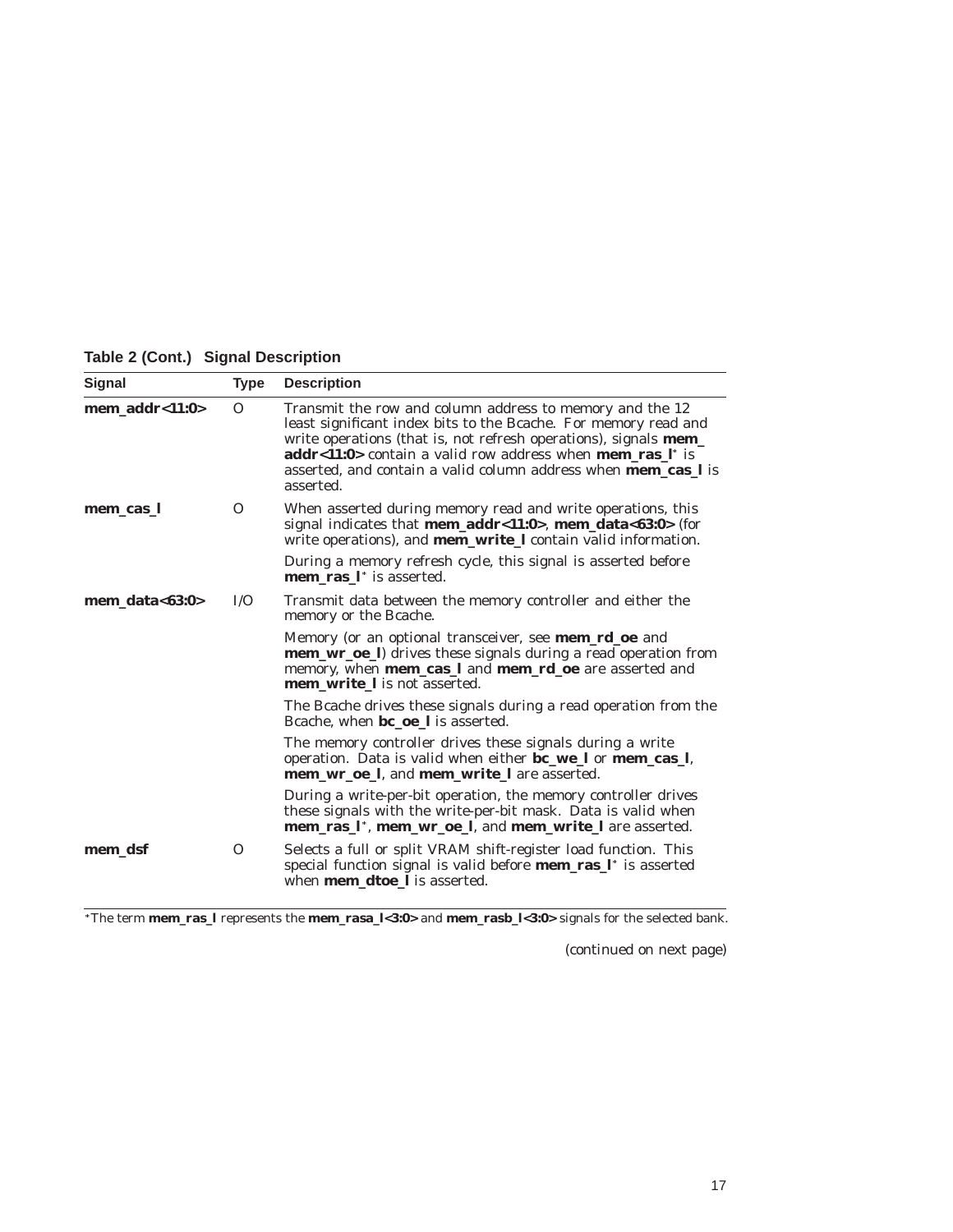**Table 2 (Cont.) Signal Description**

| Signal | Type | Description |
|---|---|---|
| **mem_addr<11:0>** | O | Transmit the row and column address to memory and the 12 least significant index bits to the Bcache. For memory read and write operations (that is, not refresh operations), signals **mem_addr<11:0>** contain a valid row address when **mem_ras_l*** is asserted, and contain a valid column address when **mem_cas_l** is asserted. |
| **mem_cas_l** | O | When asserted during memory read and write operations, this signal indicates that **mem_addr<11:0>**, **mem_data<63:0>** (for write operations), and **mem_write_l** contain valid information.<br><br>During a memory refresh cycle, this signal is asserted before **mem_ras_l*** is asserted. |
| **mem_data<63:0>** | I/O | Transmit data between the memory controller and either the memory or the Bcache.<br><br>Memory (or an optional transceiver, see **mem_rd_oe** and **mem_wr_oe_l**) drives these signals during a read operation from memory, when **mem_cas_l** and **mem_rd_oe** are asserted and **mem_write_l** is not asserted.<br><br>The Bcache drives these signals during a read operation from the Bcache, when **bc_oe_l** is asserted.<br><br>The memory controller drives these signals during a write operation. Data is valid when either **bc_we_l** or **mem_cas_l**, **mem_wr_oe_l**, and **mem_write_l** are asserted.<br><br>During a write-per-bit operation, the memory controller drives these signals with the write-per-bit mask. Data is valid when **mem_ras_l***, **mem_wr_oe_l**, and **mem_write_l** are asserted. |
| **mem_dsf** | O | Selects a full or split VRAM shift-register load function. This special function signal is valid before **mem_ras_l*** is asserted when **mem_dtoe_l** is asserted. |

*The term **mem_ras_l** represents the **mem_rasa_l<3:0>** and **mem_rasb_l<3:0>** signals for the selected bank.

(continued on next page)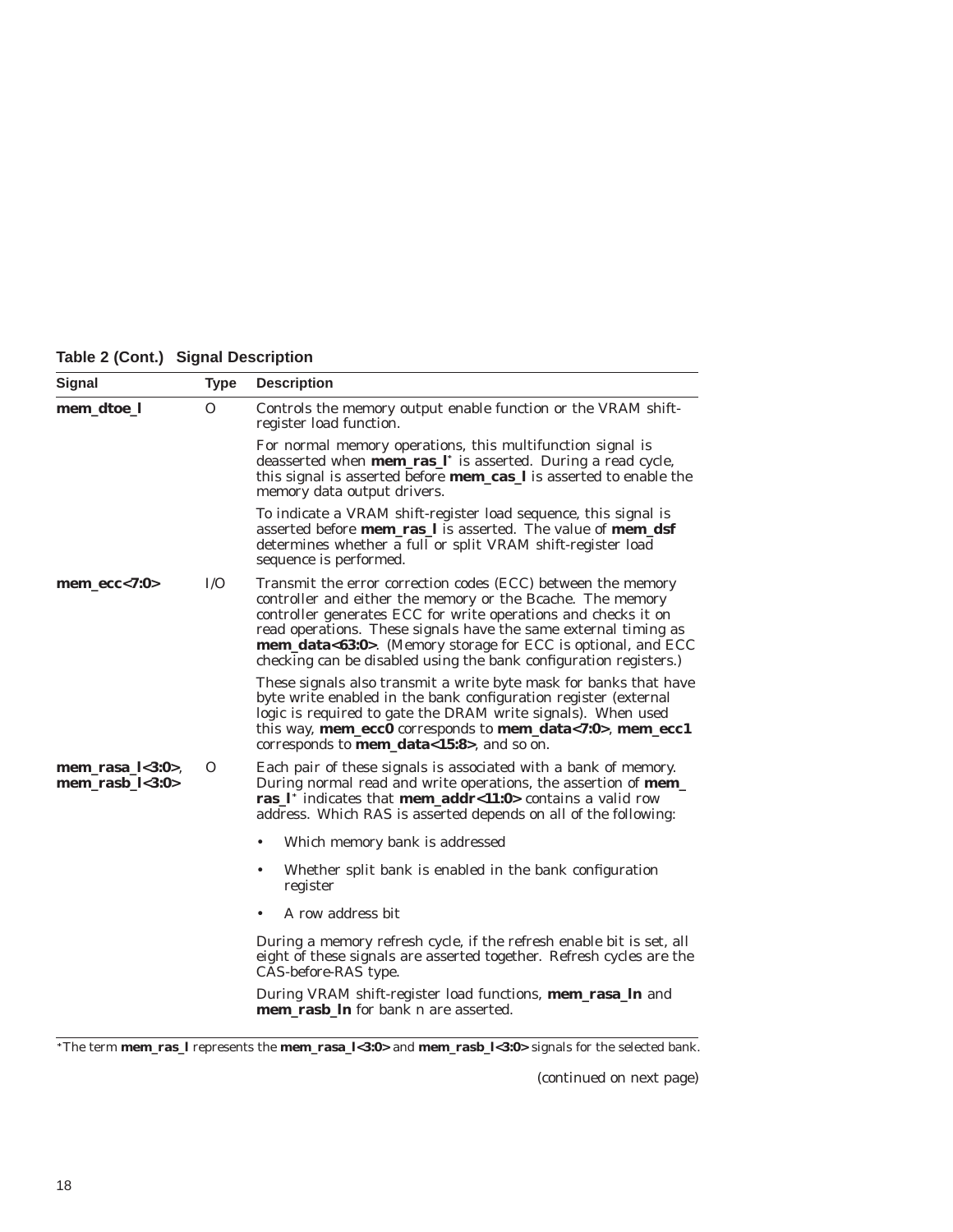**Table 2 (Cont.) Signal Description**

| Signal | Type | Description |
|---|---|---|
| **mem_dtoe_l** | O | Controls the memory output enable function or the VRAM shift-register load function. |
| | | For normal memory operations, this multifunction signal is deasserted when **mem_ras_l*** is asserted. During a read cycle, this signal is asserted before **mem_cas_l** is asserted to enable the memory data output drivers. |
| | | To indicate a VRAM shift-register load sequence, this signal is asserted before **mem_ras_l** is asserted. The value of **mem_dsf** determines whether a full or split VRAM shift-register load sequence is performed. |
| **mem_ecc<7:0>** | I/O | Transmit the error correction codes (ECC) between the memory controller and either the memory or the Bcache. The memory controller generates ECC for write operations and checks it on read operations. These signals have the same external timing as **mem_data<63:0>**. (Memory storage for ECC is optional, and ECC checking can be disabled using the bank configuration registers.) |
| | | These signals also transmit a write byte mask for banks that have byte write enabled in the bank configuration register (external logic is required to gate the DRAM write signals). When used this way, **mem_ecc0** corresponds to **mem_data<7:0>**, **mem_ecc1** corresponds to **mem_data<15:8>**, and so on. |
| **mem_rasa_l<3:0>**, **mem_rasb_l<3:0>** | O | Each pair of these signals is associated with a bank of memory. During normal read and write operations, the assertion of **mem_ras_l*** indicates that **mem_addr<11:0>** contains a valid row address. Which RAS is asserted depends on all of the following: |
| | | • Which memory bank is addressed |
| | | • Whether split bank is enabled in the bank configuration register |
| | | • A row address bit |
| | | During a memory refresh cycle, if the refresh enable bit is set, all eight of these signals are asserted together. Refresh cycles are the CAS-before-RAS type. |
| | | During VRAM shift-register load functions, **mem_rasa_ln** and **mem_rasb_ln** for bank n are asserted. |

*The term **mem_ras_l** represents the **mem_rasa_l<3:0>** and **mem_rasb_l<3:0>** signals for the selected bank.

(continued on next page)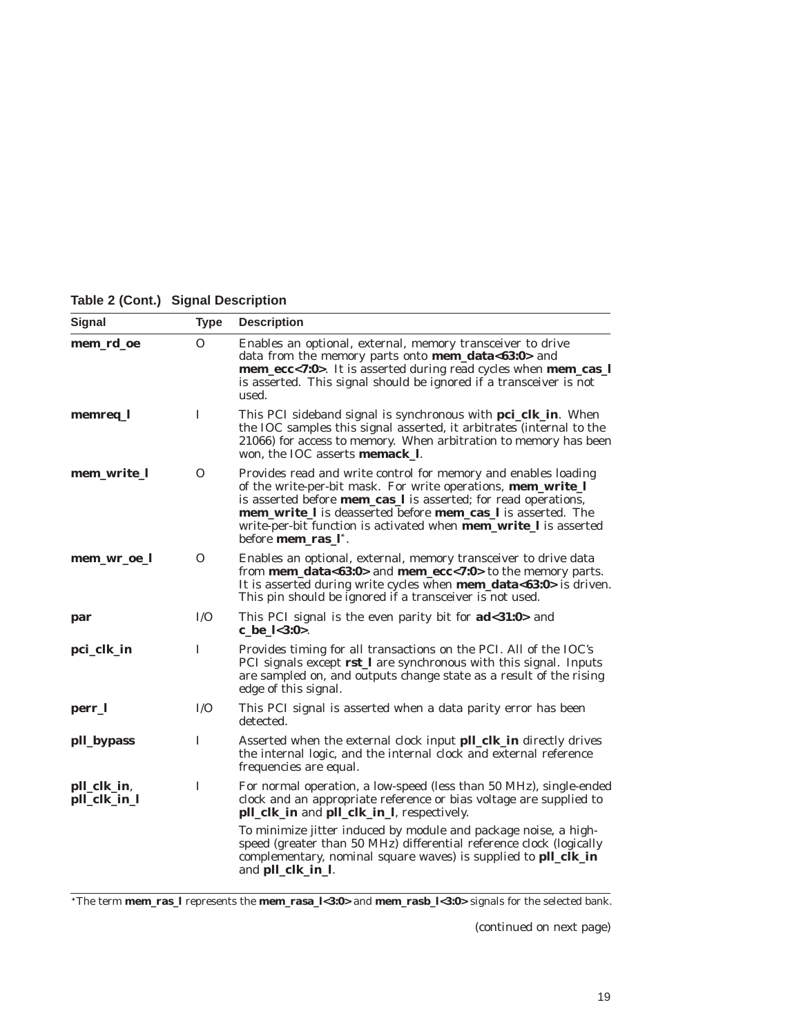**Table 2 (Cont.) Signal Description**

| Signal | Type | Description |
|---|---|---|
| **mem_rd_oe** | O | Enables an optional, external, memory transceiver to drive data from the memory parts onto **mem_data<63:0>** and **mem_ecc<7:0>**. It is asserted during read cycles when **mem_cas_l** is asserted. This signal should be ignored if a transceiver is not used. |
| **memreq_l** | I | This PCI sideband signal is synchronous with **pci_clk_in**. When the IOC samples this signal asserted, it arbitrates (internal to the 21066) for access to memory. When arbitration to memory has been won, the IOC asserts **memack_l**. |
| **mem_write_l** | O | Provides read and write control for memory and enables loading of the write-per-bit mask. For write operations, **mem_write_l** is asserted before **mem_cas_l** is asserted; for read operations, **mem_write_l** is deasserted before **mem_cas_l** is asserted. The write-per-bit function is activated when **mem_write_l** is asserted before **mem_ras_l***. |
| **mem_wr_oe_l** | O | Enables an optional, external, memory transceiver to drive data from **mem_data<63:0>** and **mem_ecc<7:0>** to the memory parts. It is asserted during write cycles when **mem_data<63:0>** is driven. This pin should be ignored if a transceiver is not used. |
| **par** | I/O | This PCI signal is the even parity bit for **ad<31:0>** and **c_be_l<3:0>**. |
| **pci_clk_in** | I | Provides timing for all transactions on the PCI. All of the IOC's PCI signals except **rst_l** are synchronous with this signal. Inputs are sampled on, and outputs change state as a result of the rising edge of this signal. |
| **perr_l** | I/O | This PCI signal is asserted when a data parity error has been detected. |
| **pll_bypass** | I | Asserted when the external clock input **pll_clk_in** directly drives the internal logic, and the internal clock and external reference frequencies are equal. |
| **pll_clk_in**, **pll_clk_in_l** | I | For normal operation, a low-speed (less than 50 MHz), single-ended clock and an appropriate reference or bias voltage are supplied to **pll_clk_in** and **pll_clk_in_l**, respectively.<br><br>To minimize jitter induced by module and package noise, a high-speed (greater than 50 MHz) differential reference clock (logically complementary, nominal square waves) is supplied to **pll_clk_in** and **pll_clk_in_l**. |

*The term **mem_ras_l** represents the **mem_rasa_l<3:0>** and **mem_rasb_l<3:0>** signals for the selected bank.

(continued on next page)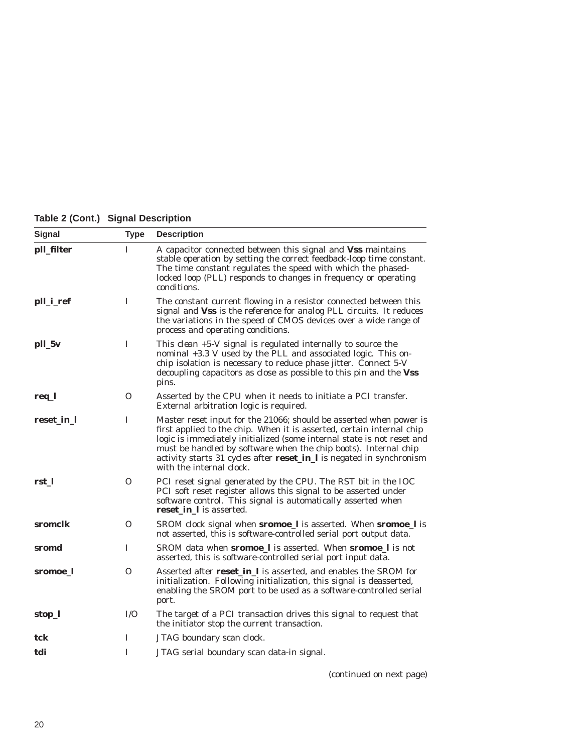**Table 2 (Cont.) Signal Description**

| Signal | Type | Description |
|---|---|---|
| **pll_filter** | I | A capacitor connected between this signal and **Vss** maintains stable operation by setting the correct feedback-loop time constant. The time constant regulates the speed with which the phased-locked loop (PLL) responds to changes in frequency or operating conditions. |
| **pll_i_ref** | I | The constant current flowing in a resistor connected between this signal and **Vss** is the reference for analog PLL circuits. It reduces the variations in the speed of CMOS devices over a wide range of process and operating conditions. |
| **pll_5v** | I | This clean +5-V signal is regulated internally to source the nominal +3.3 V used by the PLL and associated logic. This on-chip isolation is necessary to reduce phase jitter. Connect 5-V decoupling capacitors as close as possible to this pin and the **Vss** pins. |
| **req_l** | O | Asserted by the CPU when it needs to initiate a PCI transfer. External arbitration logic is required. |
| **reset_in_l** | I | Master reset input for the 21066; should be asserted when power is first applied to the chip. When it is asserted, certain internal chip logic is immediately initialized (some internal state is not reset and must be handled by software when the chip boots). Internal chip activity starts 31 cycles after **reset_in_l** is negated in synchronism with the internal clock. |
| **rst_l** | O | PCI reset signal generated by the CPU. The RST bit in the IOC PCI soft reset register allows this signal to be asserted under software control. This signal is automatically asserted when **reset_in_l** is asserted. |
| **sromclk** | O | SROM clock signal when **sromoe_l** is asserted. When **sromoe_l** is not asserted, this is software-controlled serial port output data. |
| **sromd** | I | SROM data when **sromoe_l** is asserted. When **sromoe_l** is not asserted, this is software-controlled serial port input data. |
| **sromoe_l** | O | Asserted after **reset_in_l** is asserted, and enables the SROM for initialization. Following initialization, this signal is deasserted, enabling the SROM port to be used as a software-controlled serial port. |
| **stop_l** | I/O | The target of a PCI transaction drives this signal to request that the initiator stop the current transaction. |
| **tck** | I | JTAG boundary scan clock. |
| **tdi** | I | JTAG serial boundary scan data-in signal. |

(continued on next page)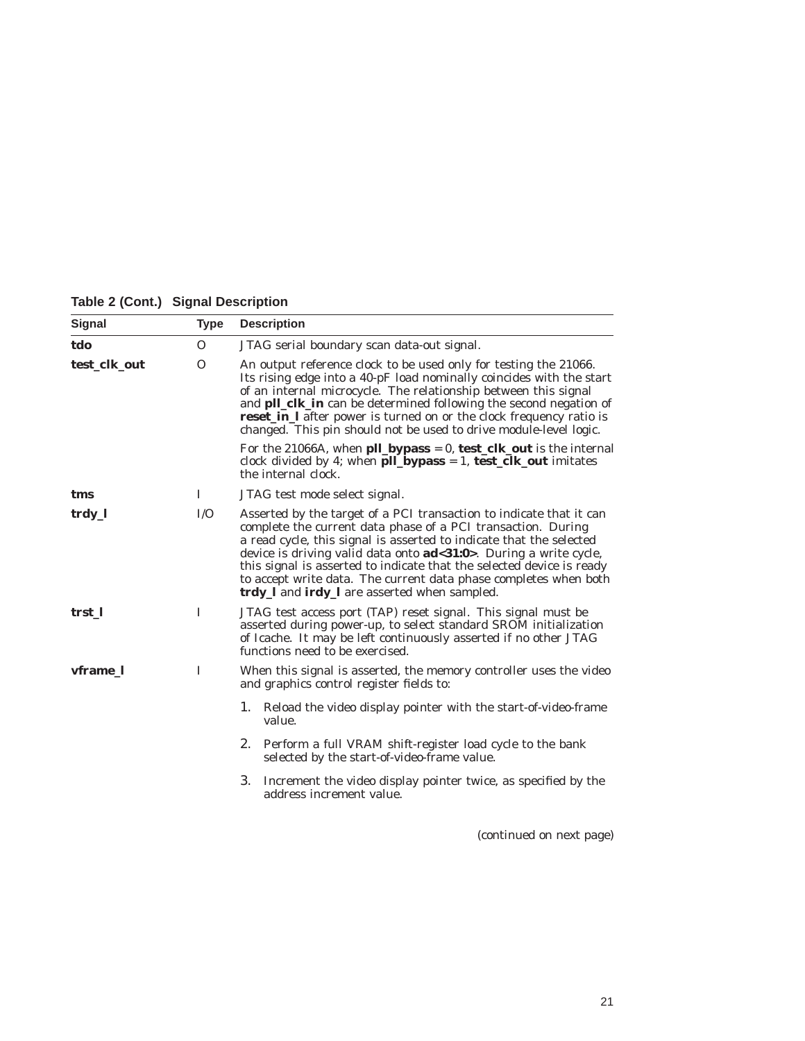**Table 2 (Cont.) Signal Description**

| Signal | Type | Description |
|---|---|---|
| **tdo** | O | JTAG serial boundary scan data-out signal. |
| **test_clk_out** | O | An output reference clock to be used only for testing the 21066. Its rising edge into a 40-pF load nominally coincides with the start of an internal microcycle. The relationship between this signal and **pll_clk_in** can be determined following the second negation of **reset_in_l** after power is turned on or the clock frequency ratio is changed. This pin should not be used to drive module-level logic. For the 21066A, when **pll_bypass** = 0, **test_clk_out** is the internal clock divided by 4; when **pll_bypass** = 1, **test_clk_out** imitates the internal clock. |
| **tms** | I | JTAG test mode select signal. |
| **trdy_l** | I/O | Asserted by the target of a PCI transaction to indicate that it can complete the current data phase of a PCI transaction. During a read cycle, this signal is asserted to indicate that the selected device is driving valid data onto **ad<31:0>**. During a write cycle, this signal is asserted to indicate that the selected device is ready to accept write data. The current data phase completes when both **trdy_l** and **irdy_l** are asserted when sampled. |
| **trst_l** | I | JTAG test access port (TAP) reset signal. This signal must be asserted during power-up, to select standard SROM initialization of Icache. It may be left continuously asserted if no other JTAG functions need to be exercised. |
| **vframe_l** | I | When this signal is asserted, the memory controller uses the video and graphics control register fields to: 1. Reload the video display pointer with the start-of-video-frame value. 2. Perform a full VRAM shift-register load cycle to the bank selected by the start-of-video-frame value. 3. Increment the video display pointer twice, as specified by the address increment value. |

(continued on next page)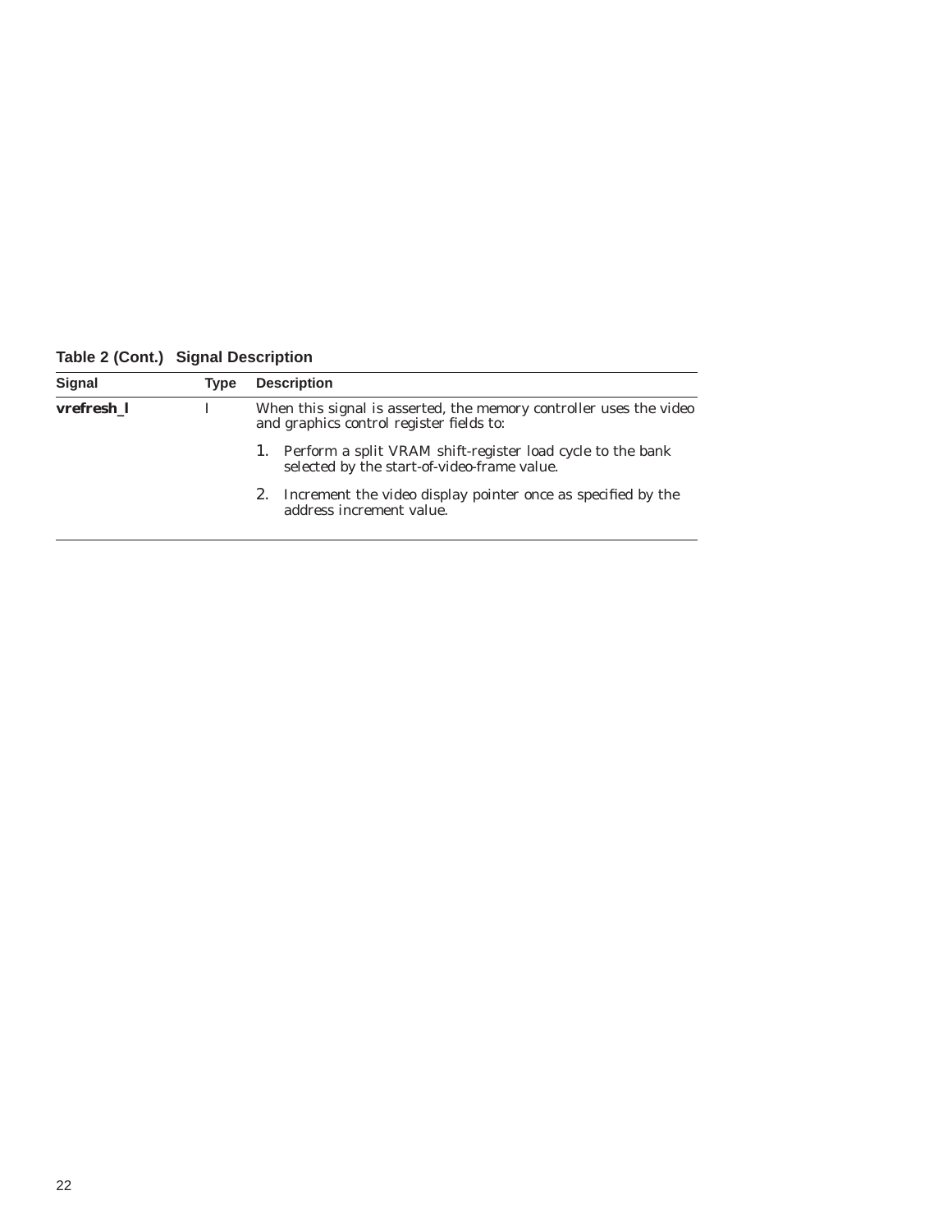**Table 2 (Cont.) Signal Description**

| Signal | Type | Description |
|---|---|---|
| **vrefresh_l** | I | When this signal is asserted, the memory controller uses the video and graphics control register fields to: 1. Perform a split VRAM shift-register load cycle to the bank selected by the start-of-video-frame value. 2. Increment the video display pointer once as specified by the address increment value. |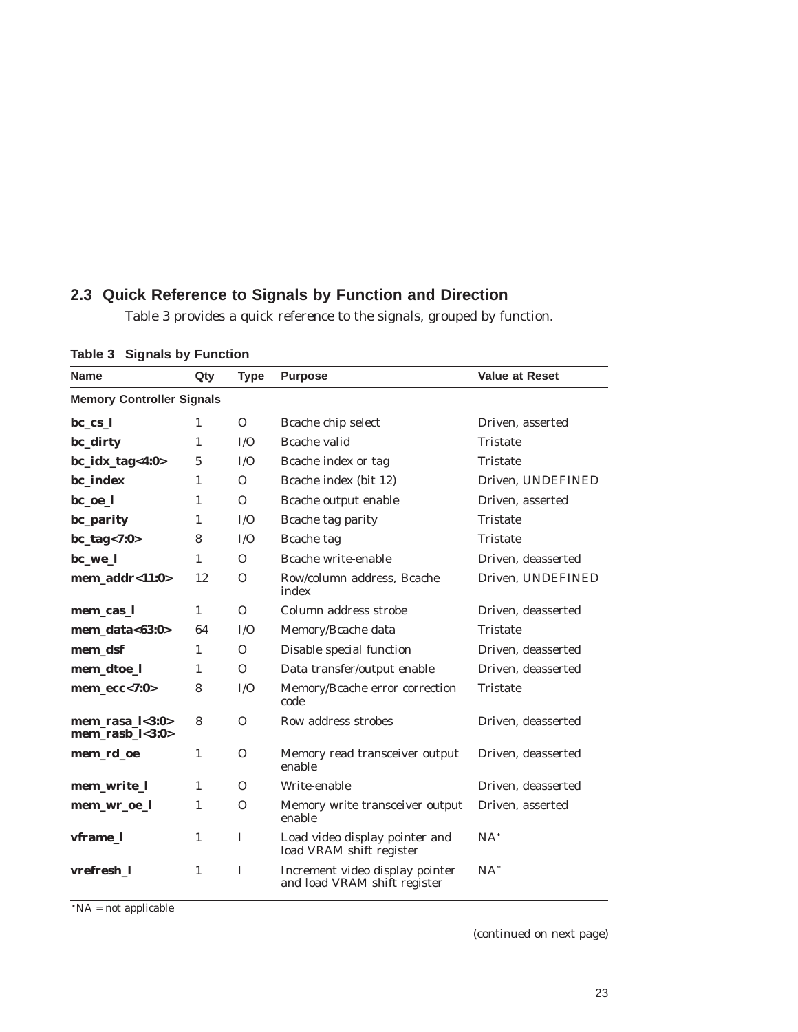## 2.3 Quick Reference to Signals by Function and Direction

Table 3 provides a quick reference to the signals, grouped by function.

**Table 3 Signals by Function**

| Name | Qty | Type | Purpose | Value at Reset |
|---|---|---|---|---|
| **Memory Controller Signals** | | | | |
| **bc_cs_l** | 1 | O | Bcache chip select | Driven, asserted |
| **bc_dirty** | 1 | I/O | Bcache valid | Tristate |
| **bc_idx_tag<4:0>** | 5 | I/O | Bcache index or tag | Tristate |
| **bc_index** | 1 | O | Bcache index (bit 12) | Driven, UNDEFINED |
| **bc_oe_l** | 1 | O | Bcache output enable | Driven, asserted |
| **bc_parity** | 1 | I/O | Bcache tag parity | Tristate |
| **bc_tag<7:0>** | 8 | I/O | Bcache tag | Tristate |
| **bc_we_l** | 1 | O | Bcache write-enable | Driven, deasserted |
| **mem_addr<11:0>** | 12 | O | Row/column address, Bcache index | Driven, UNDEFINED |
| **mem_cas_l** | 1 | O | Column address strobe | Driven, deasserted |
| **mem_data<63:0>** | 64 | I/O | Memory/Bcache data | Tristate |
| **mem_dsf** | 1 | O | Disable special function | Driven, deasserted |
| **mem_dtoe_l** | 1 | O | Data transfer/output enable | Driven, deasserted |
| **mem_ecc<7:0>** | 8 | I/O | Memory/Bcache error correction code | Tristate |
| **mem_rasa_l<3:0>** **mem_rasb_l<3:0>** | 8 | O | Row address strobes | Driven, deasserted |
| **mem_rd_oe** | 1 | O | Memory read transceiver output enable | Driven, deasserted |
| **mem_write_l** | 1 | O | Write-enable | Driven, deasserted |
| **mem_wr_oe_l** | 1 | O | Memory write transceiver output enable | Driven, asserted |
| **vframe_l** | 1 | I | Load video display pointer and load VRAM shift register | NA* |
| **vrefresh_l** | 1 | I | Increment video display pointer and load VRAM shift register | NA* |

*NA = not applicable

*(continued on next page)*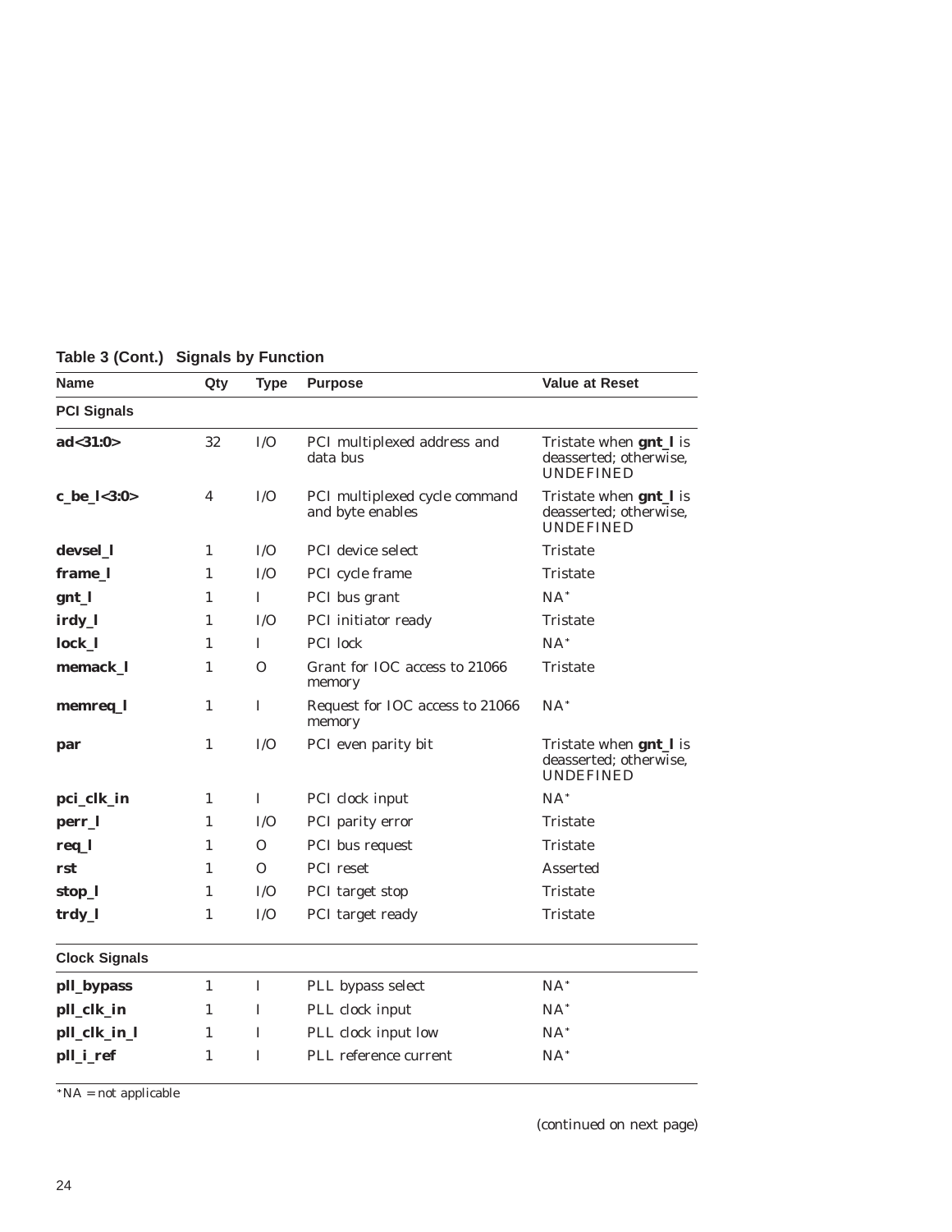**Table 3 (Cont.) Signals by Function**

| Name | Qty | Type | Purpose | Value at Reset |
|---|---|---|---|---|
| **PCI Signals** | | | | |
| **ad<31:0>** | 32 | I/O | PCI multiplexed address and data bus | Tristate when **gnt_l** is deasserted; otherwise, UNDEFINED |
| **c_be_l<3:0>** | 4 | I/O | PCI multiplexed cycle command and byte enables | Tristate when **gnt_l** is deasserted; otherwise, UNDEFINED |
| **devsel_l** | 1 | I/O | PCI device select | Tristate |
| **frame_l** | 1 | I/O | PCI cycle frame | Tristate |
| **gnt_l** | 1 | I | PCI bus grant | NA* |
| **irdy_l** | 1 | I/O | PCI initiator ready | Tristate |
| **lock_l** | 1 | I | PCI lock | NA* |
| **memack_l** | 1 | O | Grant for IOC access to 21066 memory | Tristate |
| **memreq_l** | 1 | I | Request for IOC access to 21066 memory | NA* |
| **par** | 1 | I/O | PCI even parity bit | Tristate when **gnt_l** is deasserted; otherwise, UNDEFINED |
| **pci_clk_in** | 1 | I | PCI clock input | NA* |
| **perr_l** | 1 | I/O | PCI parity error | Tristate |
| **req_l** | 1 | O | PCI bus request | Tristate |
| **rst** | 1 | O | PCI reset | Asserted |
| **stop_l** | 1 | I/O | PCI target stop | Tristate |
| **trdy_l** | 1 | I/O | PCI target ready | Tristate |
| **Clock Signals** | | | | |
| **pll_bypass** | 1 | I | PLL bypass select | NA* |
| **pll_clk_in** | 1 | I | PLL clock input | NA* |
| **pll_clk_in_l** | 1 | I | PLL clock input low | NA* |
| **pll_i_ref** | 1 | I | PLL reference current | NA* |

*NA = not applicable

(continued on next page)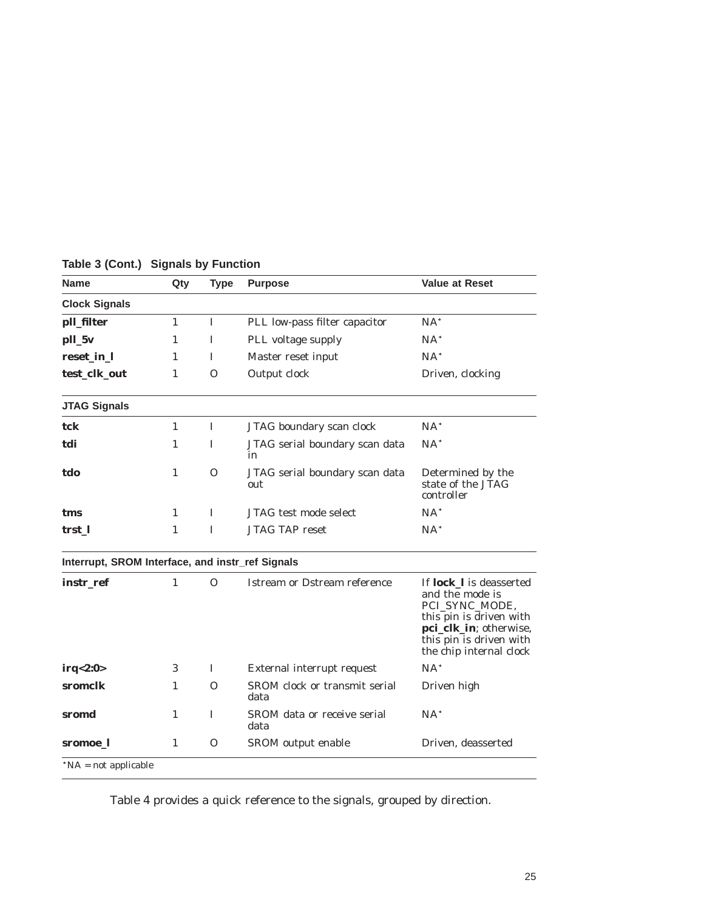**Table 3 (Cont.) Signals by Function**

| Name | Qty | Type | Purpose | Value at Reset |
|---|---|---|---|---|
| **Clock Signals** | | | | |
| **pll_filter** | 1 | I | PLL low-pass filter capacitor | NA* |
| **pll_5v** | 1 | I | PLL voltage supply | NA* |
| **reset_in_l** | 1 | I | Master reset input | NA* |
| **test_clk_out** | 1 | O | Output clock | Driven, clocking |
| **JTAG Signals** | | | | |
| **tck** | 1 | I | JTAG boundary scan clock | NA* |
| **tdi** | 1 | I | JTAG serial boundary scan data in | NA* |
| **tdo** | 1 | O | JTAG serial boundary scan data out | Determined by the state of the JTAG controller |
| **tms** | 1 | I | JTAG test mode select | NA* |
| **trst_l** | 1 | I | JTAG TAP reset | NA* |
| **Interrupt, SROM Interface, and instr_ref Signals** | | | | |
| **instr_ref** | 1 | O | Istream or Dstream reference | If **lock_l** is deasserted and the mode is PCI_SYNC_MODE, this pin is driven with **pci_clk_in**; otherwise, this pin is driven with the chip internal clock |
| **irq<2:0>** | 3 | I | External interrupt request | NA* |
| **sromclk** | 1 | O | SROM clock or transmit serial data | Driven high |
| **sromd** | 1 | I | SROM data or receive serial data | NA* |
| **sromoe_l** | 1 | O | SROM output enable | Driven, deasserted |

*NA = not applicable

Table 4 provides a quick reference to the signals, grouped by direction.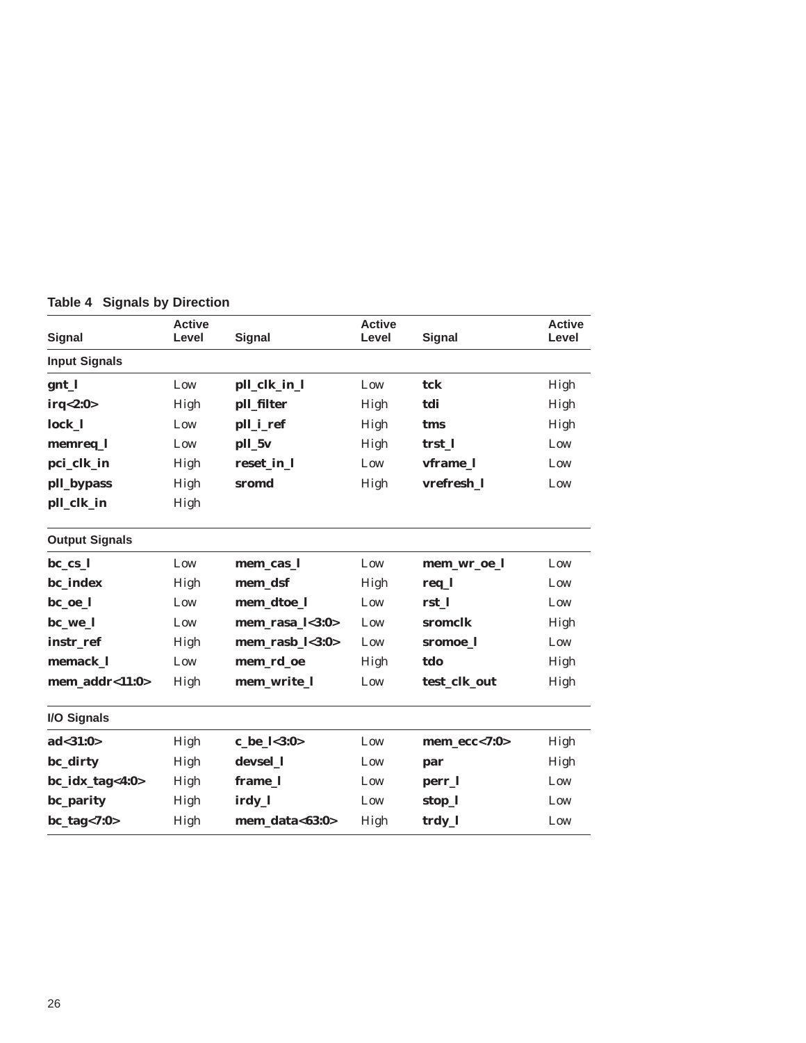**Table 4 Signals by Direction**

| Signal | Active Level | Signal | Active Level | Signal | Active Level |
|---|---|---|---|---|---|
| **Input Signals** | | | | | |
| **gnt_l** | Low | **pll_clk_in_l** | Low | **tck** | High |
| **irq<2:0>** | High | **pll_filter** | High | **tdi** | High |
| **lock_l** | Low | **pll_i_ref** | High | **tms** | High |
| **memreq_l** | Low | **pll_5v** | High | **trst_l** | Low |
| **pci_clk_in** | High | **reset_in_l** | Low | **vframe_l** | Low |
| **pll_bypass** | High | **sromd** | High | **vrefresh_l** | Low |
| **pll_clk_in** | High | | | | |
| **Output Signals** | | | | | |
| **bc_cs_l** | Low | **mem_cas_l** | Low | **mem_wr_oe_l** | Low |
| **bc_index** | High | **mem_dsf** | High | **req_l** | Low |
| **bc_oe_l** | Low | **mem_dtoe_l** | Low | **rst_l** | Low |
| **bc_we_l** | Low | **mem_rasa_l<3:0>** | Low | **sromclk** | High |
| **instr_ref** | High | **mem_rasb_l<3:0>** | Low | **sromoe_l** | Low |
| **memack_l** | Low | **mem_rd_oe** | High | **tdo** | High |
| **mem_addr<11:0>** | High | **mem_write_l** | Low | **test_clk_out** | High |
| **I/O Signals** | | | | | |
| **ad<31:0>** | High | **c_be_l<3:0>** | Low | **mem_ecc<7:0>** | High |
| **bc_dirty** | High | **devsel_l** | Low | **par** | High |
| **bc_idx_tag<4:0>** | High | **frame_l** | Low | **perr_l** | Low |
| **bc_parity** | High | **irdy_l** | Low | **stop_l** | Low |
| **bc_tag<7:0>** | High | **mem_data<63:0>** | High | **trdy_l** | Low |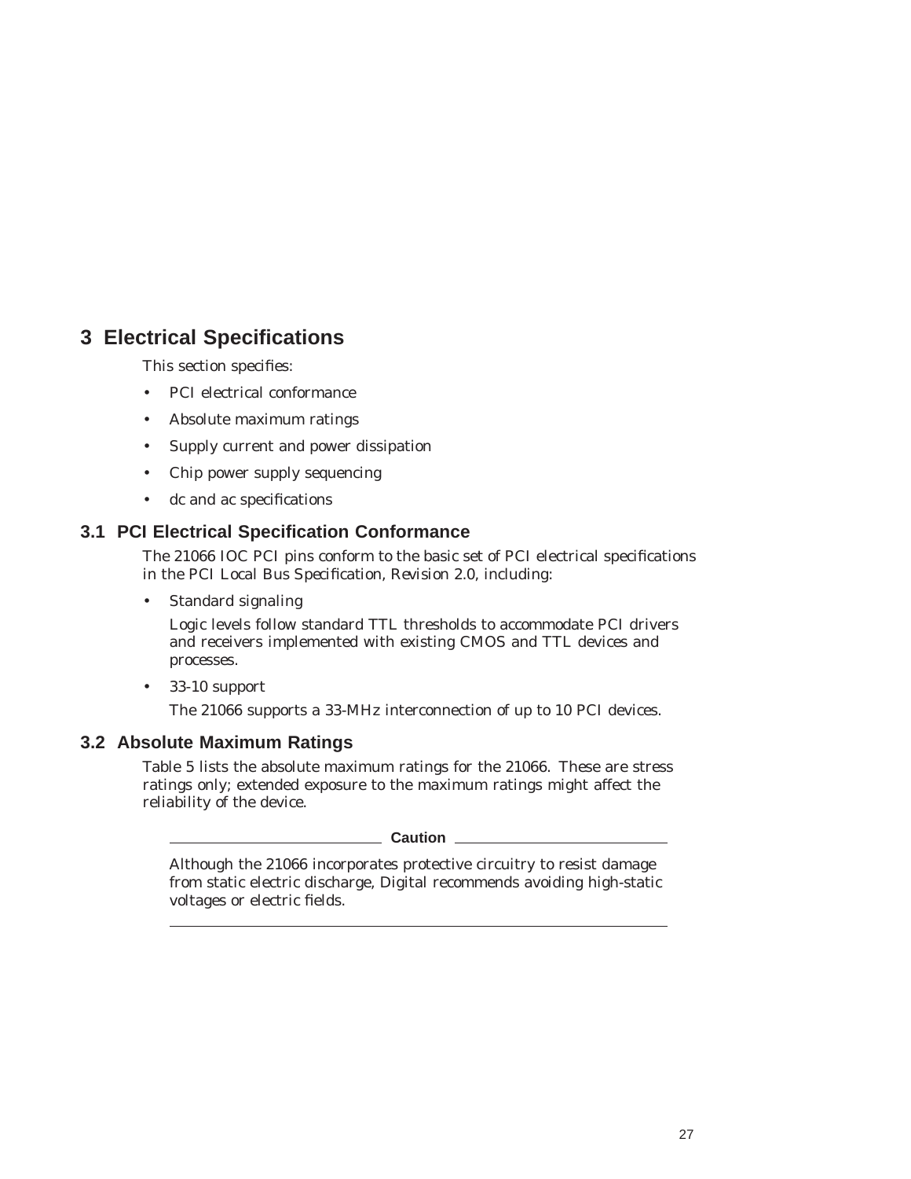# 3 Electrical Specifications

This section specifies:

- PCI electrical conformance
- Absolute maximum ratings
- Supply current and power dissipation
- Chip power supply sequencing
- dc and ac specifications

## 3.1 PCI Electrical Specification Conformance

The 21066 IOC PCI pins conform to the basic set of PCI electrical specifications in the *PCI Local Bus Specification, Revision 2.0*, including:

- Standard signaling

  Logic levels follow standard TTL thresholds to accommodate PCI drivers and receivers implemented with existing CMOS and TTL devices and processes.

- 33-10 support

  The 21066 supports a 33-MHz interconnection of up to 10 PCI devices.

## 3.2 Absolute Maximum Ratings

Table 5 lists the absolute maximum ratings for the 21066. These are stress ratings only; extended exposure to the maximum ratings might affect the reliability of the device.

**Caution**

Although the 21066 incorporates protective circuitry to resist damage from static electric discharge, Digital recommends avoiding high-static voltages or electric fields.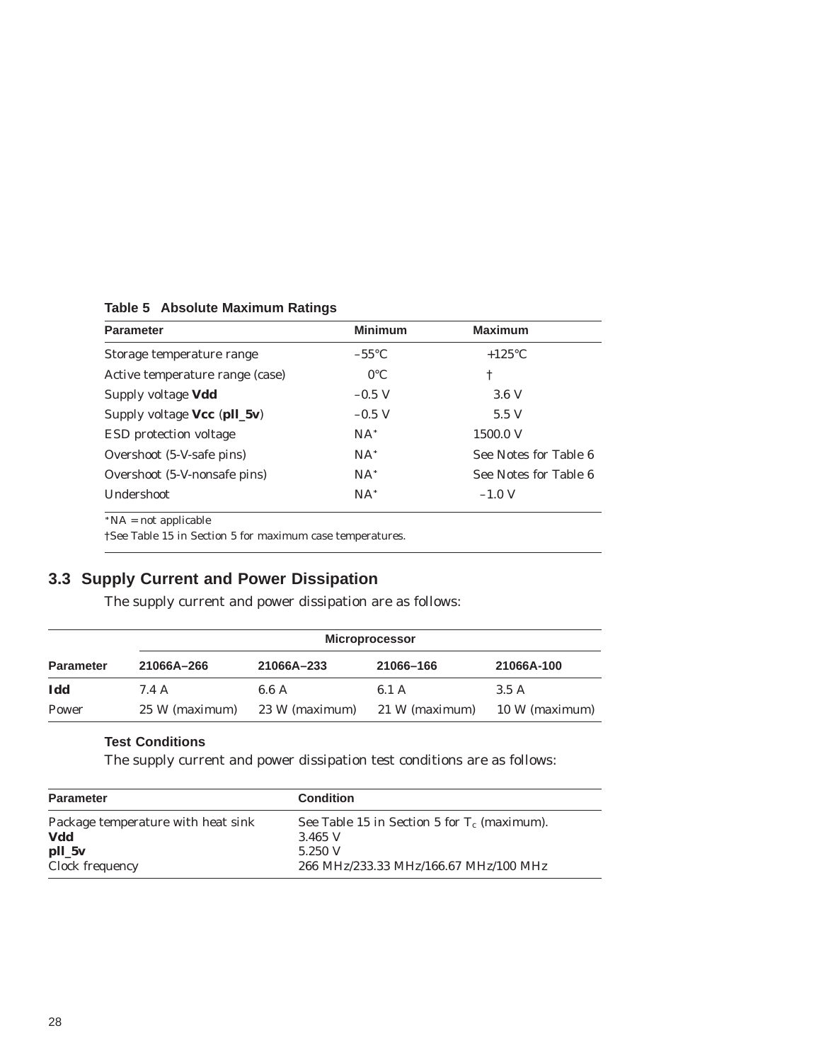**Table 5 Absolute Maximum Ratings**

| Parameter | Minimum | Maximum |
|---|---|---|
| Storage temperature range | –55°C | +125°C |
| Active temperature range (case) | 0°C | † |
| Supply voltage **Vdd** | –0.5 V | 3.6 V |
| Supply voltage **Vcc** (**pll_5v**) | –0.5 V | 5.5 V |
| ESD protection voltage | NA* | 1500.0 V |
| Overshoot (5-V-safe pins) | NA* | See Notes for Table 6 |
| Overshoot (5-V-nonsafe pins) | NA* | See Notes for Table 6 |
| Undershoot | NA* | –1.0 V |

*NA = not applicable

†See Table 15 in Section 5 for maximum case temperatures.

## 3.3 Supply Current and Power Dissipation

The supply current and power dissipation are as follows:

| | Microprocessor | | | |
|---|---|---|---|---|
| **Parameter** | **21066A–266** | **21066A–233** | **21066–166** | **21066A-100** |
| **Idd** | 7.4 A | 6.6 A | 6.1 A | 3.5 A |
| Power | 25 W (maximum) | 23 W (maximum) | 21 W (maximum) | 10 W (maximum) |

### Test Conditions

The supply current and power dissipation test conditions are as follows:

| Parameter | Condition |
|---|---|
| Package temperature with heat sink | See Table 15 in Section 5 for $T_c$ (maximum). |
| **Vdd** | 3.465 V |
| **pll_5v** | 5.250 V |
| Clock frequency | 266 MHz/233.33 MHz/166.67 MHz/100 MHz |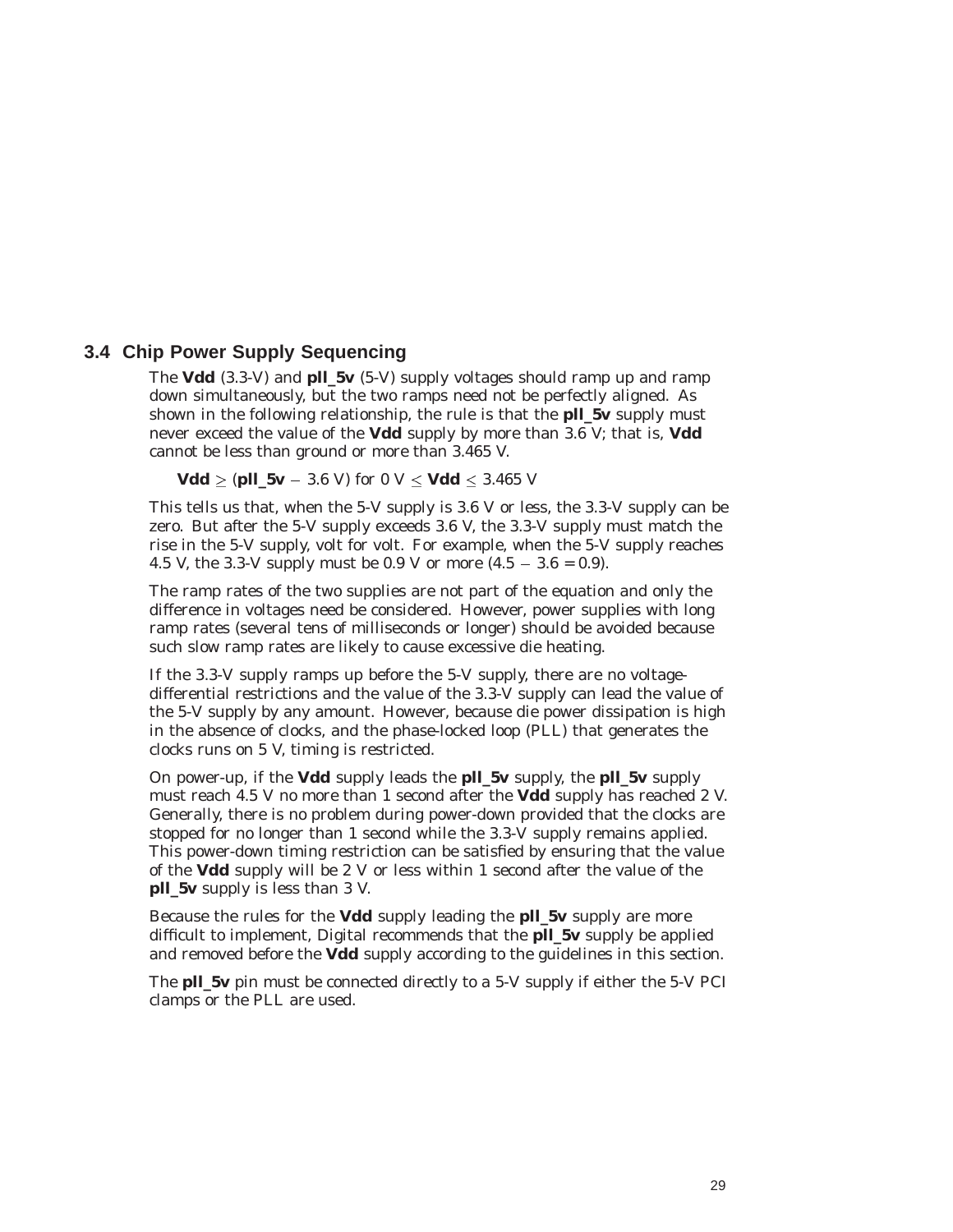## 3.4 Chip Power Supply Sequencing

The **Vdd** (3.3-V) and **pll_5v** (5-V) supply voltages should ramp up and ramp down simultaneously, but the two ramps need not be perfectly aligned. As shown in the following relationship, the rule is that the **pll_5v** supply must never exceed the value of the **Vdd** supply by more than 3.6 V; that is, **Vdd** cannot be less than ground or more than 3.465 V.

$$\textbf{Vdd} \geq (\textbf{pll\_5v} - 3.6\text{ V}) \text{ for } 0\text{ V} \leq \textbf{Vdd} \leq 3.465\text{ V}$$

This tells us that, when the 5-V supply is 3.6 V or less, the 3.3-V supply can be zero. But after the 5-V supply exceeds 3.6 V, the 3.3-V supply must match the rise in the 5-V supply, volt for volt. For example, when the 5-V supply reaches 4.5 V, the 3.3-V supply must be 0.9 V or more ($4.5 - 3.6 = 0.9$).

The ramp rates of the two supplies are not part of the equation and only the difference in voltages need be considered. However, power supplies with long ramp rates (several tens of milliseconds or longer) should be avoided because such slow ramp rates are likely to cause excessive die heating.

If the 3.3-V supply ramps up before the 5-V supply, there are no voltage-differential restrictions and the value of the 3.3-V supply can lead the value of the 5-V supply by any amount. However, because die power dissipation is high in the absence of clocks, and the phase-locked loop (PLL) that generates the clocks runs on 5 V, timing is restricted.

On power-up, if the **Vdd** supply leads the **pll_5v** supply, the **pll_5v** supply must reach 4.5 V no more than 1 second after the **Vdd** supply has reached 2 V. Generally, there is no problem during power-down provided that the clocks are stopped for no longer than 1 second while the 3.3-V supply remains applied. This power-down timing restriction can be satisfied by ensuring that the value of the **Vdd** supply will be 2 V or less within 1 second after the value of the **pll_5v** supply is less than 3 V.

Because the rules for the **Vdd** supply leading the **pll_5v** supply are more difficult to implement, Digital recommends that the **pll_5v** supply be applied and removed before the **Vdd** supply according to the guidelines in this section.

The **pll_5v** pin must be connected directly to a 5-V supply if either the 5-V PCI clamps or the PLL are used.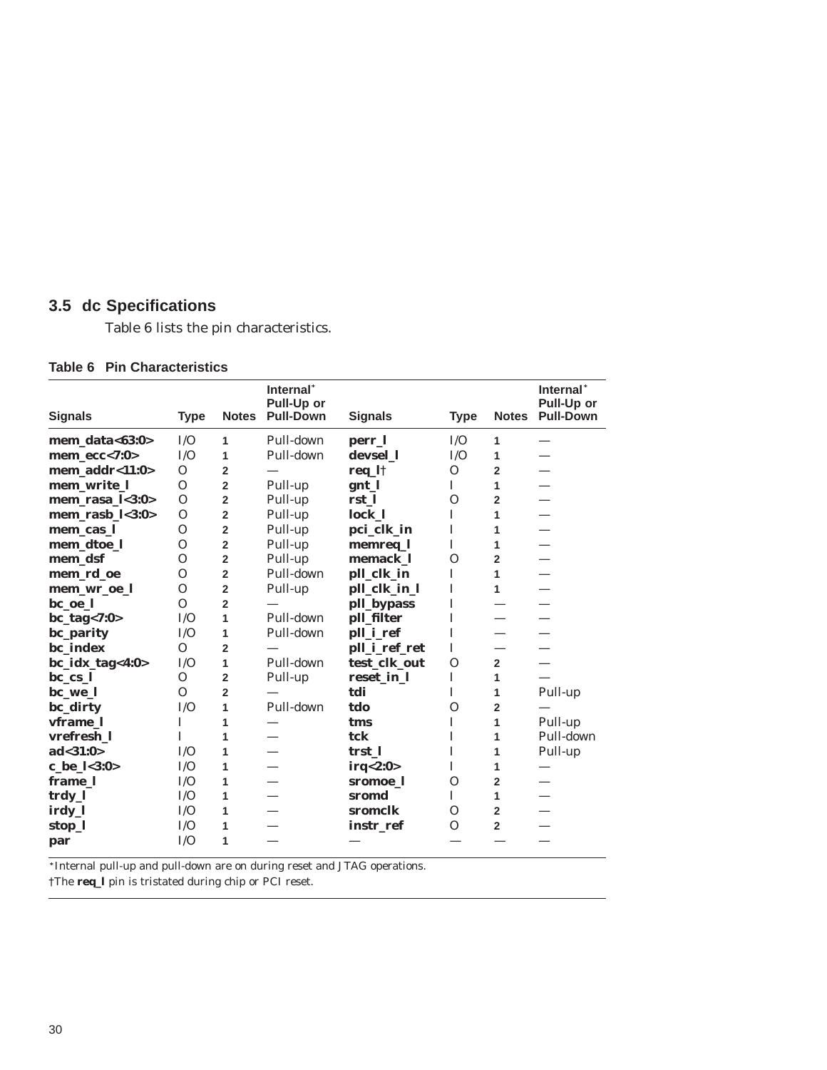## 3.5 dc Specifications

Table 6 lists the pin characteristics.

**Table 6 Pin Characteristics**

| Signals | Type | Notes | Internal* Pull-Up or Pull-Down | Signals | Type | Notes | Internal* Pull-Up or Pull-Down |
|---|---|---|---|---|---|---|---|
| **mem_data<63:0>** | I/O | 1 | Pull-down | **perr_l** | I/O | 1 | — |
| **mem_ecc<7:0>** | I/O | 1 | Pull-down | **devsel_l** | I/O | 1 | — |
| **mem_addr<11:0>** | O | 2 | — | **req_l**† | O | 2 | — |
| **mem_write_l** | O | 2 | Pull-up | **gnt_l** | I | 1 | — |
| **mem_rasa_l<3:0>** | O | 2 | Pull-up | **rst_l** | O | 2 | — |
| **mem_rasb_l<3:0>** | O | 2 | Pull-up | **lock_l** | I | 1 | — |
| **mem_cas_l** | O | 2 | Pull-up | **pci_clk_in** | I | 1 | — |
| **mem_dtoe_l** | O | 2 | Pull-up | **memreq_l** | I | 1 | — |
| **mem_dsf** | O | 2 | Pull-up | **memack_l** | O | 2 | — |
| **mem_rd_oe** | O | 2 | Pull-down | **pll_clk_in** | I | 1 | — |
| **mem_wr_oe_l** | O | 2 | Pull-up | **pll_clk_in_l** | I | 1 | — |
| **bc_oe_l** | O | 2 | — | **pll_bypass** | I | — | — |
| **bc_tag<7:0>** | I/O | 1 | Pull-down | **pll_filter** | I | — | — |
| **bc_parity** | I/O | 1 | Pull-down | **pll_i_ref** | I | — | — |
| **bc_index** | O | 2 | — | **pll_i_ref_ret** | I | — | — |
| **bc_idx_tag<4:0>** | I/O | 1 | Pull-down | **test_clk_out** | O | 2 | — |
| **bc_cs_l** | O | 2 | Pull-up | **reset_in_l** | I | 1 | — |
| **bc_we_l** | O | 2 | — | **tdi** | I | 1 | Pull-up |
| **bc_dirty** | I/O | 1 | Pull-down | **tdo** | O | 2 | — |
| **vframe_l** | I | 1 | — | **tms** | I | 1 | Pull-up |
| **vrefresh_l** | I | 1 | — | **tck** | I | 1 | Pull-down |
| **ad<31:0>** | I/O | 1 | — | **trst_l** | I | 1 | Pull-up |
| **c_be_l<3:0>** | I/O | 1 | — | **irq<2:0>** | I | 1 | — |
| **frame_l** | I/O | 1 | — | **sromoe_l** | O | 2 | — |
| **trdy_l** | I/O | 1 | — | **sromd** | I | 1 | — |
| **irdy_l** | I/O | 1 | — | **sromclk** | O | 2 | — |
| **stop_l** | I/O | 1 | — | **instr_ref** | O | 2 | — |
| **par** | I/O | 1 | — | — | — | — | — |

*Internal pull-up and pull-down are on during reset and JTAG operations.

†The **req_l** pin is tristated during chip or PCI reset.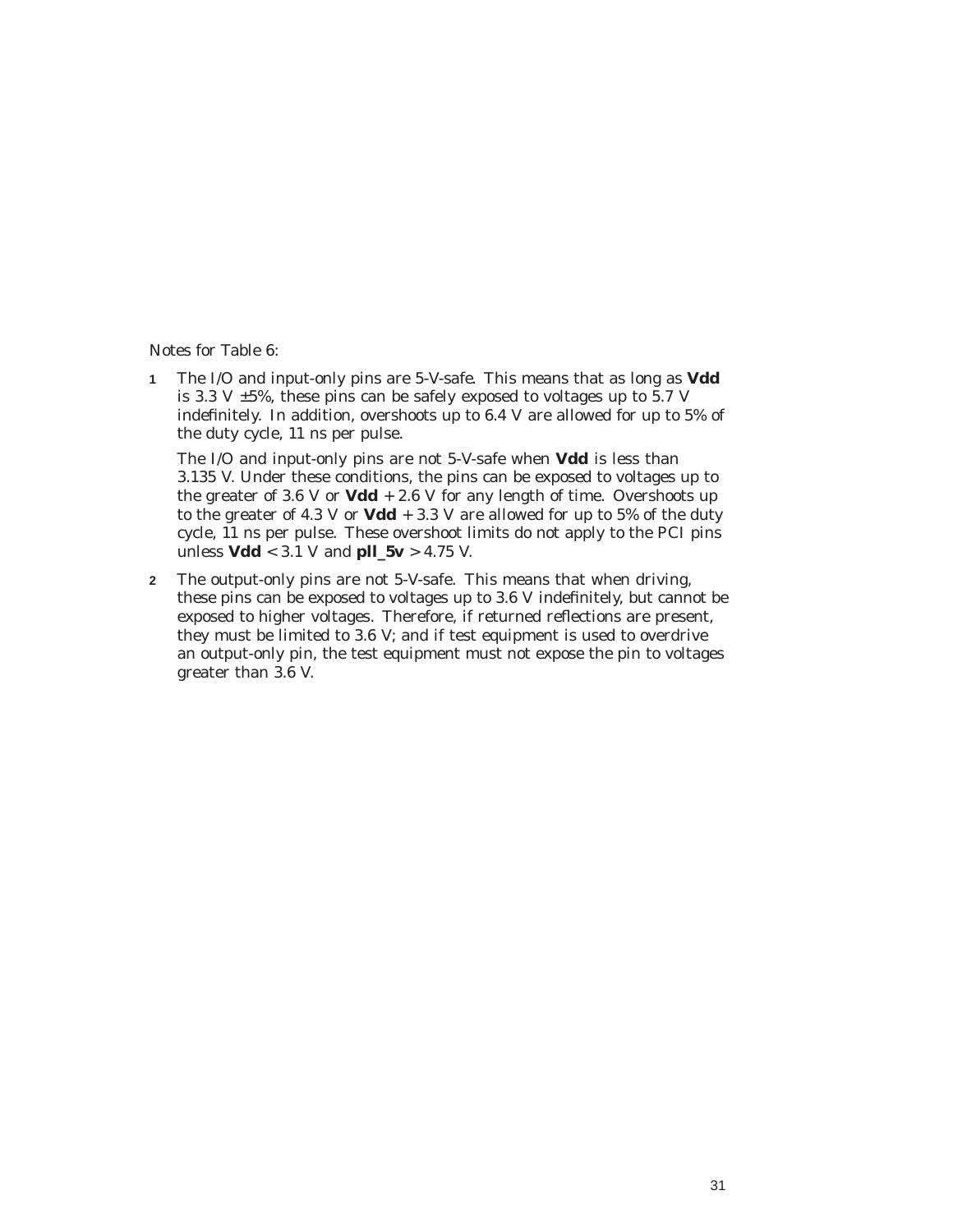Notes for Table 6:

1. The I/O and input-only pins are 5-V-safe. This means that as long as **Vdd** is 3.3 V ±5%, these pins can be safely exposed to voltages up to 5.7 V indefinitely. In addition, overshoots up to 6.4 V are allowed for up to 5% of the duty cycle, 11 ns per pulse.

   The I/O and input-only pins are not 5-V-safe when **Vdd** is less than 3.135 V. Under these conditions, the pins can be exposed to voltages up to the greater of 3.6 V or **Vdd** + 2.6 V for any length of time. Overshoots up to the greater of 4.3 V or **Vdd** + 3.3 V are allowed for up to 5% of the duty cycle, 11 ns per pulse. These overshoot limits do not apply to the PCI pins unless **Vdd** < 3.1 V and **pll_5v** > 4.75 V.

2. The output-only pins are not 5-V-safe. This means that when driving, these pins can be exposed to voltages up to 3.6 V indefinitely, but cannot be exposed to higher voltages. Therefore, if returned reflections are present, they must be limited to 3.6 V; and if test equipment is used to overdrive an output-only pin, the test equipment must not expose the pin to voltages greater than 3.6 V.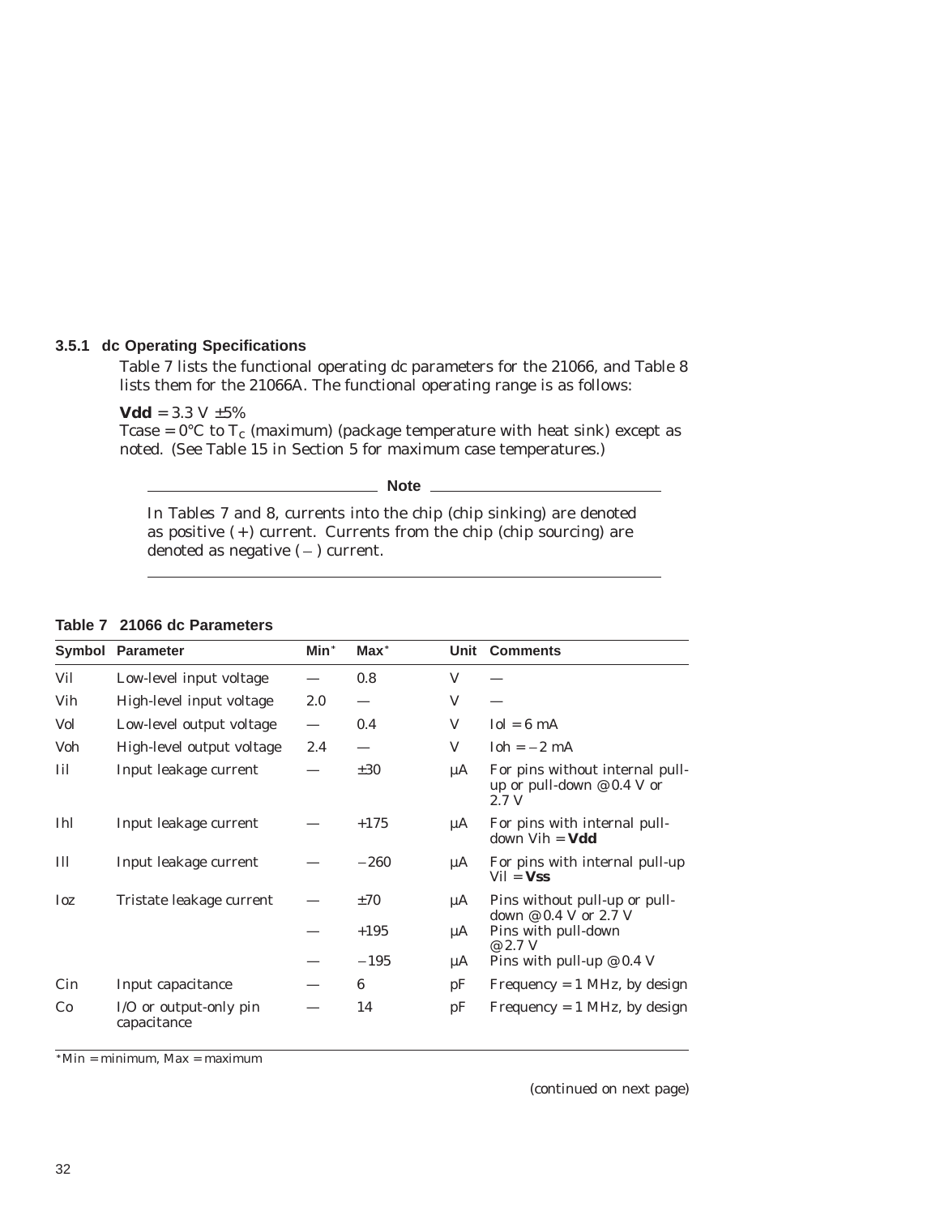### 3.5.1 dc Operating Specifications

Table 7 lists the functional operating dc parameters for the 21066, and Table 8 lists them for the 21066A. The functional operating range is as follows:

**Vdd** = 3.3 V ±5%
Tcase = 0°C to $T_C$ (maximum) (package temperature with heat sink) except as noted. (See Table 15 in Section 5 for maximum case temperatures.)

---

**Note**

In Tables 7 and 8, currents into the chip (chip sinking) are denoted as positive (+) current. Currents from the chip (chip sourcing) are denoted as negative (−) current.

---

**Table 7 21066 dc Parameters**

| Symbol | Parameter | Min* | Max* | Unit | Comments |
|---|---|---|---|---|---|
| Vil | Low-level input voltage | — | 0.8 | V | — |
| Vih | High-level input voltage | 2.0 | — | V | — |
| Vol | Low-level output voltage | — | 0.4 | V | Iol = 6 mA |
| Voh | High-level output voltage | 2.4 | — | V | Ioh = −2 mA |
| Iil | Input leakage current | — | ±30 | µA | For pins without internal pull-up or pull-down @ 0.4 V or 2.7 V |
| Ihl | Input leakage current | — | +175 | µA | For pins with internal pull-down Vih = **Vdd** |
| Ill | Input leakage current | — | −260 | µA | For pins with internal pull-up Vil = **Vss** |
| Ioz | Tristate leakage current | — | ±70 | µA | Pins without pull-up or pull-down @ 0.4 V or 2.7 V |
| | | — | +195 | µA | Pins with pull-down @ 2.7 V |
| | | — | −195 | µA | Pins with pull-up @ 0.4 V |
| Cin | Input capacitance | — | 6 | pF | Frequency = 1 MHz, by design |
| Co | I/O or output-only pin capacitance | — | 14 | pF | Frequency = 1 MHz, by design |

*Min = minimum, Max = maximum

(continued on next page)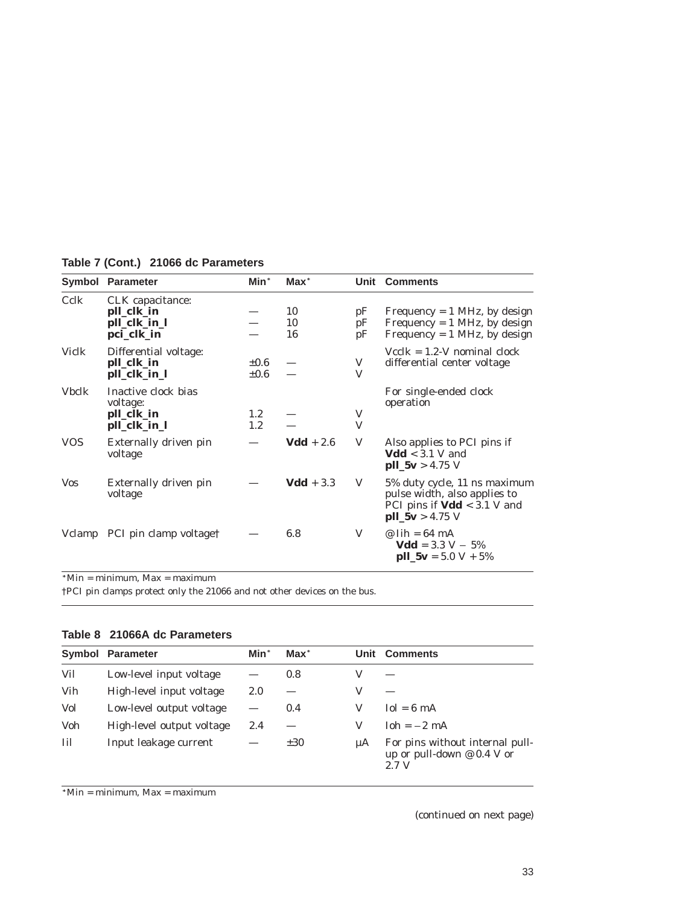**Table 7 (Cont.) 21066 dc Parameters**

| Symbol | Parameter | Min* | Max* | Unit | Comments |
|---|---|---|---|---|---|
| Cclk | CLK capacitance: | | | | |
| | **pll_clk_in** | — | 10 | pF | Frequency = 1 MHz, by design |
| | **pll_clk_in_l** | — | 10 | pF | Frequency = 1 MHz, by design |
| | **pci_clk_in** | — | 16 | pF | Frequency = 1 MHz, by design |
| Viclk | Differential voltage: | | | | Vcclk = 1.2-V nominal clock differential center voltage |
| | **pll_clk_in** | ±0.6 | — | V | |
| | **pll_clk_in_l** | ±0.6 | — | V | |
| Vbclk | Inactive clock bias voltage: | | | | For single-ended clock operation |
| | **pll_clk_in** | 1.2 | — | V | |
| | **pll_clk_in_l** | 1.2 | — | V | |
| VOS | Externally driven pin voltage | — | **Vdd** + 2.6 | V | Also applies to PCI pins if **Vdd** < 3.1 V and **pll_5v** > 4.75 V |
| Vos | Externally driven pin voltage | — | **Vdd** + 3.3 | V | 5% duty cycle, 11 ns maximum pulse width, also applies to PCI pins if **Vdd** < 3.1 V and **pll_5v** > 4.75 V |
| Vclamp | PCI pin clamp voltage† | — | 6.8 | V | @ Iih = 64 mA **Vdd** = 3.3 V − 5% **pll_5v** = 5.0 V + 5% |

*Min = minimum, Max = maximum

†PCI pin clamps protect only the 21066 and not other devices on the bus.

**Table 8 21066A dc Parameters**

| Symbol | Parameter | Min* | Max* | Unit | Comments |
|---|---|---|---|---|---|
| Vil | Low-level input voltage | — | 0.8 | V | — |
| Vih | High-level input voltage | 2.0 | — | V | — |
| Vol | Low-level output voltage | — | 0.4 | V | Iol = 6 mA |
| Voh | High-level output voltage | 2.4 | — | V | Ioh = −2 mA |
| Iil | Input leakage current | — | ±30 | µA | For pins without internal pull-up or pull-down @ 0.4 V or 2.7 V |

*Min = minimum, Max = maximum

(continued on next page)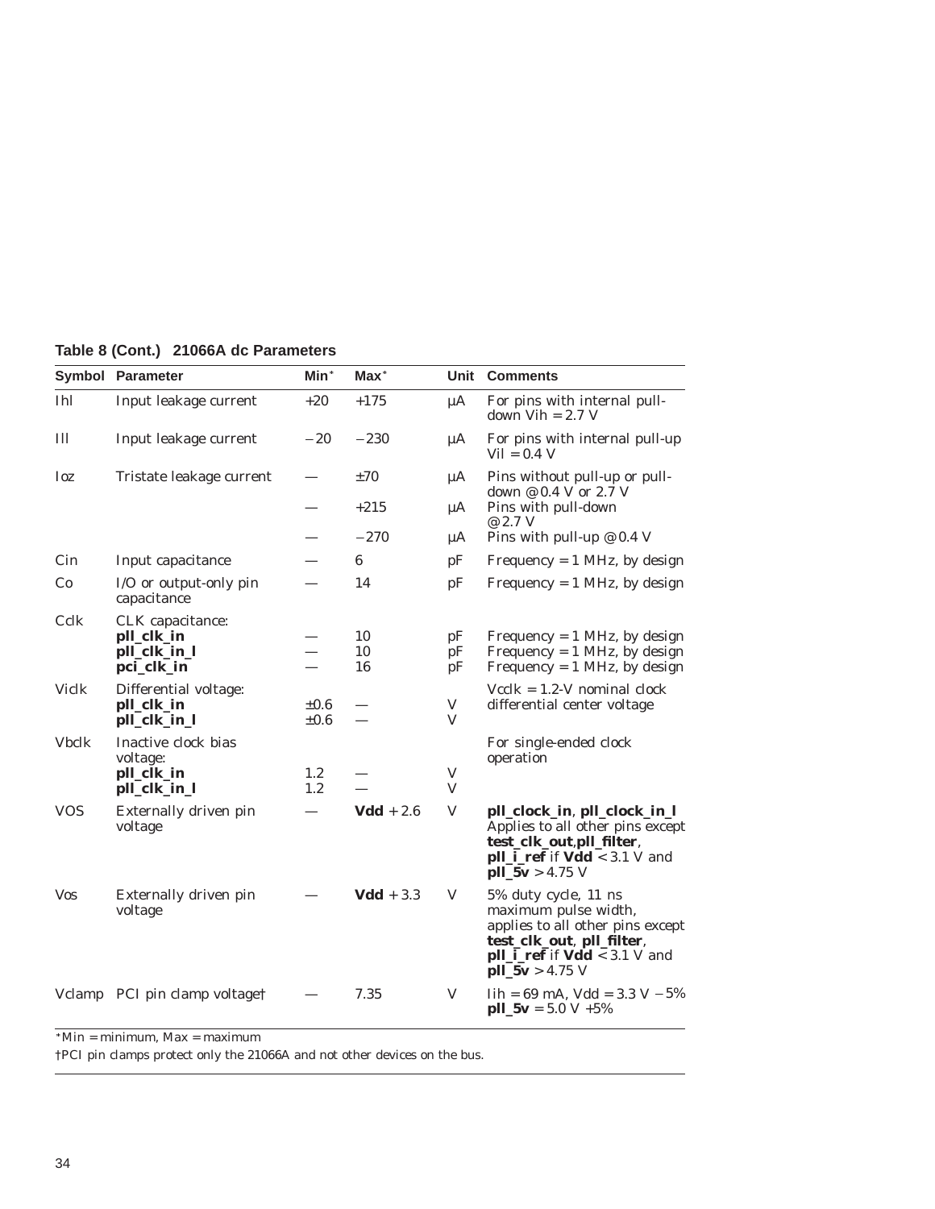**Table 8 (Cont.) 21066A dc Parameters**

| Symbol | Parameter | Min* | Max* | Unit | Comments |
|---|---|---|---|---|---|
| Ihl | Input leakage current | +20 | +175 | µA | For pins with internal pull-down Vih = 2.7 V |
| Ill | Input leakage current | −20 | −230 | µA | For pins with internal pull-up Vil = 0.4 V |
| Ioz | Tristate leakage current | — | ±70 | µA | Pins without pull-up or pull-down @ 0.4 V or 2.7 V |
| | | — | +215 | µA | Pins with pull-down @ 2.7 V |
| | | — | −270 | µA | Pins with pull-up @ 0.4 V |
| Cin | Input capacitance | — | 6 | pF | Frequency = 1 MHz, by design |
| Co | I/O or output-only pin capacitance | — | 14 | pF | Frequency = 1 MHz, by design |
| Cclk | CLK capacitance: | | | | |
| | **pll_clk_in** | — | 10 | pF | Frequency = 1 MHz, by design |
| | **pll_clk_in_l** | — | 10 | pF | Frequency = 1 MHz, by design |
| | **pci_clk_in** | — | 16 | pF | Frequency = 1 MHz, by design |
| Viclk | Differential voltage: | | | | Vcclk = 1.2-V nominal clock differential center voltage |
| | **pll_clk_in** | ±0.6 | — | V | |
| | **pll_clk_in_l** | ±0.6 | — | V | |
| Vbclk | Inactive clock bias voltage: | | | | For single-ended clock operation |
| | **pll_clk_in** | 1.2 | — | V | |
| | **pll_clk_in_l** | 1.2 | — | V | |
| VOS | Externally driven pin voltage | — | **Vdd** + 2.6 | V | **pll_clock_in**, **pll_clock_in_l** Applies to all other pins except **test_clk_out**,**pll_filter**, **pll_i_ref** if **Vdd** < 3.1 V and **pll_5v** > 4.75 V |
| Vos | Externally driven pin voltage | — | **Vdd** + 3.3 | V | 5% duty cycle, 11 ns maximum pulse width, applies to all other pins except **test_clk_out**, **pll_filter**, **pll_i_ref** if **Vdd** < 3.1 V and **pll_5v** > 4.75 V |
| Vclamp | PCI pin clamp voltage† | — | 7.35 | V | Iih = 69 mA, Vdd = 3.3 V −5% **pll_5v** = 5.0 V +5% |

*Min = minimum, Max = maximum

†PCI pin clamps protect only the 21066A and not other devices on the bus.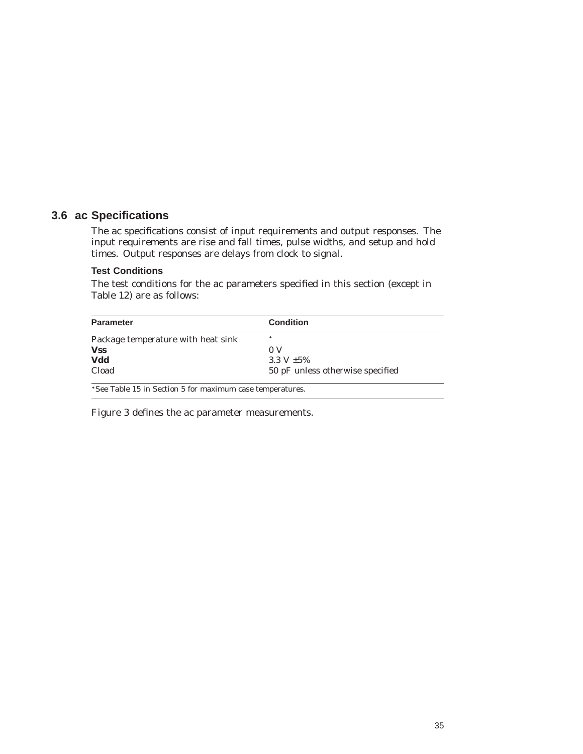## 3.6 ac Specifications

The ac specifications consist of input requirements and output responses. The input requirements are rise and fall times, pulse widths, and setup and hold times. Output responses are delays from clock to signal.

### Test Conditions

The test conditions for the ac parameters specified in this section (except in Table 12) are as follows:

| Parameter | Condition |
|---|---|
| Package temperature with heat sink | * |
| **Vss** | 0 V |
| **Vdd** | 3.3 V ±5% |
| Cload | 50 pF unless otherwise specified |

* See Table 15 in Section 5 for maximum case temperatures.

Figure 3 defines the ac parameter measurements.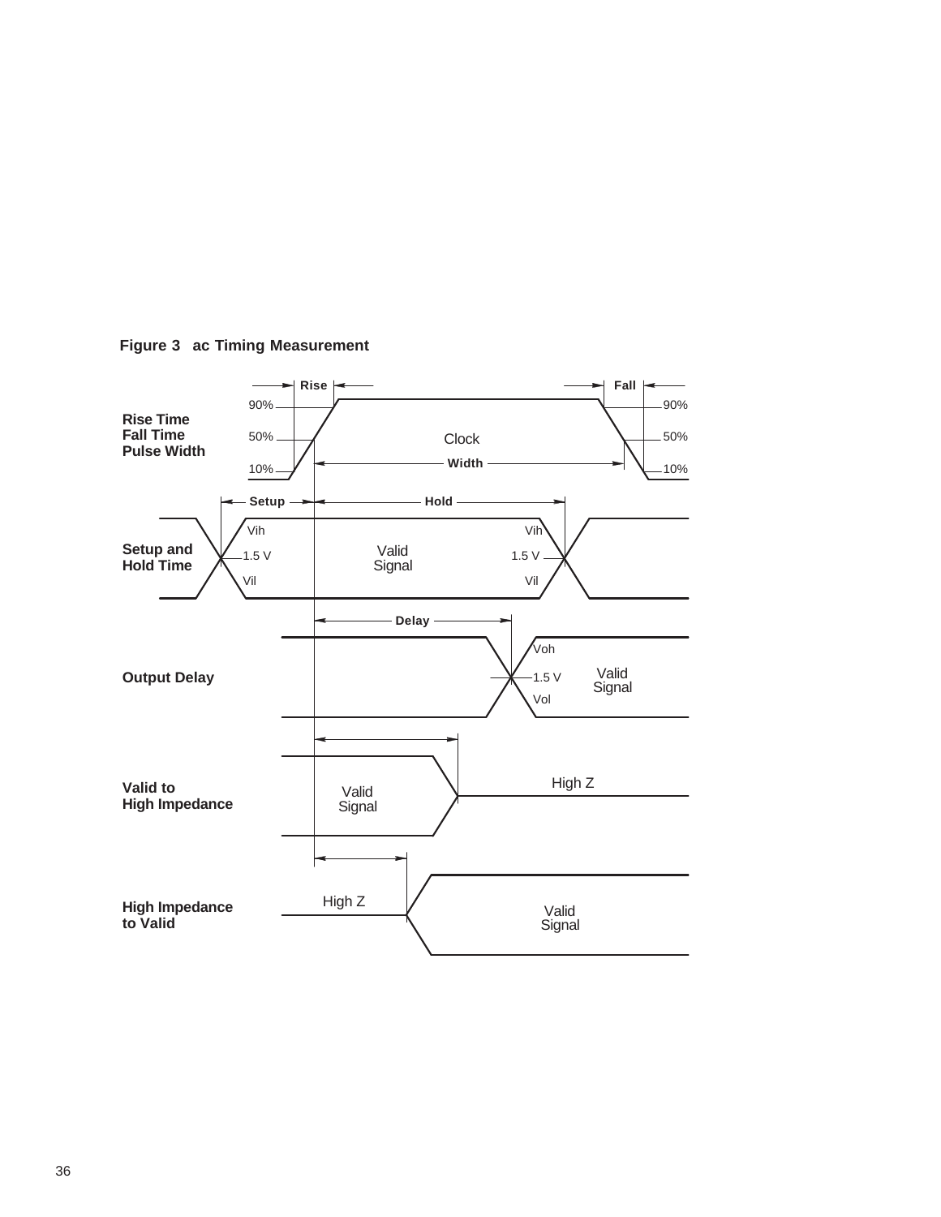**Figure 3   ac Timing Measurement**

Rise Time
Fall Time
Pulse Width

Rise | Fall | 90% | 50% | 10% | Clock | Width

Setup and Hold Time

Setup | Hold | Vih | 1.5 V | Vil | Valid Signal

Output Delay

Delay | Voh | 1.5 V | Vol | Valid Signal

Valid to High Impedance

Valid Signal | High Z

High Impedance to Valid

High Z | Valid Signal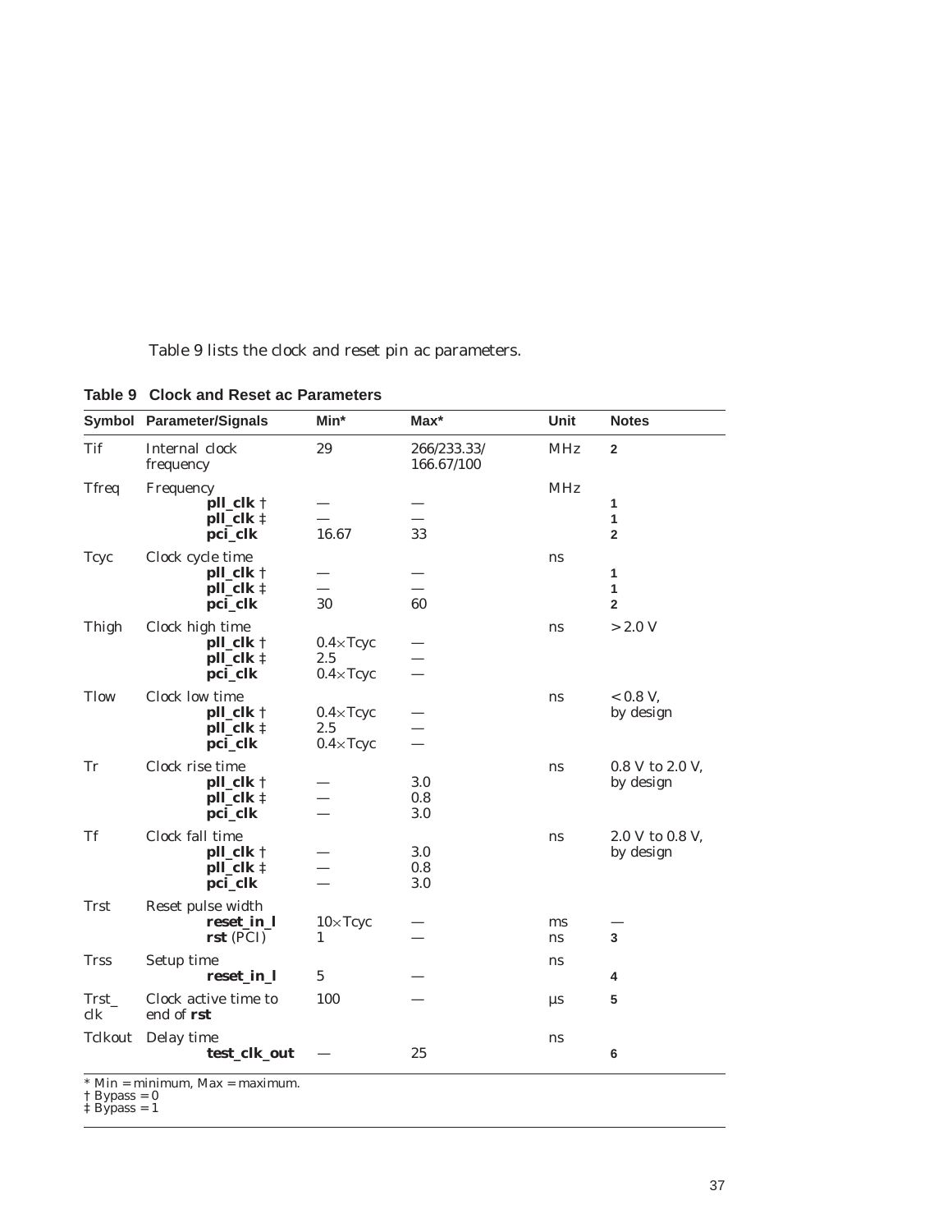Table 9 lists the clock and reset pin ac parameters.

**Table 9 Clock and Reset ac Parameters**

| Symbol | Parameter/Signals | Min* | Max* | Unit | Notes |
|---|---|---|---|---|---|
| Tif | Internal clock frequency | 29 | 266/233.33/ 166.67/100 | MHz | 2 |
| Tfreq | Frequency | | | MHz | |
| | **pll_clk** † | — | — | | 1 |
| | **pll_clk** ‡ | — | — | | 1 |
| | **pci_clk** | 16.67 | 33 | | 2 |
| Tcyc | Clock cycle time | | | ns | |
| | **pll_clk** † | — | — | | 1 |
| | **pll_clk** ‡ | — | — | | 1 |
| | **pci_clk** | 30 | 60 | | 2 |
| Thigh | Clock high time | | | ns | > 2.0 V |
| | **pll_clk** † | 0.4×Tcyc | — | | |
| | **pll_clk** ‡ | 2.5 | — | | |
| | **pci_clk** | 0.4×Tcyc | — | | |
| Tlow | Clock low time | | | ns | < 0.8 V, by design |
| | **pll_clk** † | 0.4×Tcyc | — | | |
| | **pll_clk** ‡ | 2.5 | — | | |
| | **pci_clk** | 0.4×Tcyc | — | | |
| Tr | Clock rise time | | | ns | 0.8 V to 2.0 V, by design |
| | **pll_clk** † | — | 3.0 | | |
| | **pll_clk** ‡ | — | 0.8 | | |
| | **pci_clk** | — | 3.0 | | |
| Tf | Clock fall time | | | ns | 2.0 V to 0.8 V, by design |
| | **pll_clk** † | — | 3.0 | | |
| | **pll_clk** ‡ | — | 0.8 | | |
| | **pci_clk** | — | 3.0 | | |
| Trst | Reset pulse width | | | | |
| | **reset_in_l** | 10×Tcyc | — | ms | — |
| | **rst** (PCI) | 1 | — | ns | 3 |
| Trss | Setup time | | | ns | |
| | **reset_in_l** | 5 | — | | 4 |
| Trst_clk | Clock active time to end of **rst** | 100 | — | µs | 5 |
| Tclkout | Delay time | | | ns | |
| | **test_clk_out** | — | 25 | | 6 |

\* Min = minimum, Max = maximum.
† Bypass = 0
‡ Bypass = 1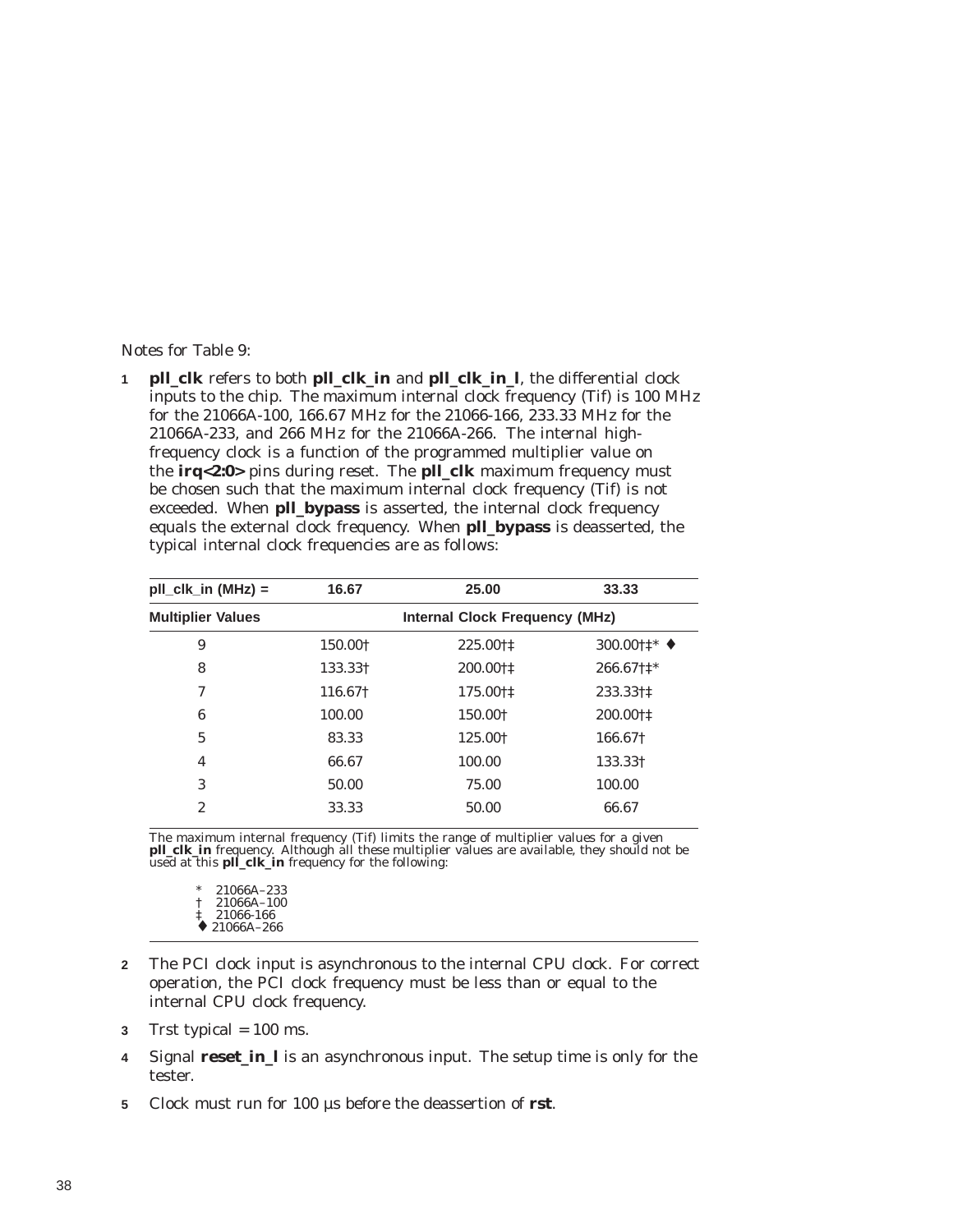Notes for Table 9:

1. **pll_clk** refers to both **pll_clk_in** and **pll_clk_in_l**, the differential clock inputs to the chip. The maximum internal clock frequency (Tif) is 100 MHz for the 21066A-100, 166.67 MHz for the 21066-166, 233.33 MHz for the 21066A-233, and 266 MHz for the 21066A-266. The internal high-frequency clock is a function of the programmed multiplier value on the **irq<2:0>** pins during reset. The **pll_clk** maximum frequency must be chosen such that the maximum internal clock frequency (Tif) is not exceeded. When **pll_bypass** is asserted, the internal clock frequency equals the external clock frequency. When **pll_bypass** is deasserted, the typical internal clock frequencies are as follows:

| pll_clk_in (MHz) = | 16.67 | 25.00 | 33.33 |
|---|---|---|---|
| **Multiplier Values** | **Internal Clock Frequency (MHz)** | | |
| 9 | 150.00† | 225.00†‡ | 300.00†‡* ♦ |
| 8 | 133.33† | 200.00†‡ | 266.67†‡* |
| 7 | 116.67† | 175.00†‡ | 233.33†‡ |
| 6 | 100.00 | 150.00† | 200.00†‡ |
| 5 | 83.33 | 125.00† | 166.67† |
| 4 | 66.67 | 100.00 | 133.33† |
| 3 | 50.00 | 75.00 | 100.00 |
| 2 | 33.33 | 50.00 | 66.67 |

The maximum internal frequency (Tif) limits the range of multiplier values for a given **pll_clk_in** frequency. Although all these multiplier values are available, they should not be used at this **pll_clk_in** frequency for the following:

\* 21066A–233
† 21066A–100
‡ 21066-166
♦ 21066A–266

2. The PCI clock input is asynchronous to the internal CPU clock. For correct operation, the PCI clock frequency must be less than or equal to the internal CPU clock frequency.

3. Trst typical = 100 ms.

4. Signal **reset_in_l** is an asynchronous input. The setup time is only for the tester.

5. Clock must run for 100 µs before the deassertion of **rst**.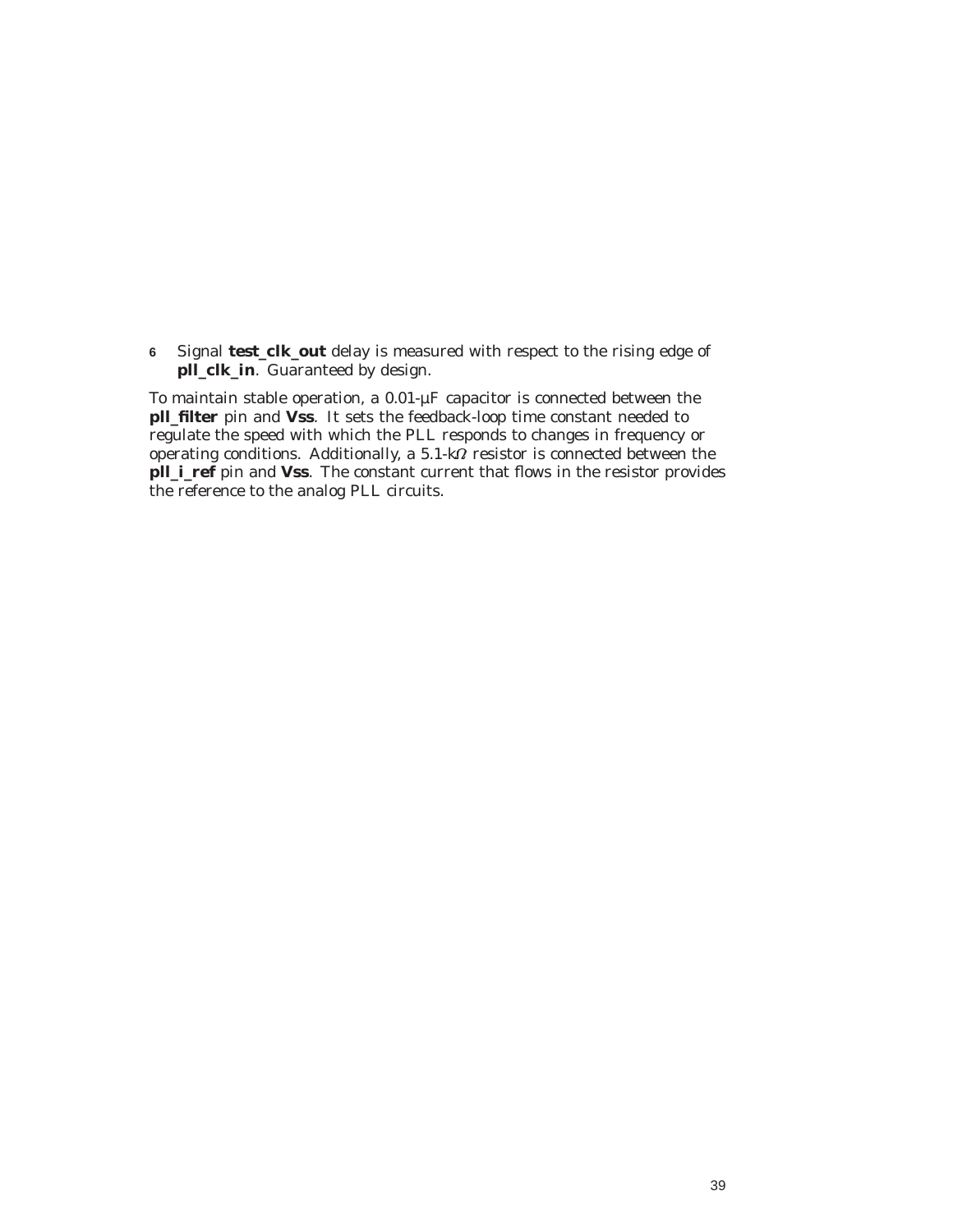6 Signal **test_clk_out** delay is measured with respect to the rising edge of **pll_clk_in**. Guaranteed by design.

To maintain stable operation, a 0.01-µF capacitor is connected between the **pll_filter** pin and **Vss**. It sets the feedback-loop time constant needed to regulate the speed with which the PLL responds to changes in frequency or operating conditions. Additionally, a 5.1-kΩ resistor is connected between the **pll_i_ref** pin and **Vss**. The constant current that flows in the resistor provides the reference to the analog PLL circuits.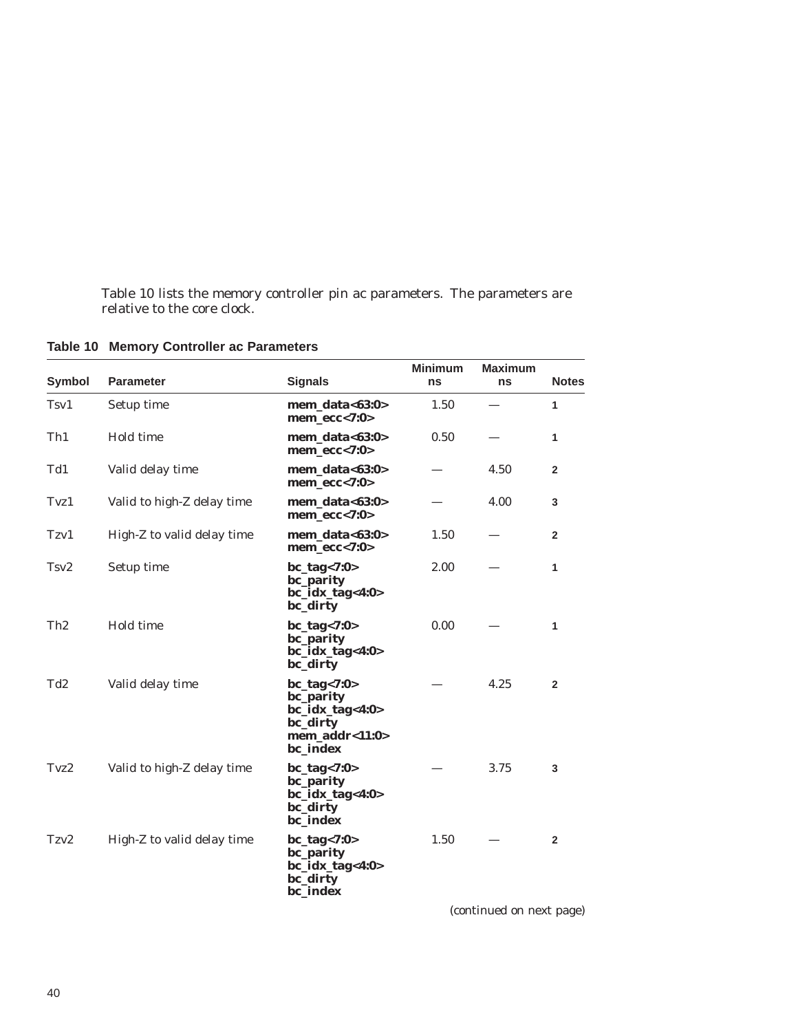Table 10 lists the memory controller pin ac parameters. The parameters are relative to the core clock.

**Table 10 Memory Controller ac Parameters**

| Symbol | Parameter | Signals | Minimum ns | Maximum ns | Notes |
|---|---|---|---|---|---|
| Tsv1 | Setup time | **mem_data<63:0>** **mem_ecc<7:0>** | 1.50 | — | 1 |
| Th1 | Hold time | **mem_data<63:0>** **mem_ecc<7:0>** | 0.50 | — | 1 |
| Td1 | Valid delay time | **mem_data<63:0>** **mem_ecc<7:0>** | — | 4.50 | 2 |
| Tvz1 | Valid to high-Z delay time | **mem_data<63:0>** **mem_ecc<7:0>** | — | 4.00 | 3 |
| Tzv1 | High-Z to valid delay time | **mem_data<63:0>** **mem_ecc<7:0>** | 1.50 | — | 2 |
| Tsv2 | Setup time | **bc_tag<7:0>** **bc_parity** **bc_idx_tag<4:0>** **bc_dirty** | 2.00 | — | 1 |
| Th2 | Hold time | **bc_tag<7:0>** **bc_parity** **bc_idx_tag<4:0>** **bc_dirty** | 0.00 | — | 1 |
| Td2 | Valid delay time | **bc_tag<7:0>** **bc_parity** **bc_idx_tag<4:0>** **bc_dirty** **mem_addr<11:0>** **bc_index** | — | 4.25 | 2 |
| Tvz2 | Valid to high-Z delay time | **bc_tag<7:0>** **bc_parity** **bc_idx_tag<4:0>** **bc_dirty** **bc_index** | — | 3.75 | 3 |
| Tzv2 | High-Z to valid delay time | **bc_tag<7:0>** **bc_parity** **bc_idx_tag<4:0>** **bc_dirty** **bc_index** | 1.50 | — | 2 |

*(continued on next page)*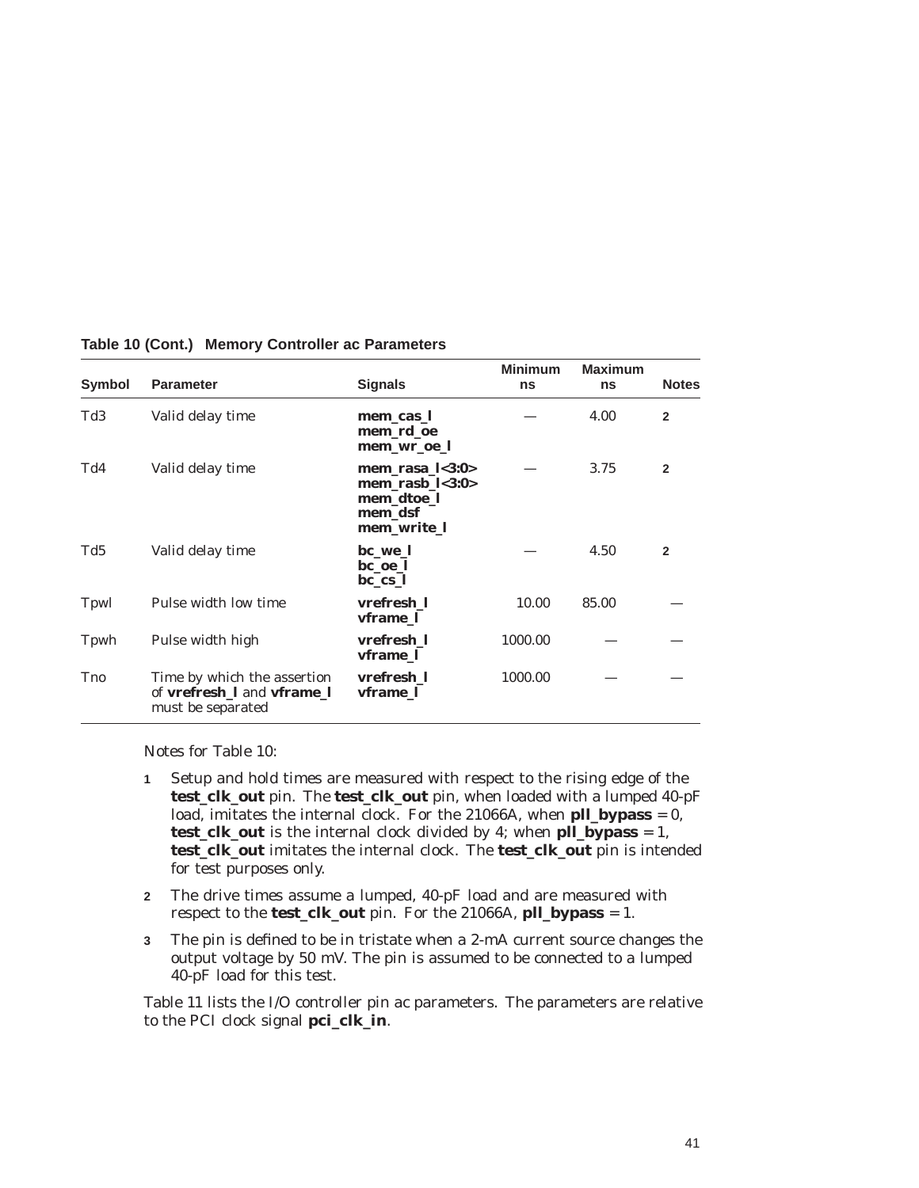**Table 10 (Cont.) Memory Controller ac Parameters**

| Symbol | Parameter | Signals | Minimum ns | Maximum ns | Notes |
|---|---|---|---|---|---|
| Td3 | Valid delay time | **mem_cas_l**<br>**mem_rd_oe**<br>**mem_wr_oe_l** | — | 4.00 | 2 |
| Td4 | Valid delay time | **mem_rasa_l<3:0>**<br>**mem_rasb_l<3:0>**<br>**mem_dtoe_l**<br>**mem_dsf**<br>**mem_write_l** | — | 3.75 | 2 |
| Td5 | Valid delay time | **bc_we_l**<br>**bc_oe_l**<br>**bc_cs_l** | — | 4.50 | 2 |
| Tpwl | Pulse width low time | **vrefresh_l**<br>**vframe_l** | 10.00 | 85.00 | — |
| Tpwh | Pulse width high | **vrefresh_l**<br>**vframe_l** | 1000.00 | — | — |
| Tno | Time by which the assertion of **vrefresh_l** and **vframe_l** must be separated | **vrefresh_l**<br>**vframe_l** | 1000.00 | — | — |

Notes for Table 10:

1. Setup and hold times are measured with respect to the rising edge of the **test_clk_out** pin. The **test_clk_out** pin, when loaded with a lumped 40-pF load, imitates the internal clock. For the 21066A, when **pll_bypass** = 0, **test_clk_out** is the internal clock divided by 4; when **pll_bypass** = 1, **test_clk_out** imitates the internal clock. The **test_clk_out** pin is intended for test purposes only.
2. The drive times assume a lumped, 40-pF load and are measured with respect to the **test_clk_out** pin. For the 21066A, **pll_bypass** = 1.
3. The pin is defined to be in tristate when a 2-mA current source changes the output voltage by 50 mV. The pin is assumed to be connected to a lumped 40-pF load for this test.

Table 11 lists the I/O controller pin ac parameters. The parameters are relative to the PCI clock signal **pci_clk_in**.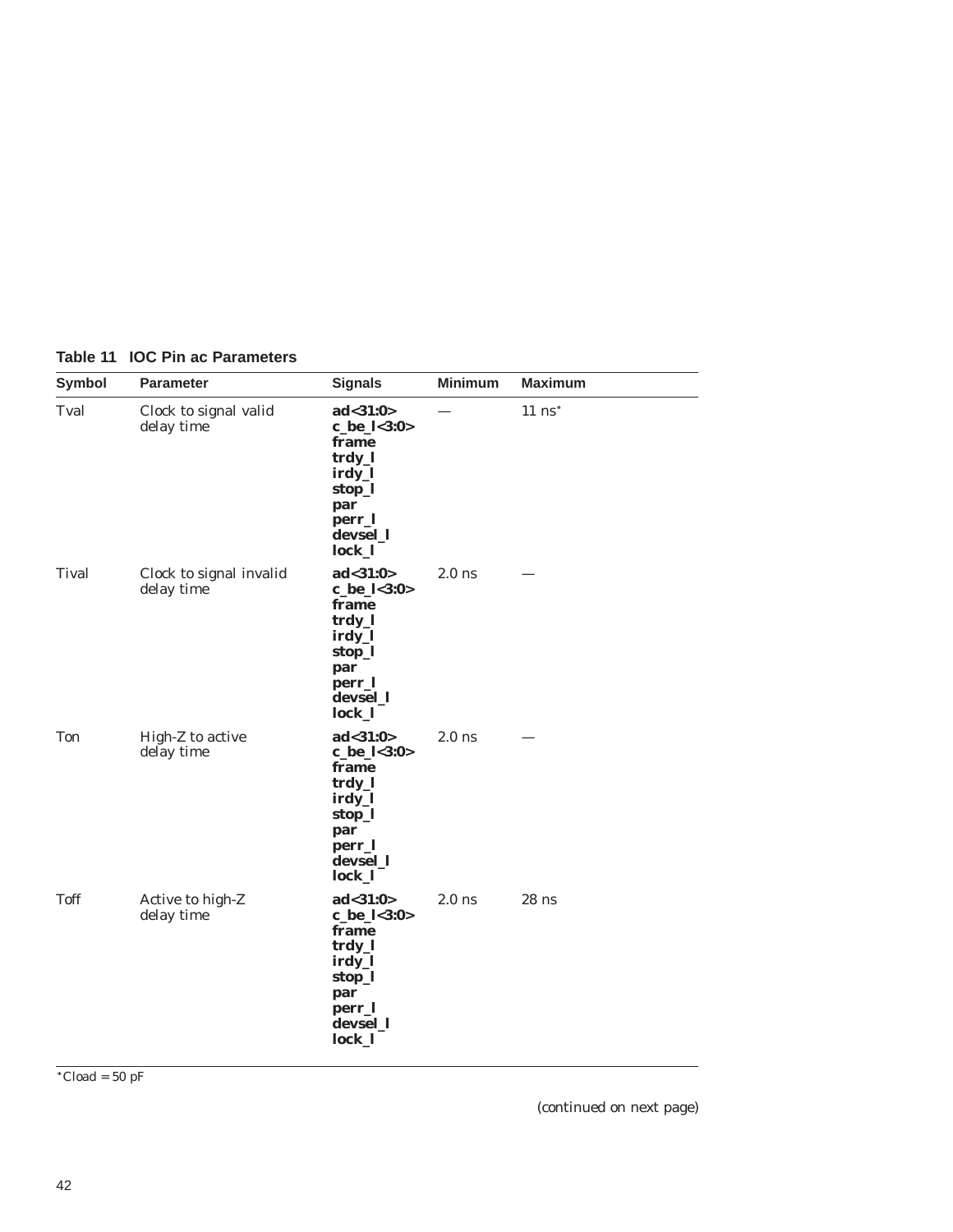**Table 11 IOC Pin ac Parameters**

| Symbol | Parameter | Signals | Minimum | Maximum |
|---|---|---|---|---|
| Tval | Clock to signal valid delay time | **ad<31:0>**<br>**c_be_l<3:0>**<br>**frame**<br>**trdy_l**<br>**irdy_l**<br>**stop_l**<br>**par**<br>**perr_l**<br>**devsel_l**<br>**lock_l** | — | 11 ns* |
| Tival | Clock to signal invalid delay time | **ad<31:0>**<br>**c_be_l<3:0>**<br>**frame**<br>**trdy_l**<br>**irdy_l**<br>**stop_l**<br>**par**<br>**perr_l**<br>**devsel_l**<br>**lock_l** | 2.0 ns | — |
| Ton | High-Z to active delay time | **ad<31:0>**<br>**c_be_l<3:0>**<br>**frame**<br>**trdy_l**<br>**irdy_l**<br>**stop_l**<br>**par**<br>**perr_l**<br>**devsel_l**<br>**lock_l** | 2.0 ns | — |
| Toff | Active to high-Z delay time | **ad<31:0>**<br>**c_be_l<3:0>**<br>**frame**<br>**trdy_l**<br>**irdy_l**<br>**stop_l**<br>**par**<br>**perr_l**<br>**devsel_l**<br>**lock_l** | 2.0 ns | 28 ns |

*Cload = 50 pF

(continued on next page)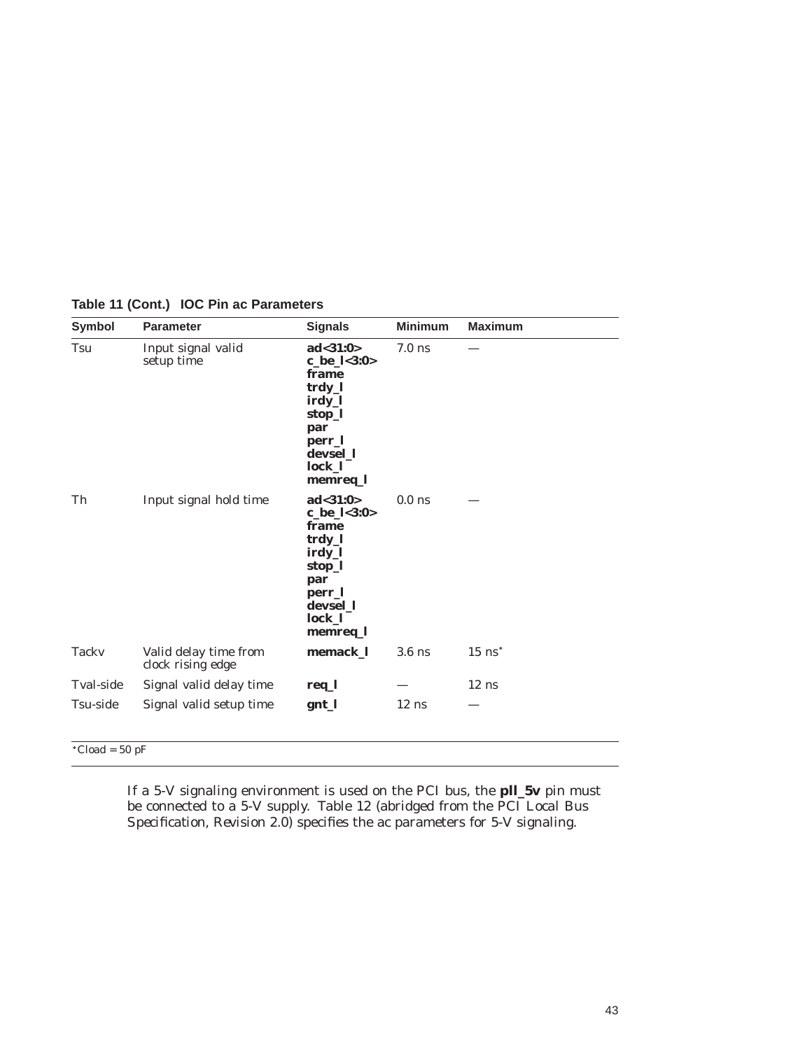**Table 11 (Cont.) IOC Pin ac Parameters**

| Symbol | Parameter | Signals | Minimum | Maximum |
|---|---|---|---|---|
| Tsu | Input signal valid setup time | **ad<31:0>**<br>**c_be_l<3:0>**<br>**frame**<br>**trdy_l**<br>**irdy_l**<br>**stop_l**<br>**par**<br>**perr_l**<br>**devsel_l**<br>**lock_l**<br>**memreq_l** | 7.0 ns | — |
| Th | Input signal hold time | **ad<31:0>**<br>**c_be_l<3:0>**<br>**frame**<br>**trdy_l**<br>**irdy_l**<br>**stop_l**<br>**par**<br>**perr_l**<br>**devsel_l**<br>**lock_l**<br>**memreq_l** | 0.0 ns | — |
| Tackv | Valid delay time from clock rising edge | **memack_l** | 3.6 ns | 15 ns* |
| Tval-side | Signal valid delay time | **req_l** | — | 12 ns |
| Tsu-side | Signal valid setup time | **gnt_l** | 12 ns | — |

*Cload = 50 pF

If a 5-V signaling environment is used on the PCI bus, the **pll_5v** pin must be connected to a 5-V supply. Table 12 (abridged from the *PCI Local Bus Specification, Revision 2.0*) specifies the ac parameters for 5-V signaling.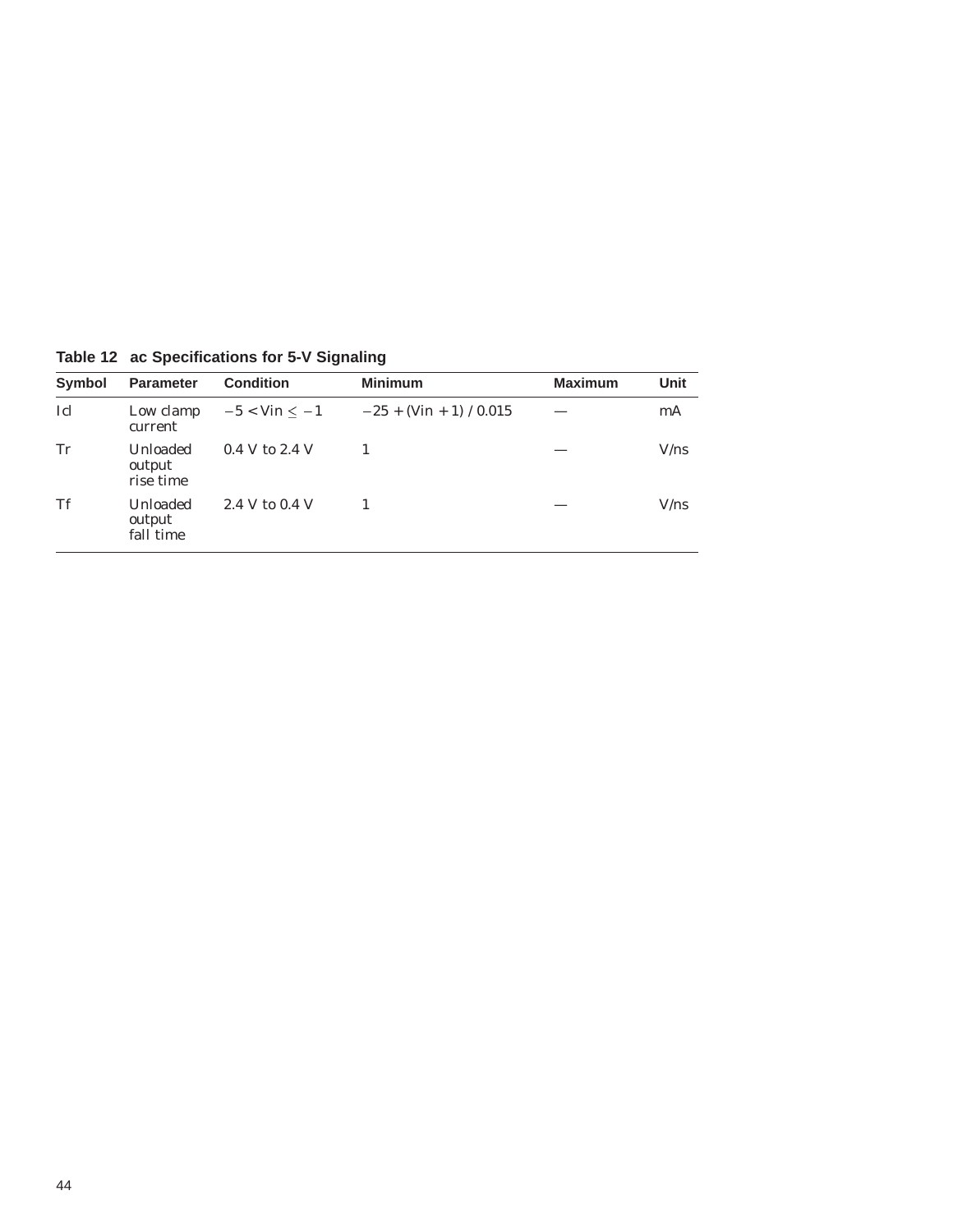**Table 12   ac Specifications for 5-V Signaling**

| Symbol | Parameter | Condition | Minimum | Maximum | Unit |
|---|---|---|---|---|---|
| Icl | Low clamp current | $-5 < Vin \leq -1$ | $-25 + (Vin + 1) / 0.015$ | — | mA |
| Tr | Unloaded output rise time | 0.4 V to 2.4 V | 1 | — | V/ns |
| Tf | Unloaded output fall time | 2.4 V to 0.4 V | 1 | — | V/ns |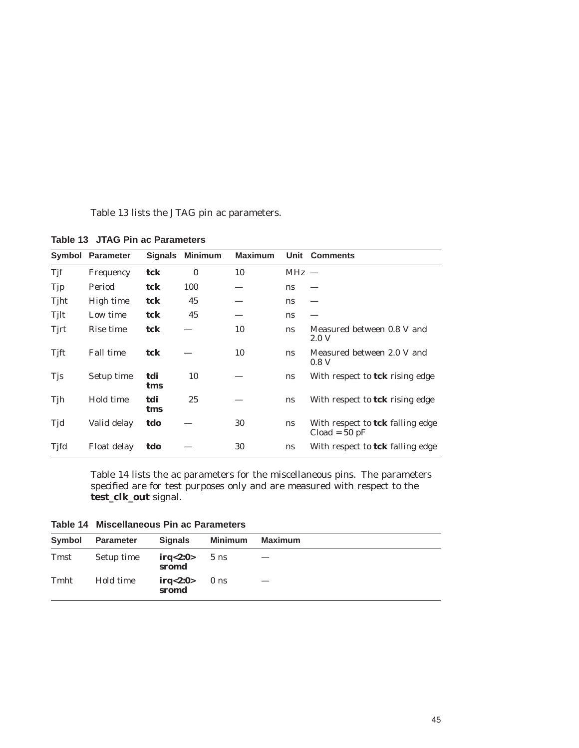Table 13 lists the JTAG pin ac parameters.

**Table 13 JTAG Pin ac Parameters**

| Symbol | Parameter | Signals | Minimum | Maximum | Unit | Comments |
|---|---|---|---|---|---|---|
| Tjf | Frequency | **tck** | 0 | 10 | MHz | — |
| Tjp | Period | **tck** | 100 | — | ns | — |
| Tjht | High time | **tck** | 45 | — | ns | — |
| Tjlt | Low time | **tck** | 45 | — | ns | — |
| Tjrt | Rise time | **tck** | — | 10 | ns | Measured between 0.8 V and 2.0 V |
| Tjft | Fall time | **tck** | — | 10 | ns | Measured between 2.0 V and 0.8 V |
| Tjs | Setup time | **tdi** **tms** | 10 | — | ns | With respect to **tck** rising edge |
| Tjh | Hold time | **tdi** **tms** | 25 | — | ns | With respect to **tck** rising edge |
| Tjd | Valid delay | **tdo** | — | 30 | ns | With respect to **tck** falling edge Cload = 50 pF |
| Tjfd | Float delay | **tdo** | — | 30 | ns | With respect to **tck** falling edge |

Table 14 lists the ac parameters for the miscellaneous pins. The parameters specified are for test purposes only and are measured with respect to the **test_clk_out** signal.

**Table 14 Miscellaneous Pin ac Parameters**

| Symbol | Parameter | Signals | Minimum | Maximum |
|---|---|---|---|---|
| Tmst | Setup time | **irq<2:0>** **sromd** | 5 ns | — |
| Tmht | Hold time | **irq<2:0>** **sromd** | 0 ns | — |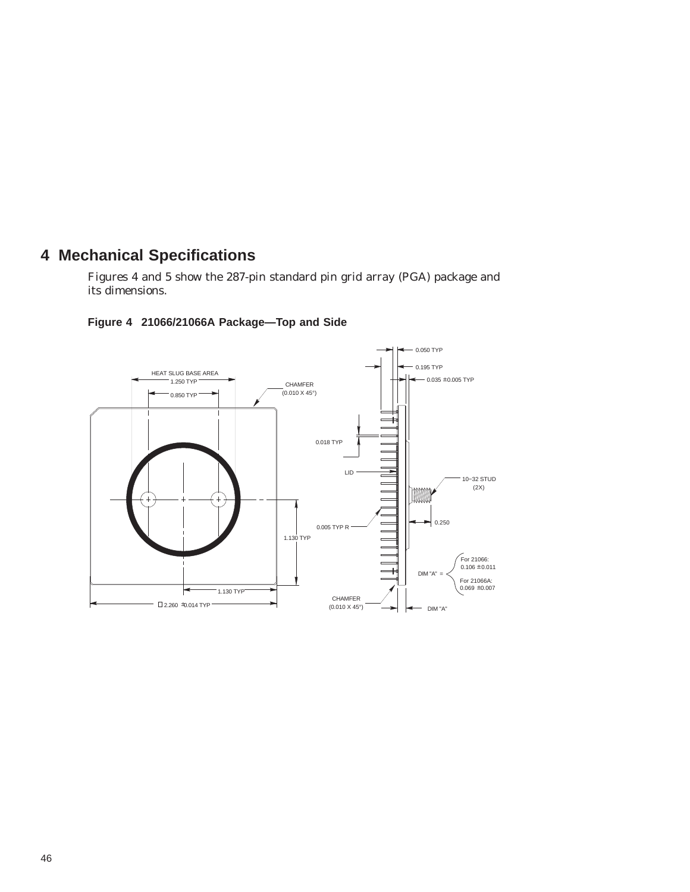# 4 Mechanical Specifications

Figures 4 and 5 show the 287-pin standard pin grid array (PGA) package and its dimensions.

**Figure 4 21066/21066A Package—Top and Side**

HEAT SLUG BASE AREA
1.250 TYP
0.850 TYP
CHAMFER
(0.010 X 45°)
1.130 TYP
1.130 TYP
□ 2.260 ±0.014 TYP

0.050 TYP
0.195 TYP
0.035 ±0.005 TYP
0.018 TYP
LID
10–32 STUD
(2X)
0.250
0.005 TYP R
DIM "A" = For 21066: 0.106 ±0.011; For 21066A: 0.069 ±0.007
CHAMFER
(0.010 X 45°)
DIM "A"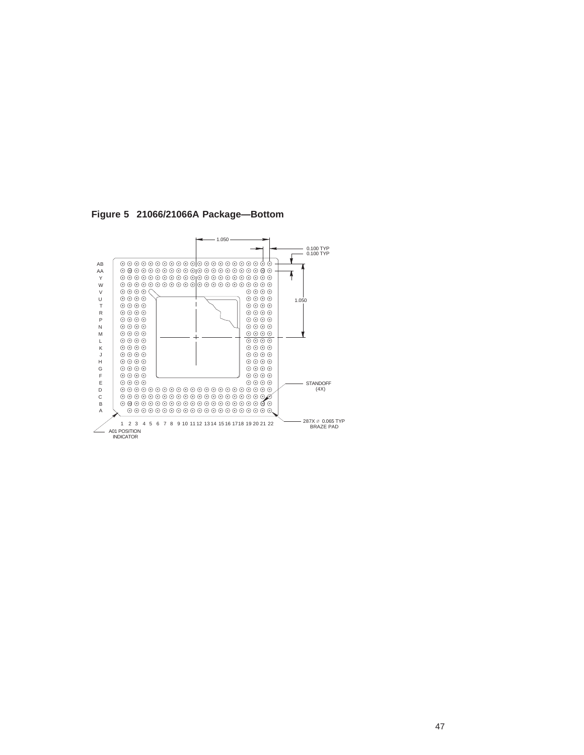**Figure 5 21066/21066A Package—Bottom**

1.050

0.100 TYP
0.100 TYP

1.050

STANDOFF (4X)

287X ⌀ 0.065 TYP BRAZE PAD

A01 POSITION INDICATOR

AB AA Y W V U T R P N M L K J H G F E D C B A

1 2 3 4 5 6 7 8 9 10 11 12 13 14 15 16 17 18 19 20 21 22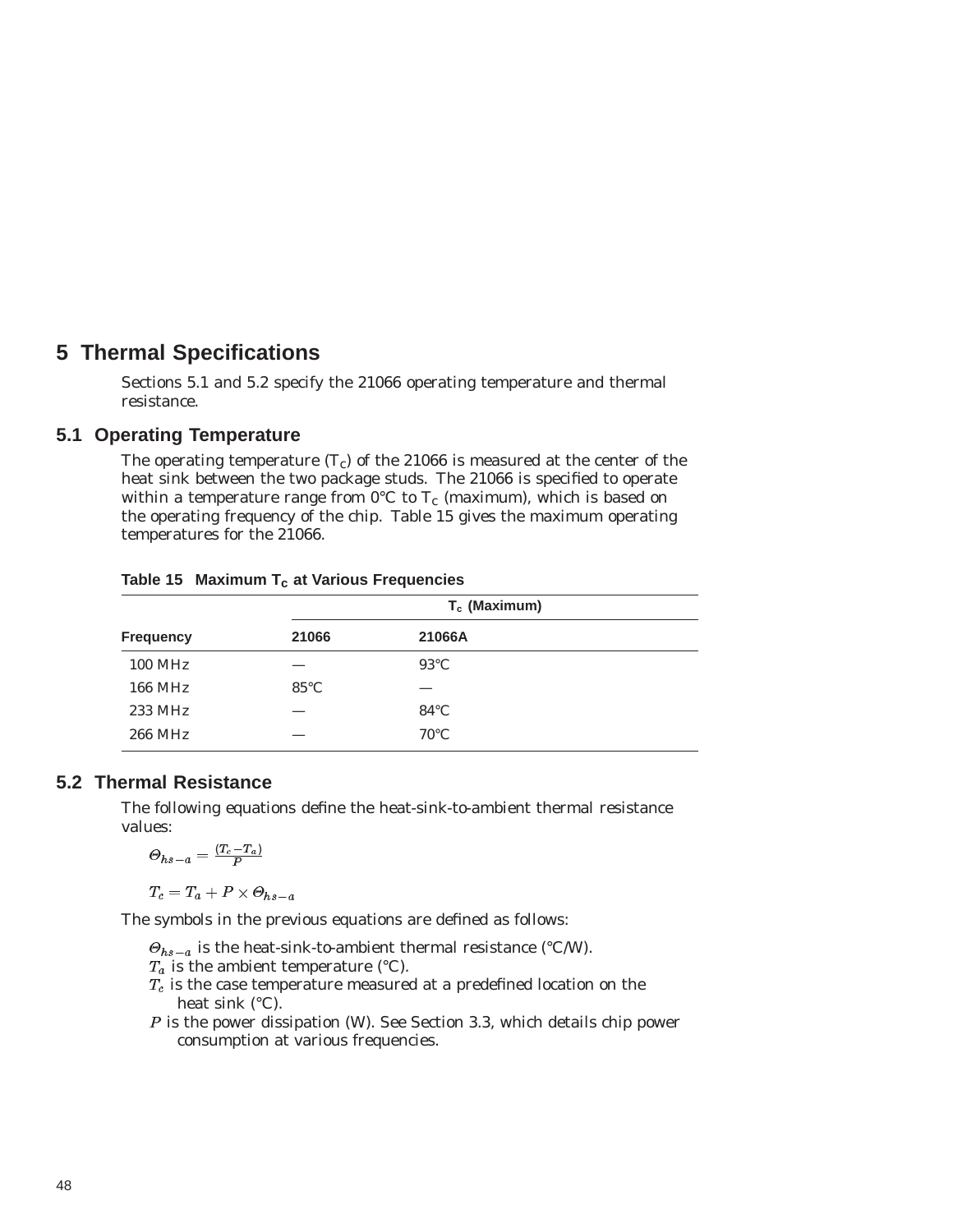# 5 Thermal Specifications

Sections 5.1 and 5.2 specify the 21066 operating temperature and thermal resistance.

## 5.1 Operating Temperature

The operating temperature ($T_C$) of the 21066 is measured at the center of the heat sink between the two package studs. The 21066 is specified to operate within a temperature range from 0°C to $T_C$ (maximum), which is based on the operating frequency of the chip. Table 15 gives the maximum operating temperatures for the 21066.

**Table 15 Maximum $T_C$ at Various Frequencies**

| | $T_c$ (Maximum) | |
|---|---|---|
| **Frequency** | **21066** | **21066A** |
| 100 MHz | — | 93°C |
| 166 MHz | 85°C | — |
| 233 MHz | — | 84°C |
| 266 MHz | — | 70°C |

## 5.2 Thermal Resistance

The following equations define the heat-sink-to-ambient thermal resistance values:

$$\Theta_{hs-a} = \frac{(T_c - T_a)}{P}$$

$$T_c = T_a + P \times \Theta_{hs-a}$$

The symbols in the previous equations are defined as follows:

$\Theta_{hs-a}$ is the heat-sink-to-ambient thermal resistance (°C/W).
$T_a$ is the ambient temperature (°C).
$T_c$ is the case temperature measured at a predefined location on the heat sink (°C).
$P$ is the power dissipation (W). See Section 3.3, which details chip power consumption at various frequencies.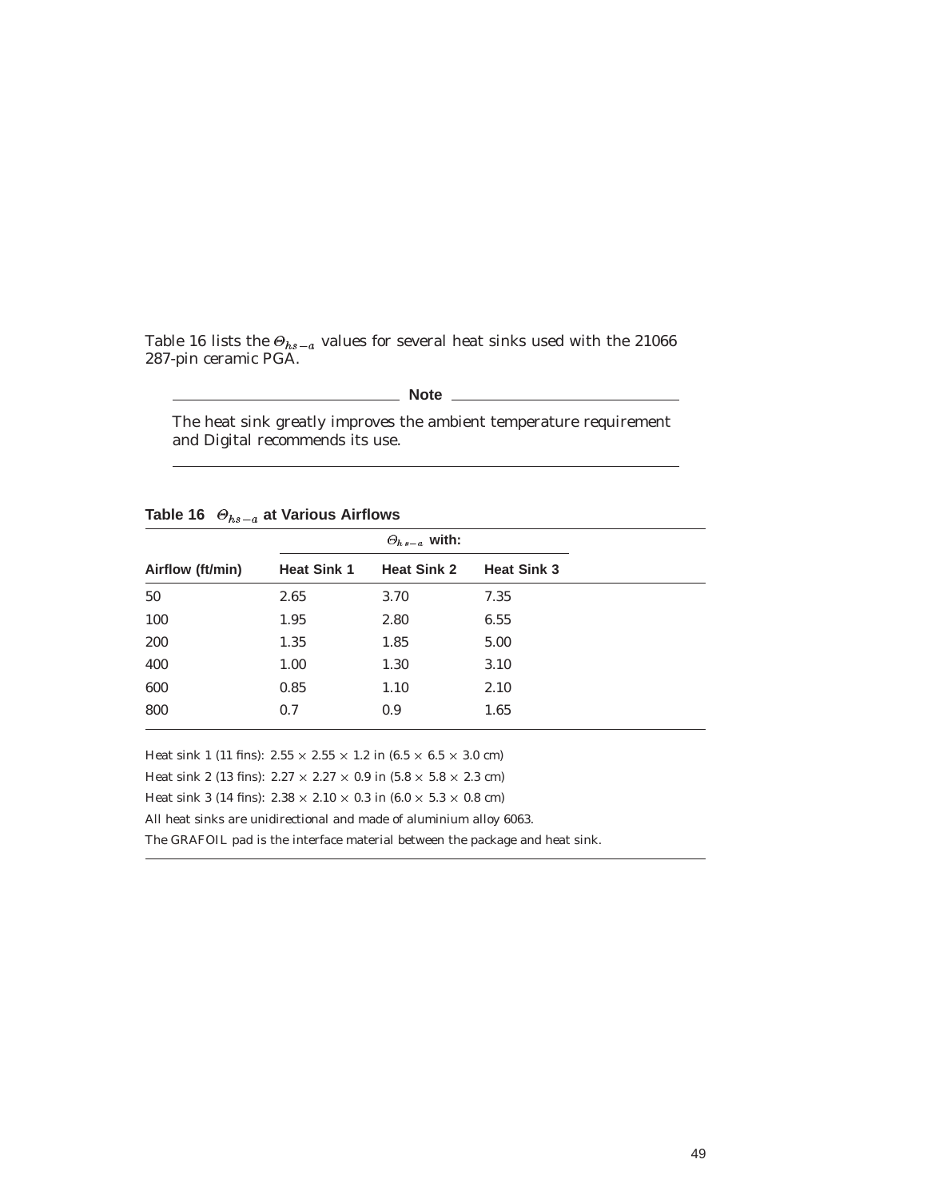Table 16 lists the $\Theta_{hs-a}$ values for several heat sinks used with the 21066 287-pin ceramic PGA.

**Note**

The heat sink greatly improves the ambient temperature requirement and Digital recommends its use.

**Table 16 $\Theta_{hs-a}$ at Various Airflows**

| | $\Theta_{hs-a}$ with: | | |
|---|---|---|---|
| **Airflow (ft/min)** | **Heat Sink 1** | **Heat Sink 2** | **Heat Sink 3** |
| 50 | 2.65 | 3.70 | 7.35 |
| 100 | 1.95 | 2.80 | 6.55 |
| 200 | 1.35 | 1.85 | 5.00 |
| 400 | 1.00 | 1.30 | 3.10 |
| 600 | 0.85 | 1.10 | 2.10 |
| 800 | 0.7 | 0.9 | 1.65 |

Heat sink 1 (11 fins): $2.55 \times 2.55 \times 1.2$ in ($6.5 \times 6.5 \times 3.0$ cm)

Heat sink 2 (13 fins): $2.27 \times 2.27 \times 0.9$ in ($5.8 \times 5.8 \times 2.3$ cm)

Heat sink 3 (14 fins): $2.38 \times 2.10 \times 0.3$ in ($6.0 \times 5.3 \times 0.8$ cm)

All heat sinks are unidirectional and made of aluminium alloy 6063.

The GRAFOIL pad is the interface material between the package and heat sink.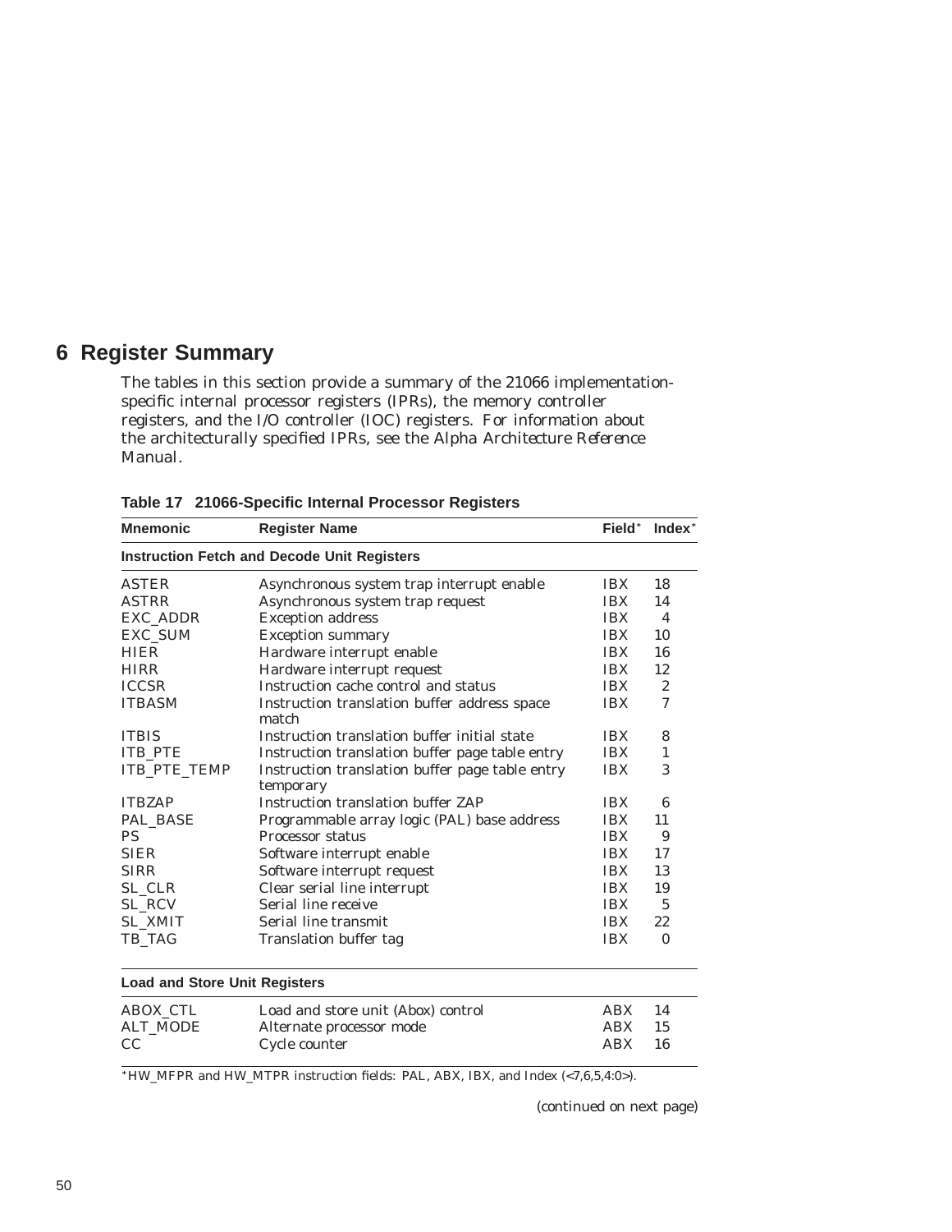# 6 Register Summary

The tables in this section provide a summary of the 21066 implementation-specific internal processor registers (IPRs), the memory controller registers, and the I/O controller (IOC) registers. For information about the architecturally specified IPRs, see the *Alpha Architecture Reference Manual*.

**Table 17 21066-Specific Internal Processor Registers**

| Mnemonic | Register Name | Field* | Index* |
|---|---|---|---|
| **Instruction Fetch and Decode Unit Registers** | | | |
| ASTER | Asynchronous system trap interrupt enable | IBX | 18 |
| ASTRR | Asynchronous system trap request | IBX | 14 |
| EXC_ADDR | Exception address | IBX | 4 |
| EXC_SUM | Exception summary | IBX | 10 |
| HIER | Hardware interrupt enable | IBX | 16 |
| HIRR | Hardware interrupt request | IBX | 12 |
| ICCSR | Instruction cache control and status | IBX | 2 |
| ITBASM | Instruction translation buffer address space match | IBX | 7 |
| ITBIS | Instruction translation buffer initial state | IBX | 8 |
| ITB_PTE | Instruction translation buffer page table entry | IBX | 1 |
| ITB_PTE_TEMP | Instruction translation buffer page table entry temporary | IBX | 3 |
| ITBZAP | Instruction translation buffer ZAP | IBX | 6 |
| PAL_BASE | Programmable array logic (PAL) base address | IBX | 11 |
| PS | Processor status | IBX | 9 |
| SIER | Software interrupt enable | IBX | 17 |
| SIRR | Software interrupt request | IBX | 13 |
| SL_CLR | Clear serial line interrupt | IBX | 19 |
| SL_RCV | Serial line receive | IBX | 5 |
| SL_XMIT | Serial line transmit | IBX | 22 |
| TB_TAG | Translation buffer tag | IBX | 0 |
| **Load and Store Unit Registers** | | | |
| ABOX_CTL | Load and store unit (Abox) control | ABX | 14 |
| ALT_MODE | Alternate processor mode | ABX | 15 |
| CC | Cycle counter | ABX | 16 |

*HW_MFPR and HW_MTPR instruction fields: PAL, ABX, IBX, and Index (<7,6,5,4:0>).

(continued on next page)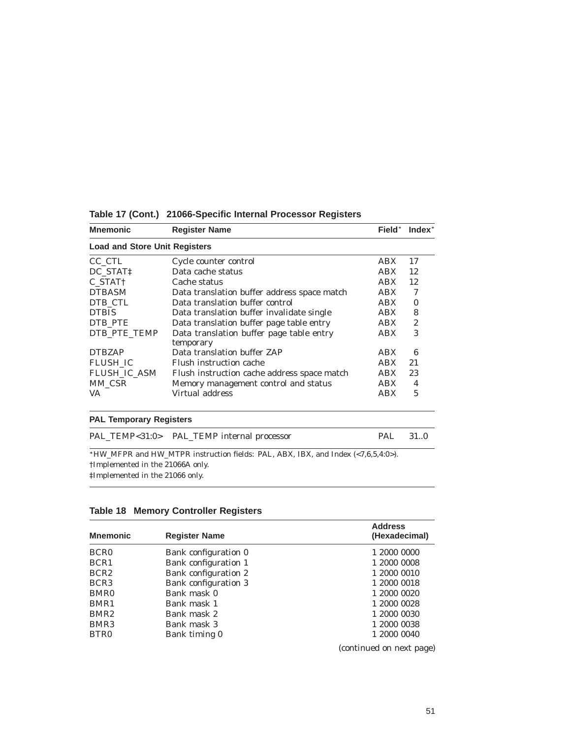**Table 17 (Cont.) 21066-Specific Internal Processor Registers**

| Mnemonic | Register Name | Field* | Index* |
|---|---|---|---|
| **Load and Store Unit Registers** | | | |
| CC_CTL | Cycle counter control | ABX | 17 |
| DC_STAT‡ | Data cache status | ABX | 12 |
| C_STAT† | Cache status | ABX | 12 |
| DTBASM | Data translation buffer address space match | ABX | 7 |
| DTB_CTL | Data translation buffer control | ABX | 0 |
| DTBIS | Data translation buffer invalidate single | ABX | 8 |
| DTB_PTE | Data translation buffer page table entry | ABX | 2 |
| DTB_PTE_TEMP | Data translation buffer page table entry temporary | ABX | 3 |
| DTBZAP | Data translation buffer ZAP | ABX | 6 |
| FLUSH_IC | Flush instruction cache | ABX | 21 |
| FLUSH_IC_ASM | Flush instruction cache address space match | ABX | 23 |
| MM_CSR | Memory management control and status | ABX | 4 |
| VA | Virtual address | ABX | 5 |
| **PAL Temporary Registers** | | | |
| PAL_TEMP<31:0> | PAL_TEMP internal processor | PAL | 31..0 |

*HW_MFPR and HW_MTPR instruction fields: PAL, ABX, IBX, and Index (<7,6,5,4:0>).
†Implemented in the 21066A only.
‡Implemented in the 21066 only.

**Table 18 Memory Controller Registers**

| Mnemonic | Register Name | Address (Hexadecimal) |
|---|---|---|
| BCR0 | Bank configuration 0 | 1 2000 0000 |
| BCR1 | Bank configuration 1 | 1 2000 0008 |
| BCR2 | Bank configuration 2 | 1 2000 0010 |
| BCR3 | Bank configuration 3 | 1 2000 0018 |
| BMR0 | Bank mask 0 | 1 2000 0020 |
| BMR1 | Bank mask 1 | 1 2000 0028 |
| BMR2 | Bank mask 2 | 1 2000 0030 |
| BMR3 | Bank mask 3 | 1 2000 0038 |
| BTR0 | Bank timing 0 | 1 2000 0040 |

(continued on next page)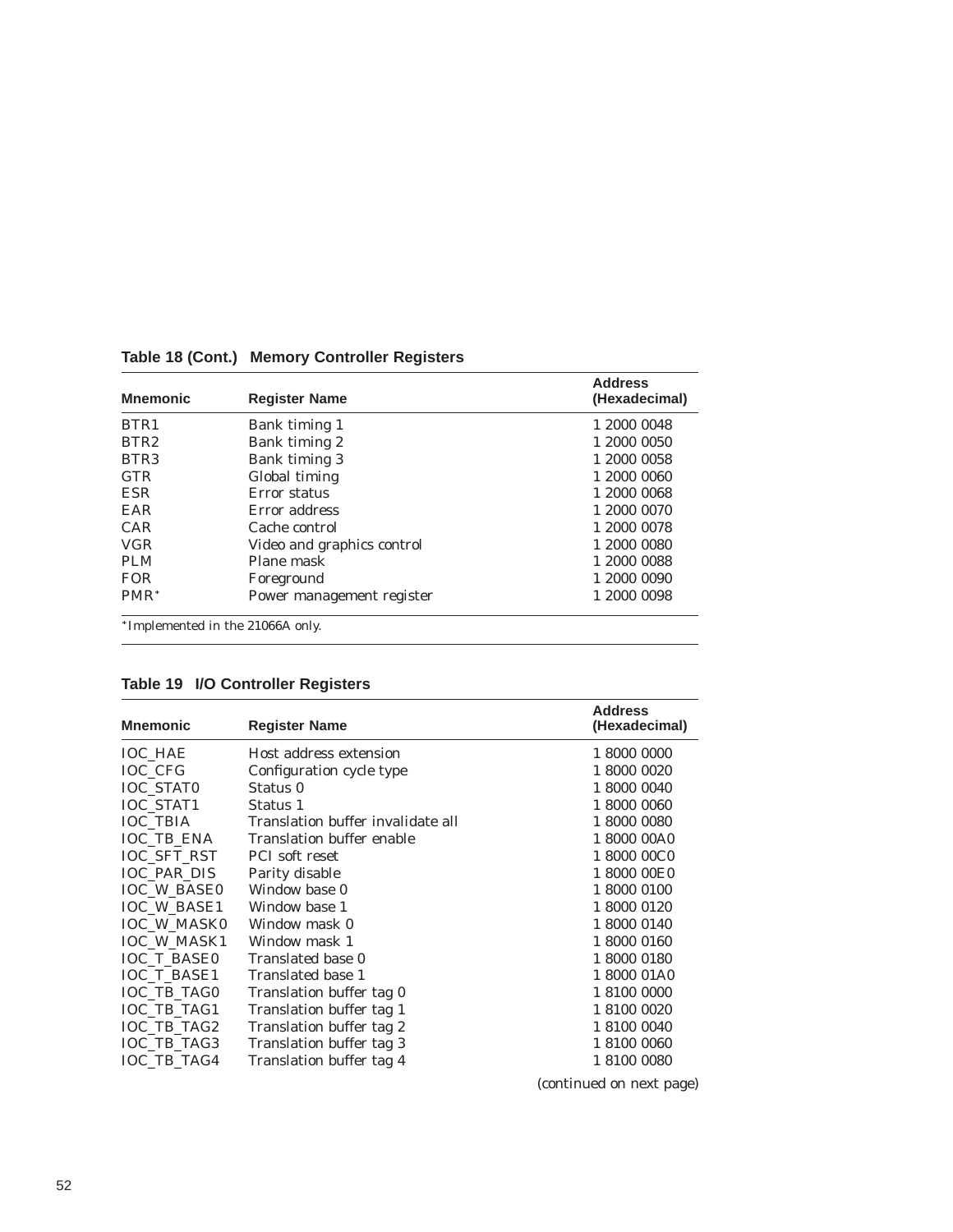**Table 18 (Cont.) Memory Controller Registers**

| Mnemonic | Register Name | Address (Hexadecimal) |
|---|---|---|
| BTR1 | Bank timing 1 | 1 2000 0048 |
| BTR2 | Bank timing 2 | 1 2000 0050 |
| BTR3 | Bank timing 3 | 1 2000 0058 |
| GTR | Global timing | 1 2000 0060 |
| ESR | Error status | 1 2000 0068 |
| EAR | Error address | 1 2000 0070 |
| CAR | Cache control | 1 2000 0078 |
| VGR | Video and graphics control | 1 2000 0080 |
| PLM | Plane mask | 1 2000 0088 |
| FOR | Foreground | 1 2000 0090 |
| PMR* | Power management register | 1 2000 0098 |

*Implemented in the 21066A only.

**Table 19 I/O Controller Registers**

| Mnemonic | Register Name | Address (Hexadecimal) |
|---|---|---|
| IOC_HAE | Host address extension | 1 8000 0000 |
| IOC_CFG | Configuration cycle type | 1 8000 0020 |
| IOC_STAT0 | Status 0 | 1 8000 0040 |
| IOC_STAT1 | Status 1 | 1 8000 0060 |
| IOC_TBIA | Translation buffer invalidate all | 1 8000 0080 |
| IOC_TB_ENA | Translation buffer enable | 1 8000 00A0 |
| IOC_SFT_RST | PCI soft reset | 1 8000 00C0 |
| IOC_PAR_DIS | Parity disable | 1 8000 00E0 |
| IOC_W_BASE0 | Window base 0 | 1 8000 0100 |
| IOC_W_BASE1 | Window base 1 | 1 8000 0120 |
| IOC_W_MASK0 | Window mask 0 | 1 8000 0140 |
| IOC_W_MASK1 | Window mask 1 | 1 8000 0160 |
| IOC_T_BASE0 | Translated base 0 | 1 8000 0180 |
| IOC_T_BASE1 | Translated base 1 | 1 8000 01A0 |
| IOC_TB_TAG0 | Translation buffer tag 0 | 1 8100 0000 |
| IOC_TB_TAG1 | Translation buffer tag 1 | 1 8100 0020 |
| IOC_TB_TAG2 | Translation buffer tag 2 | 1 8100 0040 |
| IOC_TB_TAG3 | Translation buffer tag 3 | 1 8100 0060 |
| IOC_TB_TAG4 | Translation buffer tag 4 | 1 8100 0080 |

*(continued on next page)*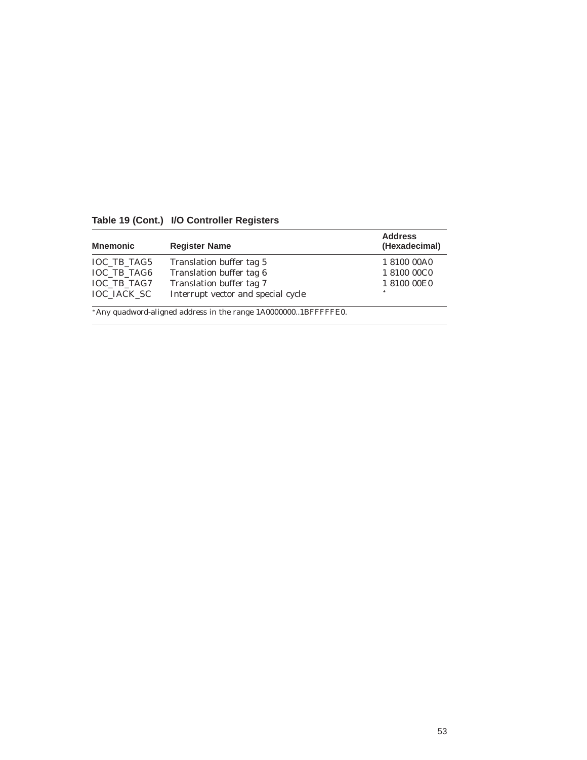**Table 19 (Cont.) I/O Controller Registers**

| Mnemonic | Register Name | Address (Hexadecimal) |
|---|---|---|
| IOC_TB_TAG5 | Translation buffer tag 5 | 1 8100 00A0 |
| IOC_TB_TAG6 | Translation buffer tag 6 | 1 8100 00C0 |
| IOC_TB_TAG7 | Translation buffer tag 7 | 1 8100 00E0 |
| IOC_IACK_SC | Interrupt vector and special cycle | * |

*Any quadword-aligned address in the range 1A0000000..1BFFFFFE0.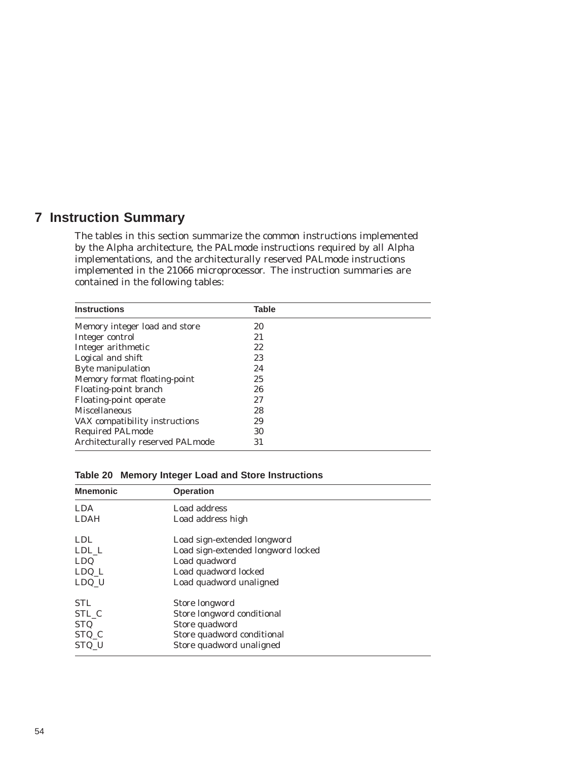# 7 Instruction Summary

The tables in this section summarize the common instructions implemented by the Alpha architecture, the PALmode instructions required by all Alpha implementations, and the architecturally reserved PALmode instructions implemented in the 21066 microprocessor. The instruction summaries are contained in the following tables:

| Instructions | Table |
|---|---|
| Memory integer load and store | 20 |
| Integer control | 21 |
| Integer arithmetic | 22 |
| Logical and shift | 23 |
| Byte manipulation | 24 |
| Memory format floating-point | 25 |
| Floating-point branch | 26 |
| Floating-point operate | 27 |
| Miscellaneous | 28 |
| VAX compatibility instructions | 29 |
| Required PALmode | 30 |
| Architecturally reserved PALmode | 31 |

**Table 20 Memory Integer Load and Store Instructions**

| Mnemonic | Operation |
|---|---|
| LDA | Load address |
| LDAH | Load address high |
| | |
| LDL | Load sign-extended longword |
| LDL_L | Load sign-extended longword locked |
| LDQ | Load quadword |
| LDQ_L | Load quadword locked |
| LDQ_U | Load quadword unaligned |
| | |
| STL | Store longword |
| STL_C | Store longword conditional |
| STQ | Store quadword |
| STQ_C | Store quadword conditional |
| STQ_U | Store quadword unaligned |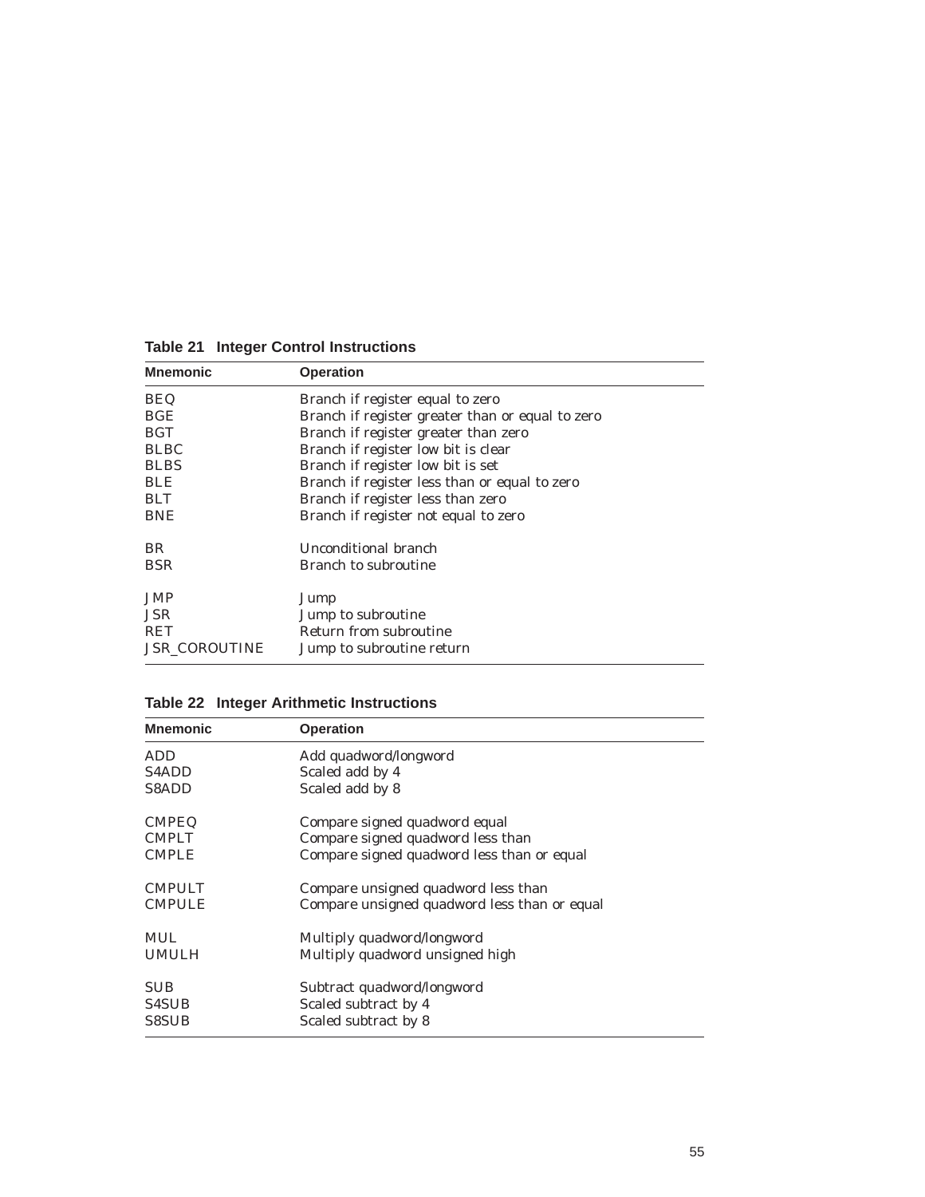**Table 21 Integer Control Instructions**

| Mnemonic | Operation |
|---|---|
| BEQ | Branch if register equal to zero |
| BGE | Branch if register greater than or equal to zero |
| BGT | Branch if register greater than zero |
| BLBC | Branch if register low bit is clear |
| BLBS | Branch if register low bit is set |
| BLE | Branch if register less than or equal to zero |
| BLT | Branch if register less than zero |
| BNE | Branch if register not equal to zero |
| BR | Unconditional branch |
| BSR | Branch to subroutine |
| JMP | Jump |
| JSR | Jump to subroutine |
| RET | Return from subroutine |
| JSR_COROUTINE | Jump to subroutine return |

**Table 22 Integer Arithmetic Instructions**

| Mnemonic | Operation |
|---|---|
| ADD | Add quadword/longword |
| S4ADD | Scaled add by 4 |
| S8ADD | Scaled add by 8 |
| CMPEQ | Compare signed quadword equal |
| CMPLT | Compare signed quadword less than |
| CMPLE | Compare signed quadword less than or equal |
| CMPULT | Compare unsigned quadword less than |
| CMPULE | Compare unsigned quadword less than or equal |
| MUL | Multiply quadword/longword |
| UMULH | Multiply quadword unsigned high |
| SUB | Subtract quadword/longword |
| S4SUB | Scaled subtract by 4 |
| S8SUB | Scaled subtract by 8 |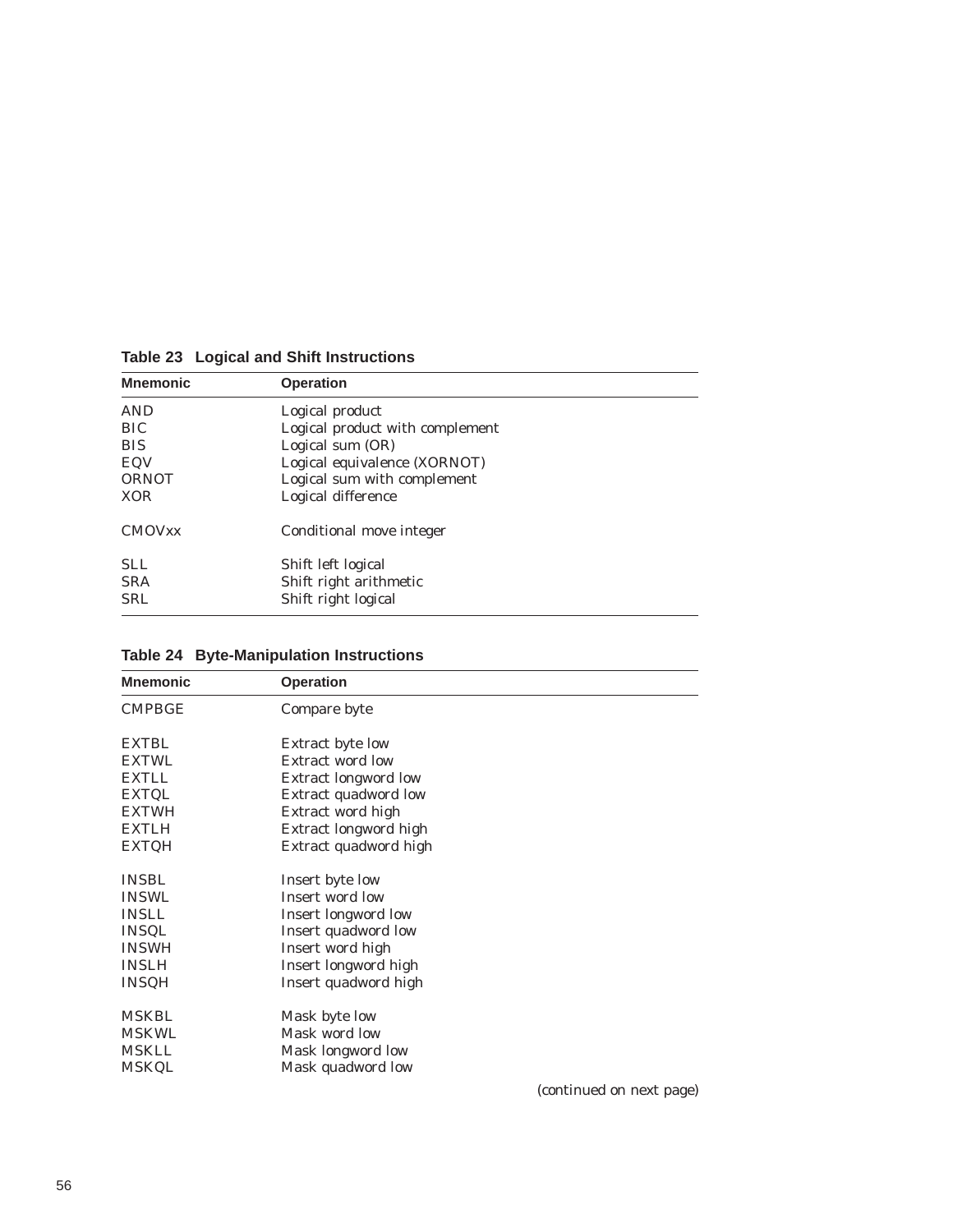**Table 23 Logical and Shift Instructions**

| Mnemonic | Operation |
|---|---|
| AND | Logical product |
| BIC | Logical product with complement |
| BIS | Logical sum (OR) |
| EQV | Logical equivalence (XORNOT) |
| ORNOT | Logical sum with complement |
| XOR | Logical difference |
| CMOVxx | Conditional move integer |
| SLL | Shift left logical |
| SRA | Shift right arithmetic |
| SRL | Shift right logical |

**Table 24 Byte-Manipulation Instructions**

| Mnemonic | Operation |
|---|---|
| CMPBGE | Compare byte |
| EXTBL | Extract byte low |
| EXTWL | Extract word low |
| EXTLL | Extract longword low |
| EXTQL | Extract quadword low |
| EXTWH | Extract word high |
| EXTLH | Extract longword high |
| EXTQH | Extract quadword high |
| INSBL | Insert byte low |
| INSWL | Insert word low |
| INSLL | Insert longword low |
| INSQL | Insert quadword low |
| INSWH | Insert word high |
| INSLH | Insert longword high |
| INSQH | Insert quadword high |
| MSKBL | Mask byte low |
| MSKWL | Mask word low |
| MSKLL | Mask longword low |
| MSKQL | Mask quadword low |

*(continued on next page)*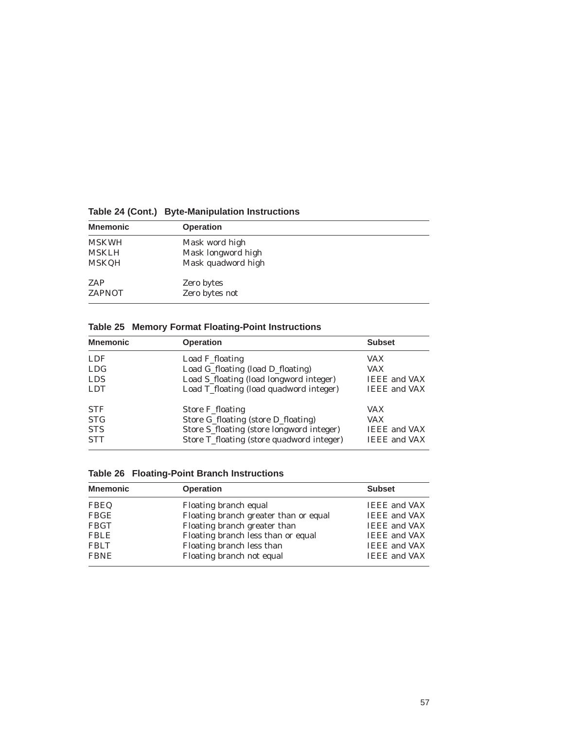**Table 24 (Cont.) Byte-Manipulation Instructions**

| Mnemonic | Operation |
|---|---|
| MSKWH | Mask word high |
| MSKLH | Mask longword high |
| MSKQH | Mask quadword high |
| ZAP | Zero bytes |
| ZAPNOT | Zero bytes not |

**Table 25 Memory Format Floating-Point Instructions**

| Mnemonic | Operation | Subset |
|---|---|---|
| LDF | Load F_floating | VAX |
| LDG | Load G_floating (load D_floating) | VAX |
| LDS | Load S_floating (load longword integer) | IEEE and VAX |
| LDT | Load T_floating (load quadword integer) | IEEE and VAX |
| STF | Store F_floating | VAX |
| STG | Store G_floating (store D_floating) | VAX |
| STS | Store S_floating (store longword integer) | IEEE and VAX |
| STT | Store T_floating (store quadword integer) | IEEE and VAX |

**Table 26 Floating-Point Branch Instructions**

| Mnemonic | Operation | Subset |
|---|---|---|
| FBEQ | Floating branch equal | IEEE and VAX |
| FBGE | Floating branch greater than or equal | IEEE and VAX |
| FBGT | Floating branch greater than | IEEE and VAX |
| FBLE | Floating branch less than or equal | IEEE and VAX |
| FBLT | Floating branch less than | IEEE and VAX |
| FBNE | Floating branch not equal | IEEE and VAX |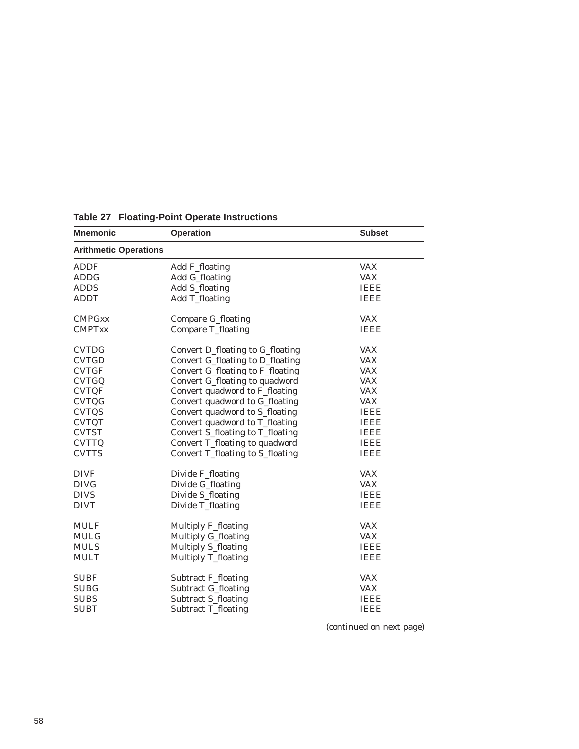**Table 27 Floating-Point Operate Instructions**

| Mnemonic | Operation | Subset |
|---|---|---|
| **Arithmetic Operations** | | |
| ADDF | Add F_floating | VAX |
| ADDG | Add G_floating | VAX |
| ADDS | Add S_floating | IEEE |
| ADDT | Add T_floating | IEEE |
| CMPGxx | Compare G_floating | VAX |
| CMPTxx | Compare T_floating | IEEE |
| CVTDG | Convert D_floating to G_floating | VAX |
| CVTGD | Convert G_floating to D_floating | VAX |
| CVTGF | Convert G_floating to F_floating | VAX |
| CVTGQ | Convert G_floating to quadword | VAX |
| CVTQF | Convert quadword to F_floating | VAX |
| CVTQG | Convert quadword to G_floating | VAX |
| CVTQS | Convert quadword to S_floating | IEEE |
| CVTQT | Convert quadword to T_floating | IEEE |
| CVTST | Convert S_floating to T_floating | IEEE |
| CVTTQ | Convert T_floating to quadword | IEEE |
| CVTTS | Convert T_floating to S_floating | IEEE |
| DIVF | Divide F_floating | VAX |
| DIVG | Divide G_floating | VAX |
| DIVS | Divide S_floating | IEEE |
| DIVT | Divide T_floating | IEEE |
| MULF | Multiply F_floating | VAX |
| MULG | Multiply G_floating | VAX |
| MULS | Multiply S_floating | IEEE |
| MULT | Multiply T_floating | IEEE |
| SUBF | Subtract F_floating | VAX |
| SUBG | Subtract G_floating | VAX |
| SUBS | Subtract S_floating | IEEE |
| SUBT | Subtract T_floating | IEEE |

*(continued on next page)*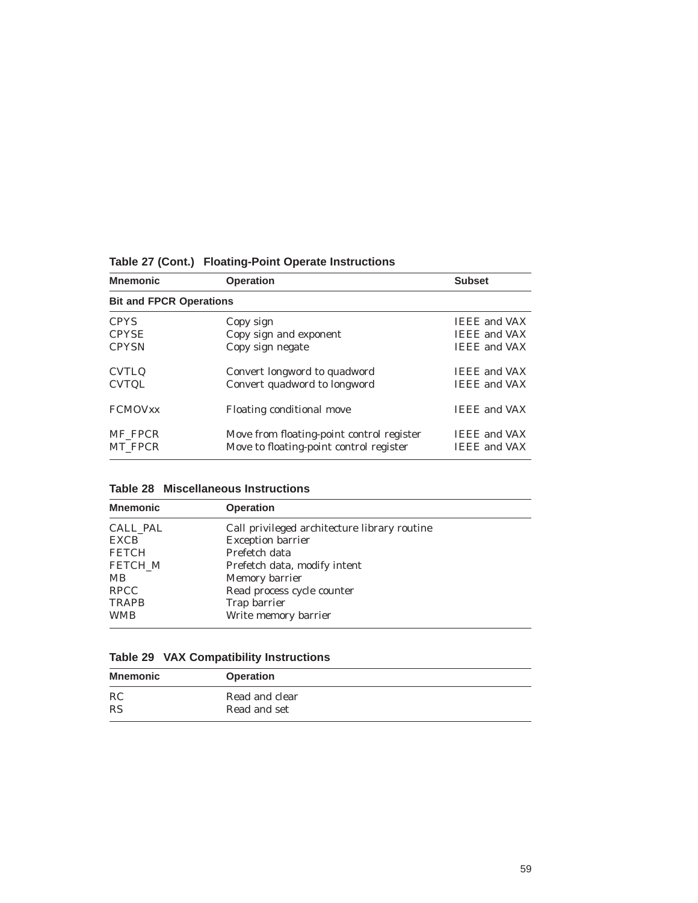**Table 27 (Cont.) Floating-Point Operate Instructions**

| Mnemonic | Operation | Subset |
|---|---|---|
| **Bit and FPCR Operations** | | |
| CPYS | Copy sign | IEEE and VAX |
| CPYSE | Copy sign and exponent | IEEE and VAX |
| CPYSN | Copy sign negate | IEEE and VAX |
| CVTLQ | Convert longword to quadword | IEEE and VAX |
| CVTQL | Convert quadword to longword | IEEE and VAX |
| FCMOVxx | Floating conditional move | IEEE and VAX |
| MF_FPCR | Move from floating-point control register | IEEE and VAX |
| MT_FPCR | Move to floating-point control register | IEEE and VAX |

**Table 28 Miscellaneous Instructions**

| Mnemonic | Operation |
|---|---|
| CALL_PAL | Call privileged architecture library routine |
| EXCB | Exception barrier |
| FETCH | Prefetch data |
| FETCH_M | Prefetch data, modify intent |
| MB | Memory barrier |
| RPCC | Read process cycle counter |
| TRAPB | Trap barrier |
| WMB | Write memory barrier |

**Table 29 VAX Compatibility Instructions**

| Mnemonic | Operation |
|---|---|
| RC | Read and clear |
| RS | Read and set |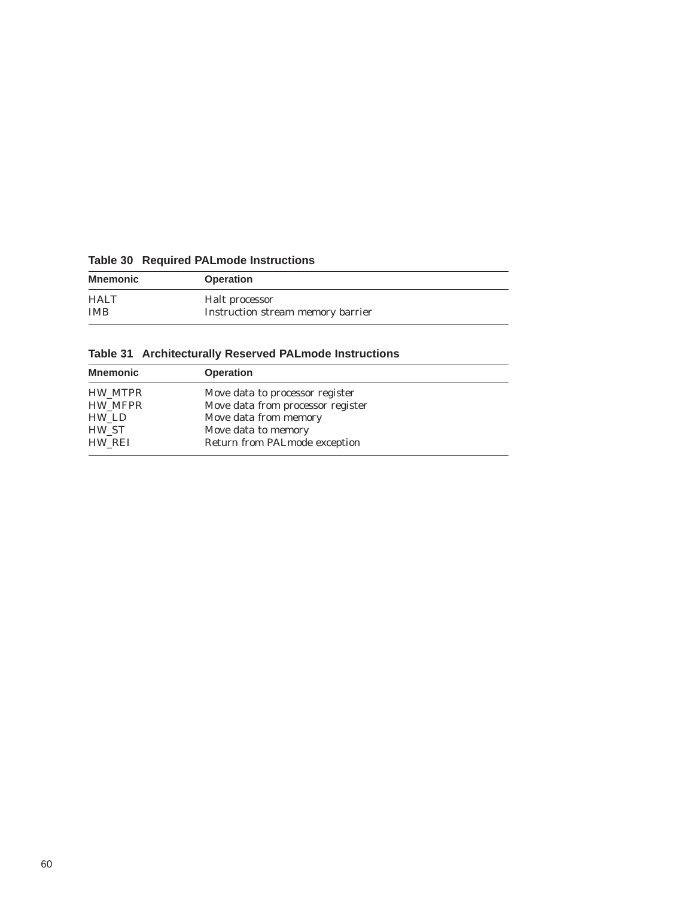**Table 30 Required PALmode Instructions**

| Mnemonic | Operation |
|---|---|
| HALT | Halt processor |
| IMB | Instruction stream memory barrier |

**Table 31 Architecturally Reserved PALmode Instructions**

| Mnemonic | Operation |
|---|---|
| HW_MTPR | Move data to processor register |
| HW_MFPR | Move data from processor register |
| HW_LD | Move data from memory |
| HW_ST | Move data to memory |
| HW_REI | Return from PALmode exception |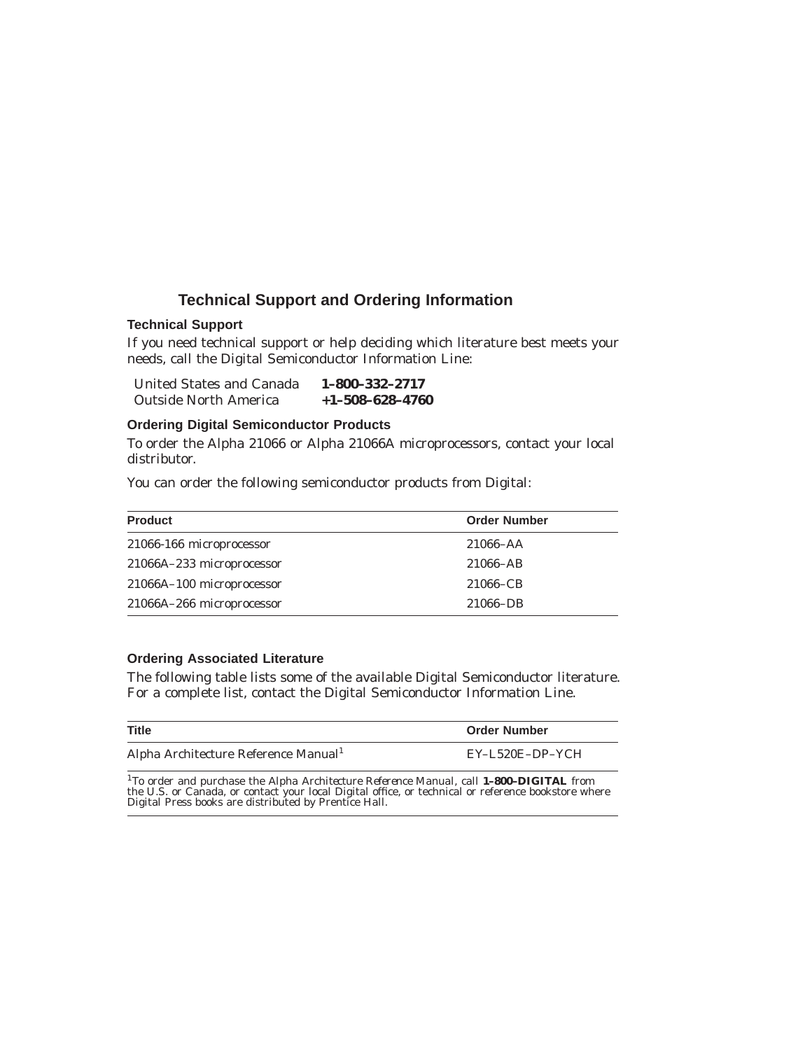# Technical Support and Ordering Information

## Technical Support

If you need technical support or help deciding which literature best meets your needs, call the Digital Semiconductor Information Line:

| | |
|---|---|
| United States and Canada | **1–800–332–2717** |
| Outside North America | **+1–508–628–4760** |

## Ordering Digital Semiconductor Products

To order the Alpha 21066 or Alpha 21066A microprocessors, contact your local distributor.

You can order the following semiconductor products from Digital:

| Product | Order Number |
|---|---|
| 21066-166 microprocessor | 21066–AA |
| 21066A–233 microprocessor | 21066–AB |
| 21066A–100 microprocessor | 21066–CB |
| 21066A–266 microprocessor | 21066–DB |

## Ordering Associated Literature

The following table lists some of the available Digital Semiconductor literature. For a complete list, contact the Digital Semiconductor Information Line.

| Title | Order Number |
|---|---|
| Alpha Architecture Reference Manual[1] | EY–L520E–DP–YCH |

[1]To order and purchase the *Alpha Architecture Reference Manual*, call **1–800–DIGITAL** from the U.S. or Canada, or contact your local Digital office, or technical or reference bookstore where Digital Press books are distributed by Prentice Hall.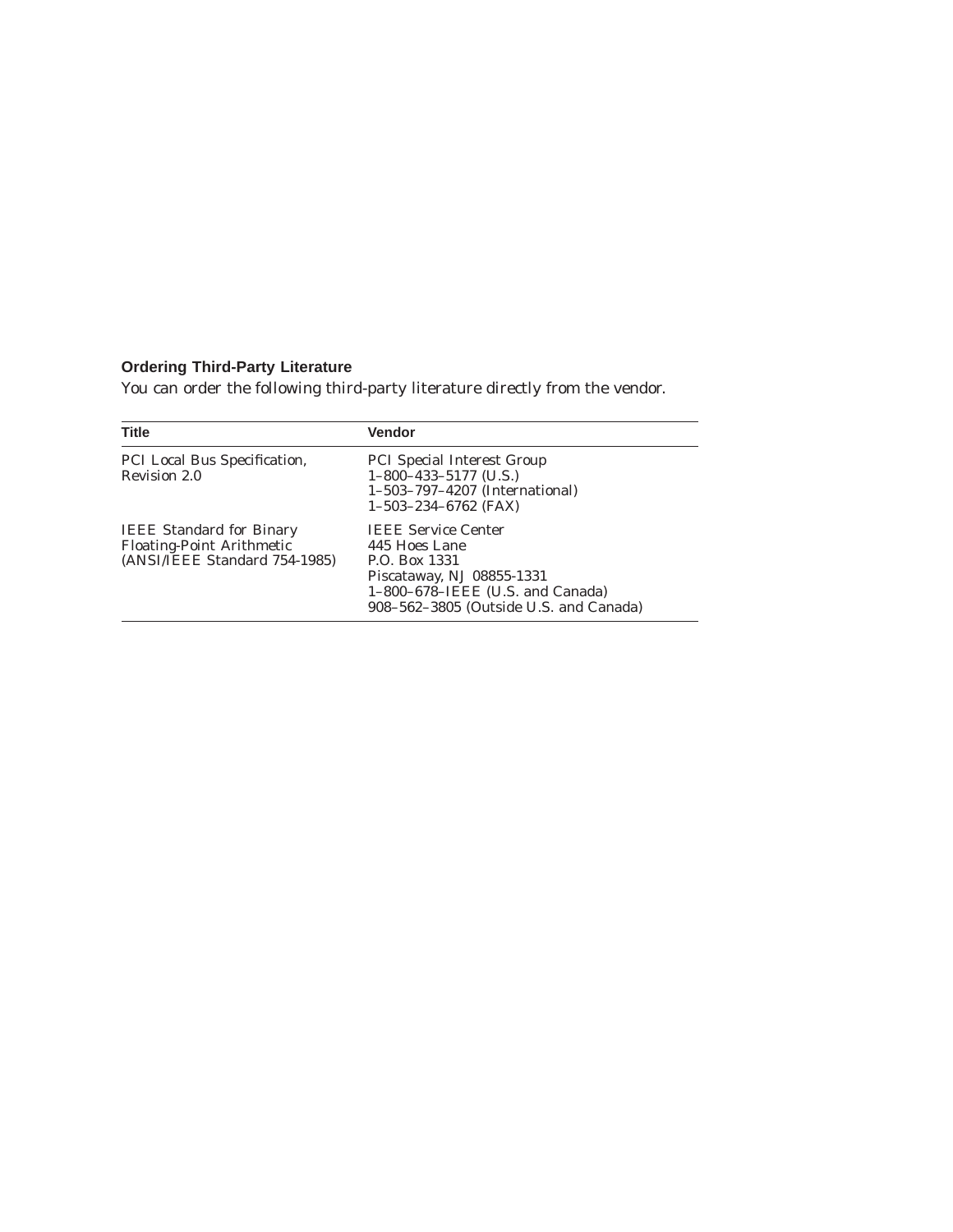### Ordering Third-Party Literature

You can order the following third-party literature directly from the vendor.

| Title | Vendor |
|---|---|
| PCI Local Bus Specification, Revision 2.0 | PCI Special Interest Group<br>1–800–433–5177 (U.S.)<br>1–503–797–4207 (International)<br>1–503–234–6762 (FAX) |
| IEEE Standard for Binary Floating-Point Arithmetic (ANSI/IEEE Standard 754-1985) | IEEE Service Center<br>445 Hoes Lane<br>P.O. Box 1331<br>Piscataway, NJ 08855-1331<br>1–800–678–IEEE (U.S. and Canada)<br>908–562–3805 (Outside U.S. and Canada) |